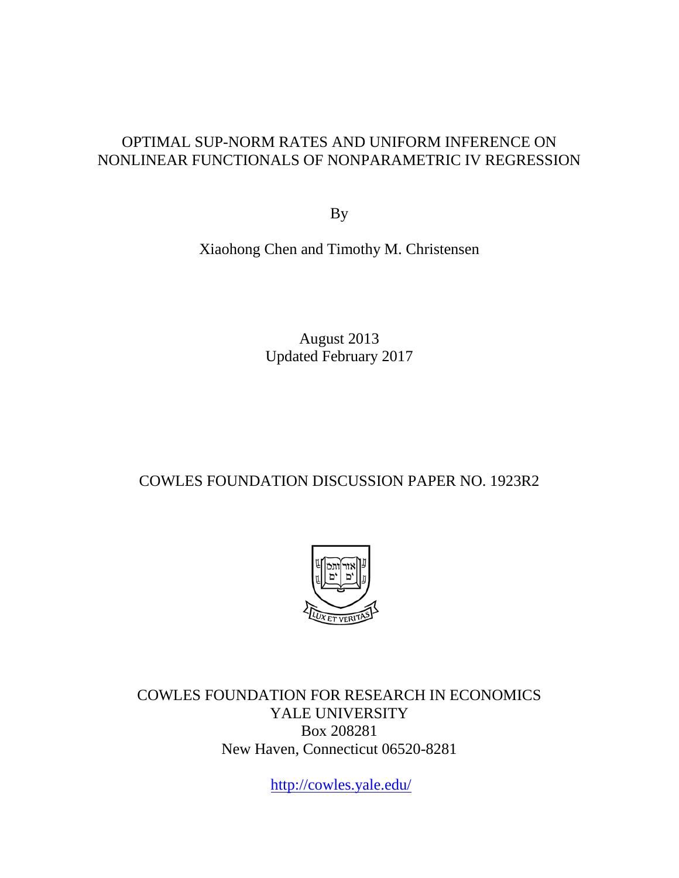# OPTIMAL SUP-NORM RATES AND UNIFORM INFERENCE ON NONLINEAR FUNCTIONALS OF NONPARAMETRIC IV REGRESSION

By

Xiaohong Chen and Timothy M. Christensen

August 2013
Updated February 2017

COWLES FOUNDATION DISCUSSION PAPER NO. 1923R2

COWLES FOUNDATION FOR RESEARCH IN ECONOMICS
YALE UNIVERSITY
Box 208281
New Haven, Connecticut 06520-8281

http://cowles.yale.edu/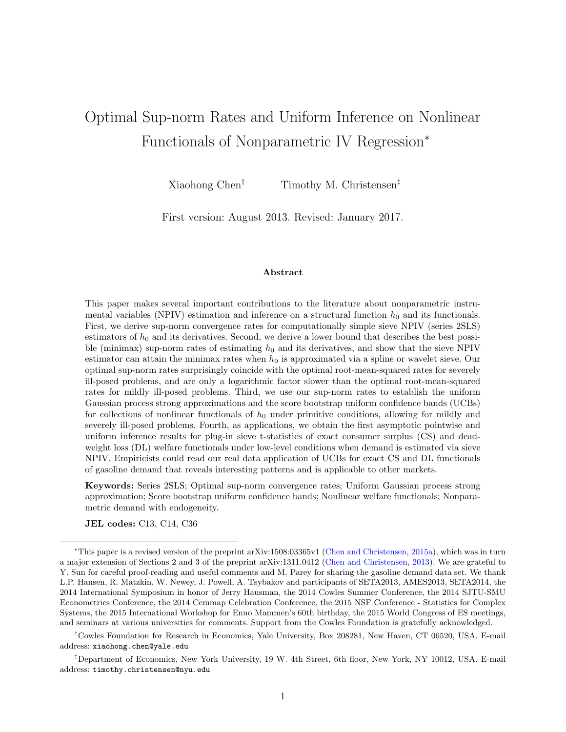# Optimal Sup-norm Rates and Uniform Inference on Nonlinear Functionals of Nonparametric IV Regression*

Xiaohong Chen[†] Timothy M. Christensen[‡]

First version: August 2013. Revised: January 2017.

### Abstract

This paper makes several important contributions to the literature about nonparametric instrumental variables (NPIV) estimation and inference on a structural function $h_0$ and its functionals. First, we derive sup-norm convergence rates for computationally simple sieve NPIV (series 2SLS) estimators of $h_0$ and its derivatives. Second, we derive a lower bound that describes the best possible (minimax) sup-norm rates of estimating $h_0$ and its derivatives, and show that the sieve NPIV estimator can attain the minimax rates when $h_0$ is approximated via a spline or wavelet sieve. Our optimal sup-norm rates surprisingly coincide with the optimal root-mean-squared rates for severely ill-posed problems, and are only a logarithmic factor slower than the optimal root-mean-squared rates for mildly ill-posed problems. Third, we use our sup-norm rates to establish the uniform Gaussian process strong approximations and the score bootstrap uniform confidence bands (UCBs) for collections of nonlinear functionals of $h_0$ under primitive conditions, allowing for mildly and severely ill-posed problems. Fourth, as applications, we obtain the first asymptotic pointwise and uniform inference results for plug-in sieve t-statistics of exact consumer surplus (CS) and deadweight loss (DL) welfare functionals under low-level conditions when demand is estimated via sieve NPIV. Empiricists could read our real data application of UCBs for exact CS and DL functionals of gasoline demand that reveals interesting patterns and is applicable to other markets.

**Keywords:** Series 2SLS; Optimal sup-norm convergence rates; Uniform Gaussian process strong approximation; Score bootstrap uniform confidence bands; Nonlinear welfare functionals; Nonparametric demand with endogeneity.

**JEL codes:** C13, C14, C36

---

*This paper is a revised version of the preprint arXiv:1508:03365v1 (Chen and Christensen, 2015a), which was in turn a major extension of Sections 2 and 3 of the preprint arXiv:1311.0412 (Chen and Christensen, 2013). We are grateful to Y. Sun for careful proof-reading and useful comments and M. Parey for sharing the gasoline demand data set. We thank L.P. Hansen, R. Matzkin, W. Newey, J. Powell, A. Tsybakov and participants of SETA2013, AMES2013, SETA2014, the 2014 International Symposium in honor of Jerry Hausman, the 2014 Cowles Summer Conference, the 2014 SJTU-SMU Econometrics Conference, the 2014 Cemmap Celebration Conference, the 2015 NSF Conference - Statistics for Complex Systems, the 2015 International Workshop for Enno Mammen's 60th birthday, the 2015 World Congress of ES meetings, and seminars at various universities for comments. Support from the Cowles Foundation is gratefully acknowledged.

†Cowles Foundation for Research in Economics, Yale University, Box 208281, New Haven, CT 06520, USA. E-mail address: xiaohong.chen@yale.edu

‡Department of Economics, New York University, 19 W. 4th Street, 6th floor, New York, NY 10012, USA. E-mail address: timothy.christensen@nyu.edu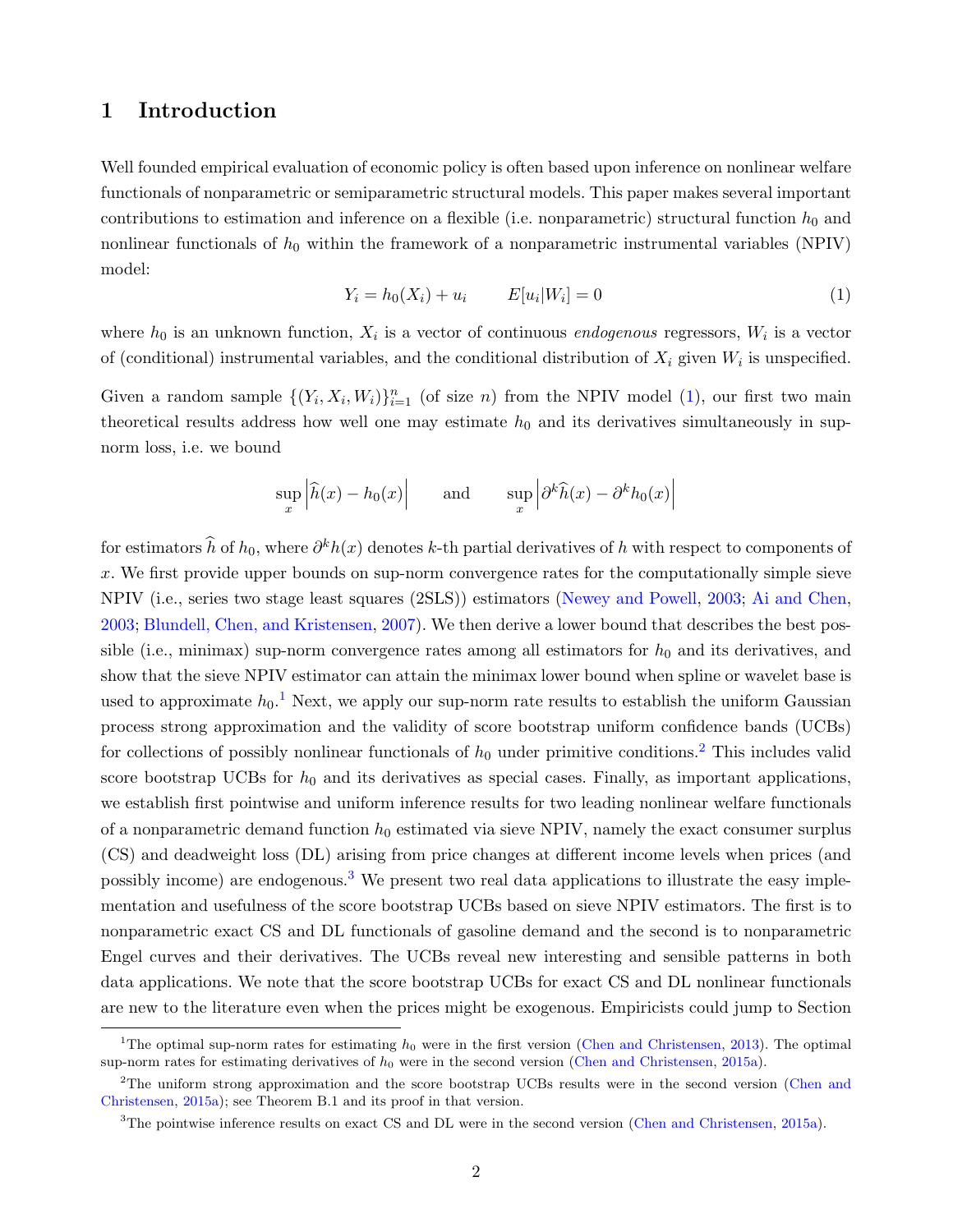# 1 Introduction

Well founded empirical evaluation of economic policy is often based upon inference on nonlinear welfare functionals of nonparametric or semiparametric structural models. This paper makes several important contributions to estimation and inference on a flexible (i.e. nonparametric) structural function $h_0$ and nonlinear functionals of $h_0$ within the framework of a nonparametric instrumental variables (NPIV) model:

$$Y_i = h_0(X_i) + u_i \qquad E[u_i|W_i] = 0 \tag{1}$$

where $h_0$ is an unknown function, $X_i$ is a vector of continuous *endogenous* regressors, $W_i$ is a vector of (conditional) instrumental variables, and the conditional distribution of $X_i$ given $W_i$ is unspecified.

Given a random sample $\{(Y_i, X_i, W_i)\}_{i=1}^n$ (of size $n$) from the NPIV model (1), our first two main theoretical results address how well one may estimate $h_0$ and its derivatives simultaneously in sup-norm loss, i.e. we bound

$$\sup_x \left|\widehat{h}(x) - h_0(x)\right| \qquad \text{and} \qquad \sup_x \left|\partial^k \widehat{h}(x) - \partial^k h_0(x)\right|$$

for estimators $\widehat{h}$ of $h_0$, where $\partial^k h(x)$ denotes $k$-th partial derivatives of $h$ with respect to components of $x$. We first provide upper bounds on sup-norm convergence rates for the computationally simple sieve NPIV (i.e., series two stage least squares (2SLS)) estimators (Newey and Powell, 2003; Ai and Chen, 2003; Blundell, Chen, and Kristensen, 2007). We then derive a lower bound that describes the best possible (i.e., minimax) sup-norm convergence rates among all estimators for $h_0$ and its derivatives, and show that the sieve NPIV estimator can attain the minimax lower bound when spline or wavelet base is used to approximate $h_0$.[1] Next, we apply our sup-norm rate results to establish the uniform Gaussian process strong approximation and the validity of score bootstrap uniform confidence bands (UCBs) for collections of possibly nonlinear functionals of $h_0$ under primitive conditions.[2] This includes valid score bootstrap UCBs for $h_0$ and its derivatives as special cases. Finally, as important applications, we establish first pointwise and uniform inference results for two leading nonlinear welfare functionals of a nonparametric demand function $h_0$ estimated via sieve NPIV, namely the exact consumer surplus (CS) and deadweight loss (DL) arising from price changes at different income levels when prices (and possibly income) are endogenous.[3] We present two real data applications to illustrate the easy implementation and usefulness of the score bootstrap UCBs based on sieve NPIV estimators. The first is to nonparametric exact CS and DL functionals of gasoline demand and the second is to nonparametric Engel curves and their derivatives. The UCBs reveal new interesting and sensible patterns in both data applications. We note that the score bootstrap UCBs for exact CS and DL nonlinear functionals are new to the literature even when the prices might be exogenous. Empiricists could jump to Section

[1] The optimal sup-norm rates for estimating $h_0$ were in the first version (Chen and Christensen, 2013). The optimal sup-norm rates for estimating derivatives of $h_0$ were in the second version (Chen and Christensen, 2015a).

[2] The uniform strong approximation and the score bootstrap UCBs results were in the second version (Chen and Christensen, 2015a); see Theorem B.1 and its proof in that version.

[3] The pointwise inference results on exact CS and DL were in the second version (Chen and Christensen, 2015a).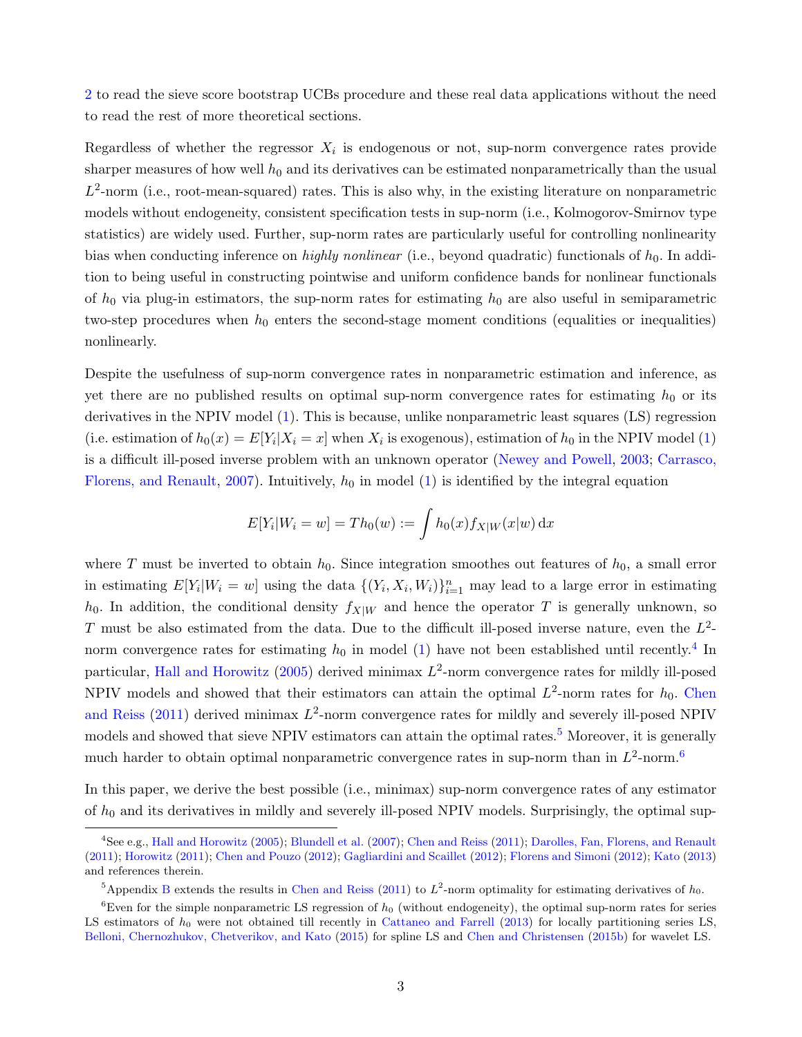2 to read the sieve score bootstrap UCBs procedure and these real data applications without the need to read the rest of more theoretical sections.

Regardless of whether the regressor $X_i$ is endogenous or not, sup-norm convergence rates provide sharper measures of how well $h_0$ and its derivatives can be estimated nonparametrically than the usual $L^2$-norm (i.e., root-mean-squared) rates. This is also why, in the existing literature on nonparametric models without endogeneity, consistent specification tests in sup-norm (i.e., Kolmogorov-Smirnov type statistics) are widely used. Further, sup-norm rates are particularly useful for controlling nonlinearity bias when conducting inference on *highly nonlinear* (i.e., beyond quadratic) functionals of $h_0$. In addition to being useful in constructing pointwise and uniform confidence bands for nonlinear functionals of $h_0$ via plug-in estimators, the sup-norm rates for estimating $h_0$ are also useful in semiparametric two-step procedures when $h_0$ enters the second-stage moment conditions (equalities or inequalities) nonlinearly.

Despite the usefulness of sup-norm convergence rates in nonparametric estimation and inference, as yet there are no published results on optimal sup-norm convergence rates for estimating $h_0$ or its derivatives in the NPIV model (1). This is because, unlike nonparametric least squares (LS) regression (i.e. estimation of $h_0(x) = E[Y_i|X_i = x]$ when $X_i$ is exogenous), estimation of $h_0$ in the NPIV model (1) is a difficult ill-posed inverse problem with an unknown operator (Newey and Powell, 2003; Carrasco, Florens, and Renault, 2007). Intuitively, $h_0$ in model (1) is identified by the integral equation

$$E[Y_i|W_i = w] = Th_0(w) := \int h_0(x) f_{X|W}(x|w)\,\mathrm{d}x$$

where $T$ must be inverted to obtain $h_0$. Since integration smoothes out features of $h_0$, a small error in estimating $E[Y_i|W_i = w]$ using the data $\{(Y_i, X_i, W_i)\}_{i=1}^n$ may lead to a large error in estimating $h_0$. In addition, the conditional density $f_{X|W}$ and hence the operator $T$ is generally unknown, so $T$ must be also estimated from the data. Due to the difficult ill-posed inverse nature, even the $L^2$-norm convergence rates for estimating $h_0$ in model (1) have not been established until recently.[4] In particular, Hall and Horowitz (2005) derived minimax $L^2$-norm convergence rates for mildly ill-posed NPIV models and showed that their estimators can attain the optimal $L^2$-norm rates for $h_0$. Chen and Reiss (2011) derived minimax $L^2$-norm convergence rates for mildly and severely ill-posed NPIV models and showed that sieve NPIV estimators can attain the optimal rates.[5] Moreover, it is generally much harder to obtain optimal nonparametric convergence rates in sup-norm than in $L^2$-norm.[6]

In this paper, we derive the best possible (i.e., minimax) sup-norm convergence rates of any estimator of $h_0$ and its derivatives in mildly and severely ill-posed NPIV models. Surprisingly, the optimal sup-

[4] See e.g., Hall and Horowitz (2005); Blundell et al. (2007); Chen and Reiss (2011); Darolles, Fan, Florens, and Renault (2011); Horowitz (2011); Chen and Pouzo (2012); Gagliardini and Scaillet (2012); Florens and Simoni (2012); Kato (2013) and references therein.

[5] Appendix B extends the results in Chen and Reiss (2011) to $L^2$-norm optimality for estimating derivatives of $h_0$.

[6] Even for the simple nonparametric LS regression of $h_0$ (without endogeneity), the optimal sup-norm rates for series LS estimators of $h_0$ were not obtained till recently in Cattaneo and Farrell (2013) for locally partitioning series LS, Belloni, Chernozhukov, Chetverikov, and Kato (2015) for spline LS and Chen and Christensen (2015b) for wavelet LS.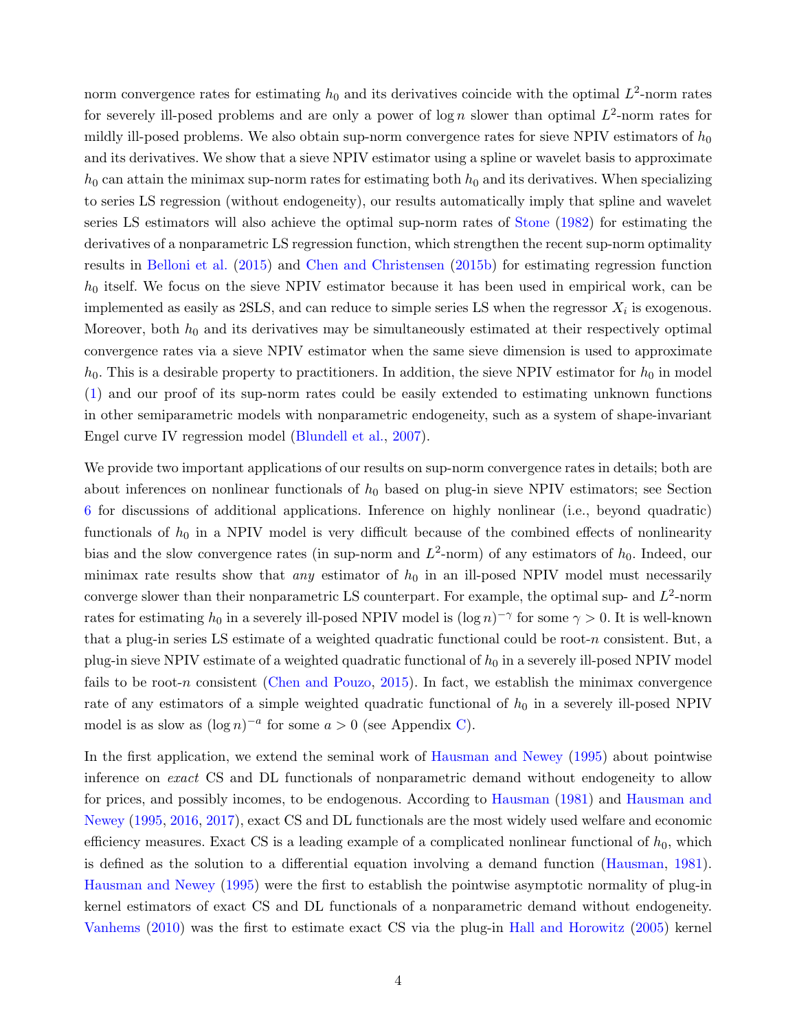norm convergence rates for estimating $h_0$ and its derivatives coincide with the optimal $L^2$-norm rates for severely ill-posed problems and are only a power of $\log n$ slower than optimal $L^2$-norm rates for mildly ill-posed problems. We also obtain sup-norm convergence rates for sieve NPIV estimators of $h_0$ and its derivatives. We show that a sieve NPIV estimator using a spline or wavelet basis to approximate $h_0$ can attain the minimax sup-norm rates for estimating both $h_0$ and its derivatives. When specializing to series LS regression (without endogeneity), our results automatically imply that spline and wavelet series LS estimators will also achieve the optimal sup-norm rates of Stone (1982) for estimating the derivatives of a nonparametric LS regression function, which strengthen the recent sup-norm optimality results in Belloni et al. (2015) and Chen and Christensen (2015b) for estimating regression function $h_0$ itself. We focus on the sieve NPIV estimator because it has been used in empirical work, can be implemented as easily as 2SLS, and can reduce to simple series LS when the regressor $X_i$ is exogenous. Moreover, both $h_0$ and its derivatives may be simultaneously estimated at their respectively optimal convergence rates via a sieve NPIV estimator when the same sieve dimension is used to approximate $h_0$. This is a desirable property to practitioners. In addition, the sieve NPIV estimator for $h_0$ in model (1) and our proof of its sup-norm rates could be easily extended to estimating unknown functions in other semiparametric models with nonparametric endogeneity, such as a system of shape-invariant Engel curve IV regression model (Blundell et al., 2007).

We provide two important applications of our results on sup-norm convergence rates in details; both are about inferences on nonlinear functionals of $h_0$ based on plug-in sieve NPIV estimators; see Section 6 for discussions of additional applications. Inference on highly nonlinear (i.e., beyond quadratic) functionals of $h_0$ in a NPIV model is very difficult because of the combined effects of nonlinearity bias and the slow convergence rates (in sup-norm and $L^2$-norm) of any estimators of $h_0$. Indeed, our minimax rate results show that *any* estimator of $h_0$ in an ill-posed NPIV model must necessarily converge slower than their nonparametric LS counterpart. For example, the optimal sup- and $L^2$-norm rates for estimating $h_0$ in a severely ill-posed NPIV model is $(\log n)^{-\gamma}$ for some $\gamma > 0$. It is well-known that a plug-in series LS estimate of a weighted quadratic functional could be root-$n$ consistent. But, a plug-in sieve NPIV estimate of a weighted quadratic functional of $h_0$ in a severely ill-posed NPIV model fails to be root-$n$ consistent (Chen and Pouzo, 2015). In fact, we establish the minimax convergence rate of any estimators of a simple weighted quadratic functional of $h_0$ in a severely ill-posed NPIV model is as slow as $(\log n)^{-a}$ for some $a > 0$ (see Appendix C).

In the first application, we extend the seminal work of Hausman and Newey (1995) about pointwise inference on *exact* CS and DL functionals of nonparametric demand without endogeneity to allow for prices, and possibly incomes, to be endogenous. According to Hausman (1981) and Hausman and Newey (1995, 2016, 2017), exact CS and DL functionals are the most widely used welfare and economic efficiency measures. Exact CS is a leading example of a complicated nonlinear functional of $h_0$, which is defined as the solution to a differential equation involving a demand function (Hausman, 1981). Hausman and Newey (1995) were the first to establish the pointwise asymptotic normality of plug-in kernel estimators of exact CS and DL functionals of a nonparametric demand without endogeneity. Vanhems (2010) was the first to estimate exact CS via the plug-in Hall and Horowitz (2005) kernel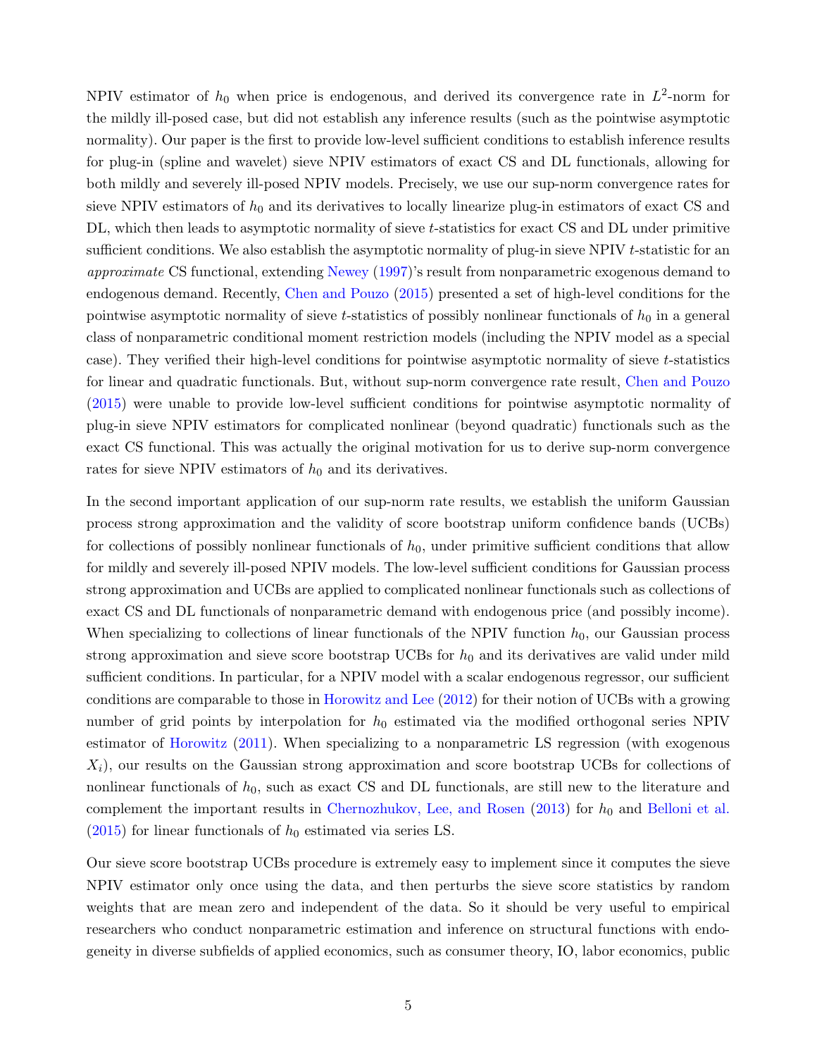NPIV estimator of $h_0$ when price is endogenous, and derived its convergence rate in $L^2$-norm for the mildly ill-posed case, but did not establish any inference results (such as the pointwise asymptotic normality). Our paper is the first to provide low-level sufficient conditions to establish inference results for plug-in (spline and wavelet) sieve NPIV estimators of exact CS and DL functionals, allowing for both mildly and severely ill-posed NPIV models. Precisely, we use our sup-norm convergence rates for sieve NPIV estimators of $h_0$ and its derivatives to locally linearize plug-in estimators of exact CS and DL, which then leads to asymptotic normality of sieve $t$-statistics for exact CS and DL under primitive sufficient conditions. We also establish the asymptotic normality of plug-in sieve NPIV $t$-statistic for an *approximate* CS functional, extending Newey (1997)'s result from nonparametric exogenous demand to endogenous demand. Recently, Chen and Pouzo (2015) presented a set of high-level conditions for the pointwise asymptotic normality of sieve $t$-statistics of possibly nonlinear functionals of $h_0$ in a general class of nonparametric conditional moment restriction models (including the NPIV model as a special case). They verified their high-level conditions for pointwise asymptotic normality of sieve $t$-statistics for linear and quadratic functionals. But, without sup-norm convergence rate result, Chen and Pouzo (2015) were unable to provide low-level sufficient conditions for pointwise asymptotic normality of plug-in sieve NPIV estimators for complicated nonlinear (beyond quadratic) functionals such as the exact CS functional. This was actually the original motivation for us to derive sup-norm convergence rates for sieve NPIV estimators of $h_0$ and its derivatives.

In the second important application of our sup-norm rate results, we establish the uniform Gaussian process strong approximation and the validity of score bootstrap uniform confidence bands (UCBs) for collections of possibly nonlinear functionals of $h_0$, under primitive sufficient conditions that allow for mildly and severely ill-posed NPIV models. The low-level sufficient conditions for Gaussian process strong approximation and UCBs are applied to complicated nonlinear functionals such as collections of exact CS and DL functionals of nonparametric demand with endogenous price (and possibly income). When specializing to collections of linear functionals of the NPIV function $h_0$, our Gaussian process strong approximation and sieve score bootstrap UCBs for $h_0$ and its derivatives are valid under mild sufficient conditions. In particular, for a NPIV model with a scalar endogenous regressor, our sufficient conditions are comparable to those in Horowitz and Lee (2012) for their notion of UCBs with a growing number of grid points by interpolation for $h_0$ estimated via the modified orthogonal series NPIV estimator of Horowitz (2011). When specializing to a nonparametric LS regression (with exogenous $X_i$), our results on the Gaussian strong approximation and score bootstrap UCBs for collections of nonlinear functionals of $h_0$, such as exact CS and DL functionals, are still new to the literature and complement the important results in Chernozhukov, Lee, and Rosen (2013) for $h_0$ and Belloni et al. (2015) for linear functionals of $h_0$ estimated via series LS.

Our sieve score bootstrap UCBs procedure is extremely easy to implement since it computes the sieve NPIV estimator only once using the data, and then perturbs the sieve score statistics by random weights that are mean zero and independent of the data. So it should be very useful to empirical researchers who conduct nonparametric estimation and inference on structural functions with endogeneity in diverse subfields of applied economics, such as consumer theory, IO, labor economics, public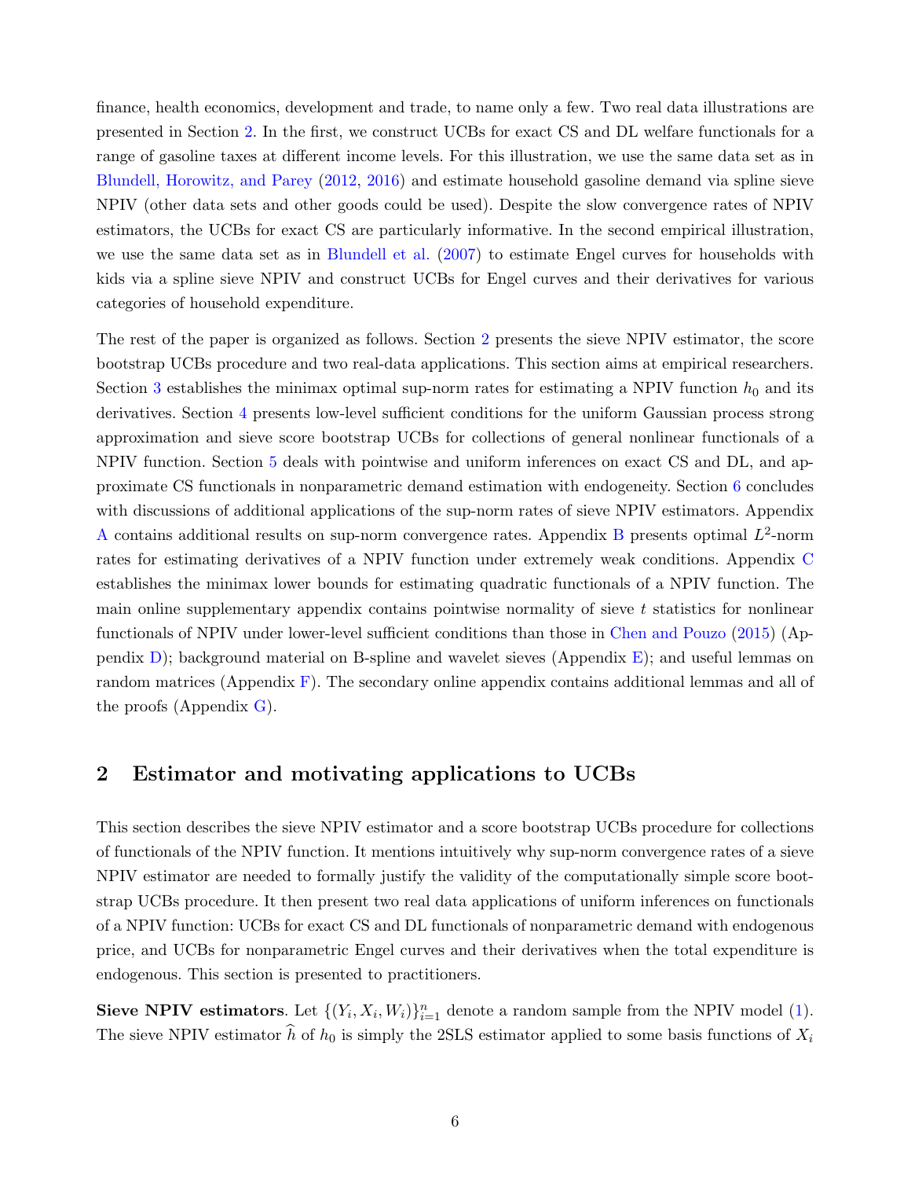finance, health economics, development and trade, to name only a few. Two real data illustrations are presented in Section 2. In the first, we construct UCBs for exact CS and DL welfare functionals for a range of gasoline taxes at different income levels. For this illustration, we use the same data set as in Blundell, Horowitz, and Parey (2012, 2016) and estimate household gasoline demand via spline sieve NPIV (other data sets and other goods could be used). Despite the slow convergence rates of NPIV estimators, the UCBs for exact CS are particularly informative. In the second empirical illustration, we use the same data set as in Blundell et al. (2007) to estimate Engel curves for households with kids via a spline sieve NPIV and construct UCBs for Engel curves and their derivatives for various categories of household expenditure.

The rest of the paper is organized as follows. Section 2 presents the sieve NPIV estimator, the score bootstrap UCBs procedure and two real-data applications. This section aims at empirical researchers. Section 3 establishes the minimax optimal sup-norm rates for estimating a NPIV function $h_0$ and its derivatives. Section 4 presents low-level sufficient conditions for the uniform Gaussian process strong approximation and sieve score bootstrap UCBs for collections of general nonlinear functionals of a NPIV function. Section 5 deals with pointwise and uniform inferences on exact CS and DL, and approximate CS functionals in nonparametric demand estimation with endogeneity. Section 6 concludes with discussions of additional applications of the sup-norm rates of sieve NPIV estimators. Appendix A contains additional results on sup-norm convergence rates. Appendix B presents optimal $L^2$-norm rates for estimating derivatives of a NPIV function under extremely weak conditions. Appendix C establishes the minimax lower bounds for estimating quadratic functionals of a NPIV function. The main online supplementary appendix contains pointwise normality of sieve $t$ statistics for nonlinear functionals of NPIV under lower-level sufficient conditions than those in Chen and Pouzo (2015) (Appendix D); background material on B-spline and wavelet sieves (Appendix E); and useful lemmas on random matrices (Appendix F). The secondary online appendix contains additional lemmas and all of the proofs (Appendix G).

## 2 Estimator and motivating applications to UCBs

This section describes the sieve NPIV estimator and a score bootstrap UCBs procedure for collections of functionals of the NPIV function. It mentions intuitively why sup-norm convergence rates of a sieve NPIV estimator are needed to formally justify the validity of the computationally simple score bootstrap UCBs procedure. It then present two real data applications of uniform inferences on functionals of a NPIV function: UCBs for exact CS and DL functionals of nonparametric demand with endogenous price, and UCBs for nonparametric Engel curves and their derivatives when the total expenditure is endogenous. This section is presented to practitioners.

**Sieve NPIV estimators**. Let $\{(Y_i, X_i, W_i)\}_{i=1}^n$ denote a random sample from the NPIV model (1). The sieve NPIV estimator $\widehat{h}$ of $h_0$ is simply the 2SLS estimator applied to some basis functions of $X_i$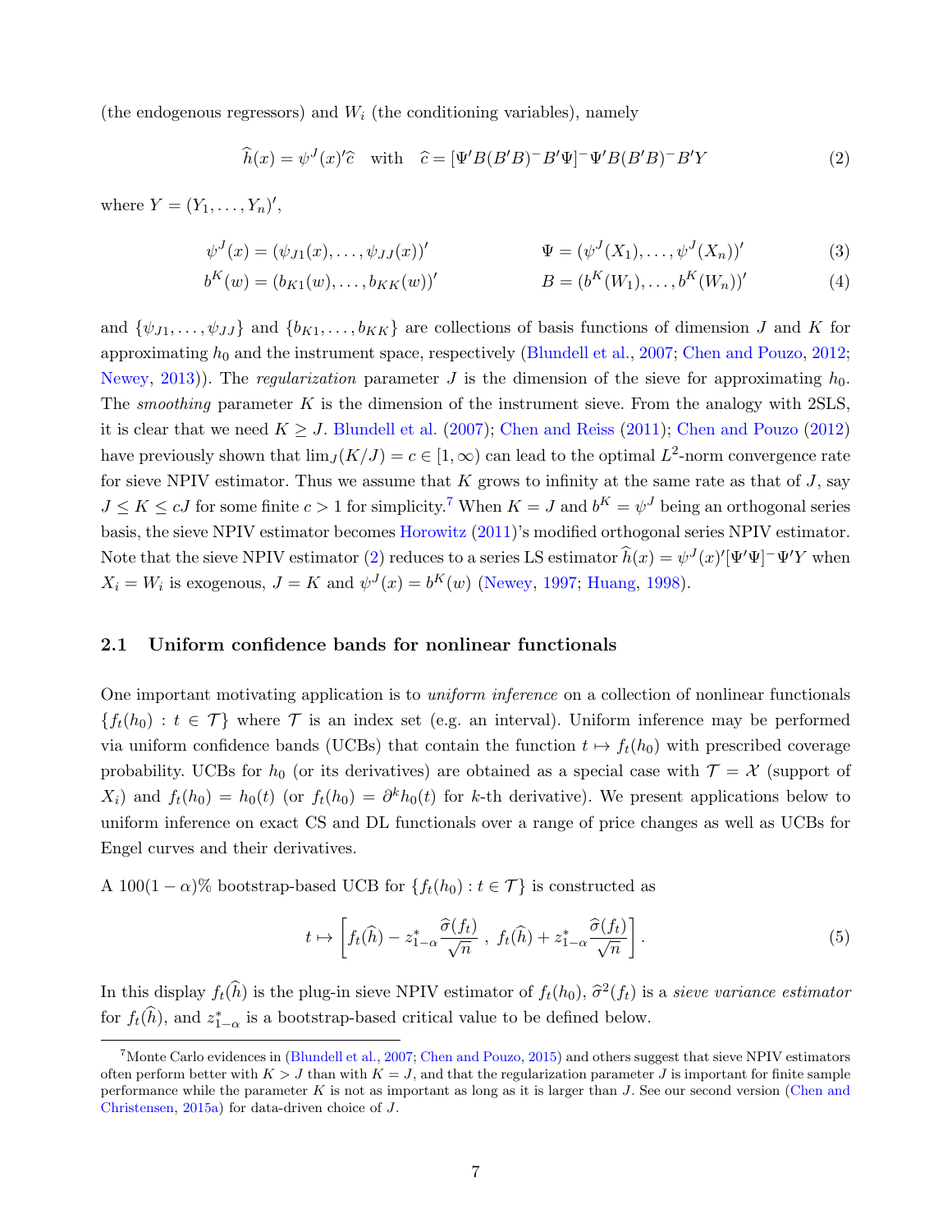(the endogenous regressors) and $W_i$ (the conditioning variables), namely

$$\widehat{h}(x) = \psi^J(x)'\widehat{c} \quad \text{with} \quad \widehat{c} = [\Psi' B(B'B)^- B'\Psi]^- \Psi' B(B'B)^- B'Y \tag{2}$$

where $Y = (Y_1, \ldots, Y_n)'$,

$$\psi^J(x) = (\psi_{J1}(x), \ldots, \psi_{JJ}(x))' \qquad\qquad \Psi = (\psi^J(X_1), \ldots, \psi^J(X_n))' \tag{3}$$

$$b^K(w) = (b_{K1}(w), \ldots, b_{KK}(w))' \qquad\qquad B = (b^K(W_1), \ldots, b^K(W_n))' \tag{4}$$

and $\{\psi_{J1}, \ldots, \psi_{JJ}\}$ and $\{b_{K1}, \ldots, b_{KK}\}$ are collections of basis functions of dimension $J$ and $K$ for approximating $h_0$ and the instrument space, respectively (Blundell et al., 2007; Chen and Pouzo, 2012; Newey, 2013)). The *regularization* parameter $J$ is the dimension of the sieve for approximating $h_0$. The *smoothing* parameter $K$ is the dimension of the instrument sieve. From the analogy with 2SLS, it is clear that we need $K \geq J$. Blundell et al. (2007); Chen and Reiss (2011); Chen and Pouzo (2012) have previously shown that $\lim_J(K/J) = c \in [1, \infty)$ can lead to the optimal $L^2$-norm convergence rate for sieve NPIV estimator. Thus we assume that $K$ grows to infinity at the same rate as that of $J$, say $J \leq K \leq cJ$ for some finite $c > 1$ for simplicity.[7] When $K = J$ and $b^K = \psi^J$ being an orthogonal series basis, the sieve NPIV estimator becomes Horowitz (2011)'s modified orthogonal series NPIV estimator. Note that the sieve NPIV estimator (2) reduces to a series LS estimator $\widehat{h}(x) = \psi^J(x)'[\Psi'\Psi]^-\Psi'Y$ when $X_i = W_i$ is exogenous, $J = K$ and $\psi^J(x) = b^K(w)$ (Newey, 1997; Huang, 1998).

## 2.1 Uniform confidence bands for nonlinear functionals

One important motivating application is to *uniform inference* on a collection of nonlinear functionals $\{f_t(h_0) : t \in \mathcal{T}\}$ where $\mathcal{T}$ is an index set (e.g. an interval). Uniform inference may be performed via uniform confidence bands (UCBs) that contain the function $t \mapsto f_t(h_0)$ with prescribed coverage probability. UCBs for $h_0$ (or its derivatives) are obtained as a special case with $\mathcal{T} = \mathcal{X}$ (support of $X_i$) and $f_t(h_0) = h_0(t)$ (or $f_t(h_0) = \partial^k h_0(t)$ for $k$-th derivative). We present applications below to uniform inference on exact CS and DL functionals over a range of price changes as well as UCBs for Engel curves and their derivatives.

A $100(1-\alpha)\%$ bootstrap-based UCB for $\{f_t(h_0) : t \in \mathcal{T}\}$ is constructed as

$$t \mapsto \left[ f_t(\widehat{h}) - z^*_{1-\alpha} \frac{\widehat{\sigma}(f_t)}{\sqrt{n}} \, , \; f_t(\widehat{h}) + z^*_{1-\alpha} \frac{\widehat{\sigma}(f_t)}{\sqrt{n}} \right]. \tag{5}$$

In this display $f_t(\widehat{h})$ is the plug-in sieve NPIV estimator of $f_t(h_0)$, $\widehat{\sigma}^2(f_t)$ is a *sieve variance estimator* for $f_t(\widehat{h})$, and $z^*_{1-\alpha}$ is a bootstrap-based critical value to be defined below.

---

[7] Monte Carlo evidences in (Blundell et al., 2007; Chen and Pouzo, 2015) and others suggest that sieve NPIV estimators often perform better with $K > J$ than with $K = J$, and that the regularization parameter $J$ is important for finite sample performance while the parameter $K$ is not as important as long as it is larger than $J$. See our second version (Chen and Christensen, 2015a) for data-driven choice of $J$.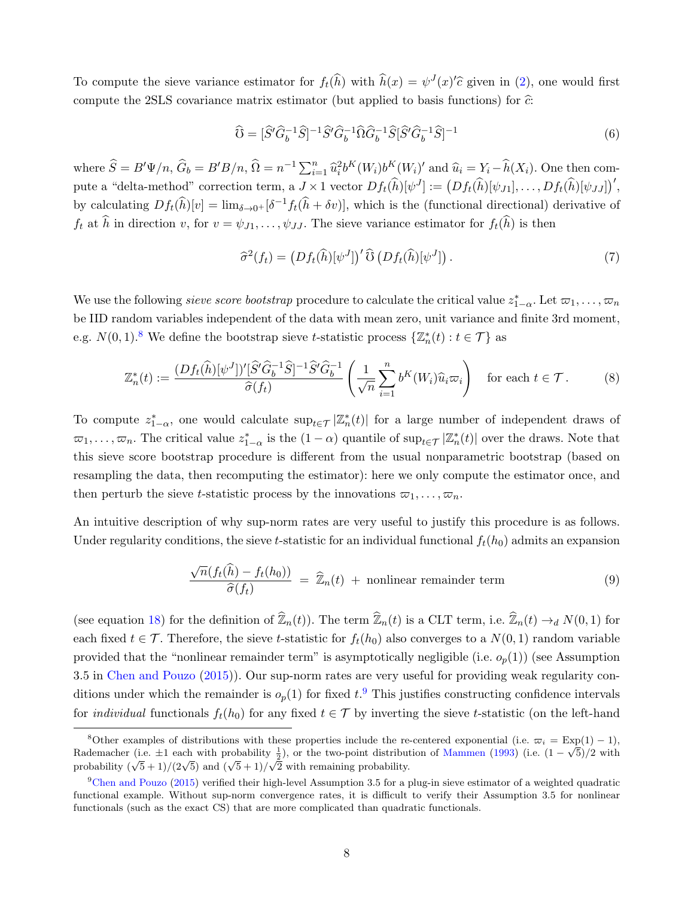To compute the sieve variance estimator for $f_t(\widehat{h})$ with $\widehat{h}(x) = \psi^J(x)'\widehat{c}$ given in (2), one would first compute the 2SLS covariance matrix estimator (but applied to basis functions) for $\widehat{c}$:

$$\widehat{\mho} = [\widehat{S}'\widehat{G}_b^{-1}\widehat{S}]^{-1}\widehat{S}'\widehat{G}_b^{-1}\widehat{\Omega}\widehat{G}_b^{-1}\widehat{S}[\widehat{S}'\widehat{G}_b^{-1}\widehat{S}]^{-1} \tag{6}$$

where $\widehat{S} = B'\Psi/n$, $\widehat{G}_b = B'B/n$, $\widehat{\Omega} = n^{-1}\sum_{i=1}^n \widehat{u}_i^2 b^K(W_i)b^K(W_i)'$ and $\widehat{u}_i = Y_i - \widehat{h}(X_i)$. One then compute a "delta-method" correction term, a $J \times 1$ vector $Df_t(\widehat{h})[\psi^J] := \big(Df_t(\widehat{h})[\psi_{J1}], \ldots, Df_t(\widehat{h})[\psi_{JJ}]\big)'$, by calculating $Df_t(\widehat{h})[v] = \lim_{\delta \to 0^+}[\delta^{-1}f_t(\widehat{h} + \delta v)]$, which is the (functional directional) derivative of $f_t$ at $\widehat{h}$ in direction $v$, for $v = \psi_{J1}, \ldots, \psi_{JJ}$. The sieve variance estimator for $f_t(\widehat{h})$ is then

$$\widehat{\sigma}^2(f_t) = \big(Df_t(\widehat{h})[\psi^J]\big)'\,\widehat{\mho}\,\big(Df_t(\widehat{h})[\psi^J]\big). \tag{7}$$

We use the following *sieve score bootstrap* procedure to calculate the critical value $z^*_{1-\alpha}$. Let $\varpi_1, \ldots, \varpi_n$ be IID random variables independent of the data with mean zero, unit variance and finite 3rd moment, e.g. $N(0,1)$.[8] We define the bootstrap sieve $t$-statistic process $\{\mathbb{Z}_n^*(t) : t \in \mathcal{T}\}$ as

$$\mathbb{Z}_n^*(t) := \frac{(Df_t(\widehat{h})[\psi^J])'[\widehat{S}'\widehat{G}_b^{-1}\widehat{S}]^{-1}\widehat{S}'\widehat{G}_b^{-1}}{\widehat{\sigma}(f_t)}\left(\frac{1}{\sqrt{n}}\sum_{i=1}^n b^K(W_i)\widehat{u}_i\varpi_i\right) \quad \text{for each } t \in \mathcal{T}. \tag{8}$$

To compute $z^*_{1-\alpha}$, one would calculate $\sup_{t\in\mathcal{T}}|\mathbb{Z}_n^*(t)|$ for a large number of independent draws of $\varpi_1, \ldots, \varpi_n$. The critical value $z^*_{1-\alpha}$ is the $(1-\alpha)$ quantile of $\sup_{t\in\mathcal{T}}|\mathbb{Z}_n^*(t)|$ over the draws. Note that this sieve score bootstrap procedure is different from the usual nonparametric bootstrap (based on resampling the data, then recomputing the estimator): here we only compute the estimator once, and then perturb the sieve $t$-statistic process by the innovations $\varpi_1, \ldots, \varpi_n$.

An intuitive description of why sup-norm rates are very useful to justify this procedure is as follows. Under regularity conditions, the sieve $t$-statistic for an individual functional $f_t(h_0)$ admits an expansion

$$\frac{\sqrt{n}(f_t(\widehat{h}) - f_t(h_0))}{\widehat{\sigma}(f_t)} \;=\; \widehat{\mathbb{Z}}_n(t) \;+\; \text{nonlinear remainder term} \tag{9}$$

(see equation 18) for the definition of $\widehat{\mathbb{Z}}_n(t)$). The term $\widehat{\mathbb{Z}}_n(t)$ is a CLT term, i.e. $\widehat{\mathbb{Z}}_n(t) \to_d N(0,1)$ for each fixed $t \in \mathcal{T}$. Therefore, the sieve $t$-statistic for $f_t(h_0)$ also converges to a $N(0,1)$ random variable provided that the "nonlinear remainder term" is asymptotically negligible (i.e. $o_p(1)$) (see Assumption 3.5 in Chen and Pouzo (2015)). Our sup-norm rates are very useful for providing weak regularity conditions under which the remainder is $o_p(1)$ for fixed $t$.[9] This justifies constructing confidence intervals for *individual* functionals $f_t(h_0)$ for any fixed $t \in \mathcal{T}$ by inverting the sieve $t$-statistic (on the left-hand

---

[8] Other examples of distributions with these properties include the re-centered exponential (i.e. $\varpi_i = \text{Exp}(1) - 1$), Rademacher (i.e. $\pm 1$ each with probability $\frac{1}{2}$), or the two-point distribution of Mammen (1993) (i.e. $(1-\sqrt{5})/2$ with probability $(\sqrt{5}+1)/(2\sqrt{5})$ and $(\sqrt{5}+1)/\sqrt{2}$ with remaining probability.

[9] Chen and Pouzo (2015) verified their high-level Assumption 3.5 for a plug-in sieve estimator of a weighted quadratic functional example. Without sup-norm convergence rates, it is difficult to verify their Assumption 3.5 for nonlinear functionals (such as the exact CS) that are more complicated than quadratic functionals.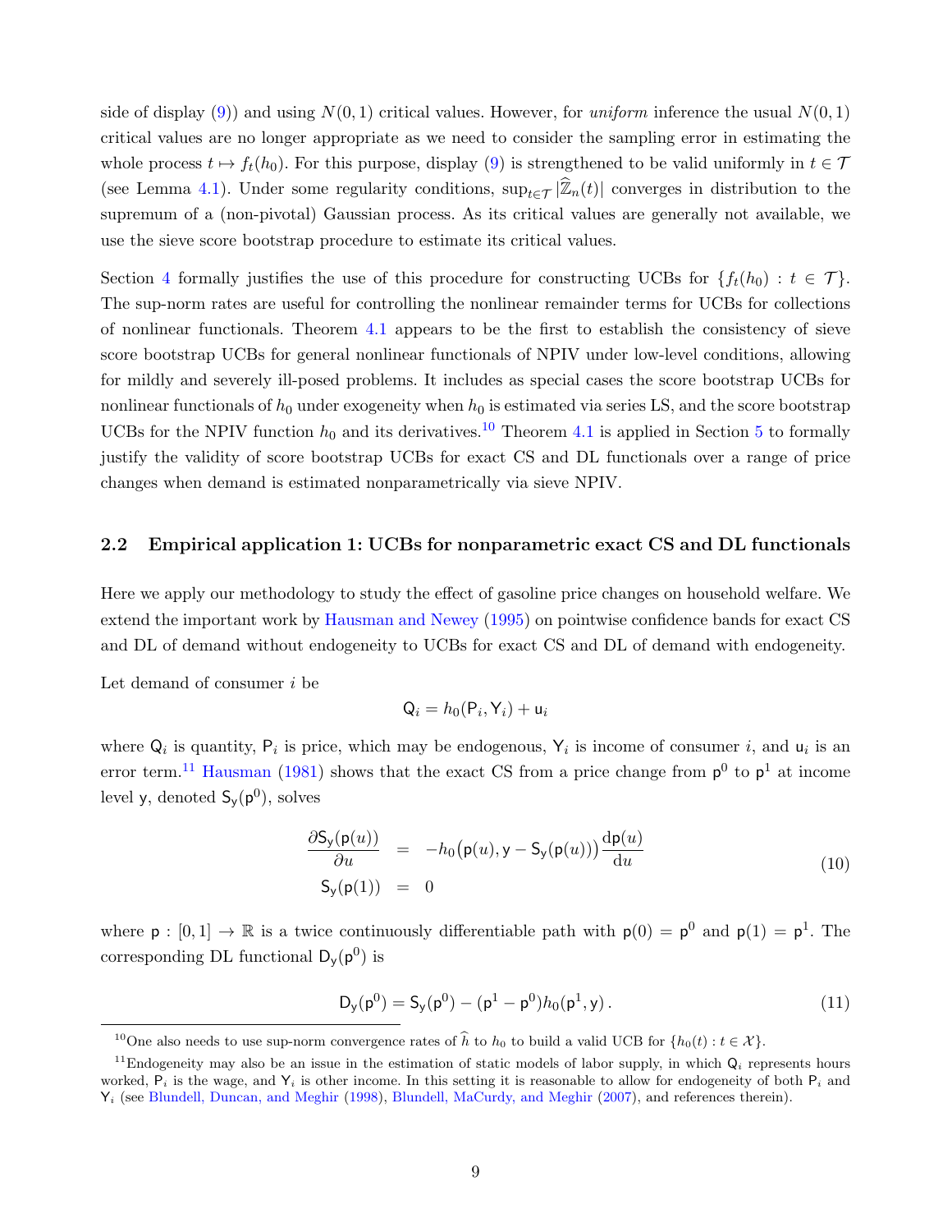side of display (9)) and using $N(0,1)$ critical values. However, for *uniform* inference the usual $N(0,1)$ critical values are no longer appropriate as we need to consider the sampling error in estimating the whole process $t \mapsto f_t(h_0)$. For this purpose, display (9) is strengthened to be valid uniformly in $t \in \mathcal{T}$ (see Lemma 4.1). Under some regularity conditions, $\sup_{t\in\mathcal{T}} |\widehat{\mathbb{Z}}_n(t)|$ converges in distribution to the supremum of a (non-pivotal) Gaussian process. As its critical values are generally not available, we use the sieve score bootstrap procedure to estimate its critical values.

Section 4 formally justifies the use of this procedure for constructing UCBs for $\{f_t(h_0) : t \in \mathcal{T}\}$. The sup-norm rates are useful for controlling the nonlinear remainder terms for UCBs for collections of nonlinear functionals. Theorem 4.1 appears to be the first to establish the consistency of sieve score bootstrap UCBs for general nonlinear functionals of NPIV under low-level conditions, allowing for mildly and severely ill-posed problems. It includes as special cases the score bootstrap UCBs for nonlinear functionals of $h_0$ under exogeneity when $h_0$ is estimated via series LS, and the score bootstrap UCBs for the NPIV function $h_0$ and its derivatives.[10] Theorem 4.1 is applied in Section 5 to formally justify the validity of score bootstrap UCBs for exact CS and DL functionals over a range of price changes when demand is estimated nonparametrically via sieve NPIV.

## 2.2 Empirical application 1: UCBs for nonparametric exact CS and DL functionals

Here we apply our methodology to study the effect of gasoline price changes on household welfare. We extend the important work by Hausman and Newey (1995) on pointwise confidence bands for exact CS and DL of demand without endogeneity to UCBs for exact CS and DL of demand with endogeneity.

Let demand of consumer $i$ be

$$\mathsf{Q}_i = h_0(\mathsf{P}_i, \mathsf{Y}_i) + \mathsf{u}_i$$

where $\mathsf{Q}_i$ is quantity, $\mathsf{P}_i$ is price, which may be endogenous, $\mathsf{Y}_i$ is income of consumer $i$, and $\mathsf{u}_i$ is an error term.[11] Hausman (1981) shows that the exact CS from a price change from $\mathsf{p}^0$ to $\mathsf{p}^1$ at income level $\mathsf{y}$, denoted $\mathsf{S}_\mathsf{y}(\mathsf{p}^0)$, solves

$$\begin{aligned} \frac{\partial \mathsf{S}_\mathsf{y}(\mathsf{p}(u))}{\partial u} &= -h_0\big(\mathsf{p}(u), \mathsf{y} - \mathsf{S}_\mathsf{y}(\mathsf{p}(u))\big)\frac{\mathrm{d}\mathsf{p}(u)}{\mathrm{d}u} \\ \mathsf{S}_\mathsf{y}(\mathsf{p}(1)) &= 0 \end{aligned} \tag{10}$$

where $\mathsf{p} : [0,1] \to \mathbb{R}$ is a twice continuously differentiable path with $\mathsf{p}(0) = \mathsf{p}^0$ and $\mathsf{p}(1) = \mathsf{p}^1$. The corresponding DL functional $\mathsf{D}_\mathsf{y}(\mathsf{p}^0)$ is

$$\mathsf{D}_\mathsf{y}(\mathsf{p}^0) = \mathsf{S}_\mathsf{y}(\mathsf{p}^0) - (\mathsf{p}^1 - \mathsf{p}^0)h_0(\mathsf{p}^1, \mathsf{y})\,. \tag{11}$$

[10] One also needs to use sup-norm convergence rates of $\widehat{h}$ to $h_0$ to build a valid UCB for $\{h_0(t) : t \in \mathcal{X}\}$.

[11] Endogeneity may also be an issue in the estimation of static models of labor supply, in which $\mathsf{Q}_i$ represents hours worked, $\mathsf{P}_i$ is the wage, and $\mathsf{Y}_i$ is other income. In this setting it is reasonable to allow for endogeneity of both $\mathsf{P}_i$ and $\mathsf{Y}_i$ (see Blundell, Duncan, and Meghir (1998), Blundell, MaCurdy, and Meghir (2007), and references therein).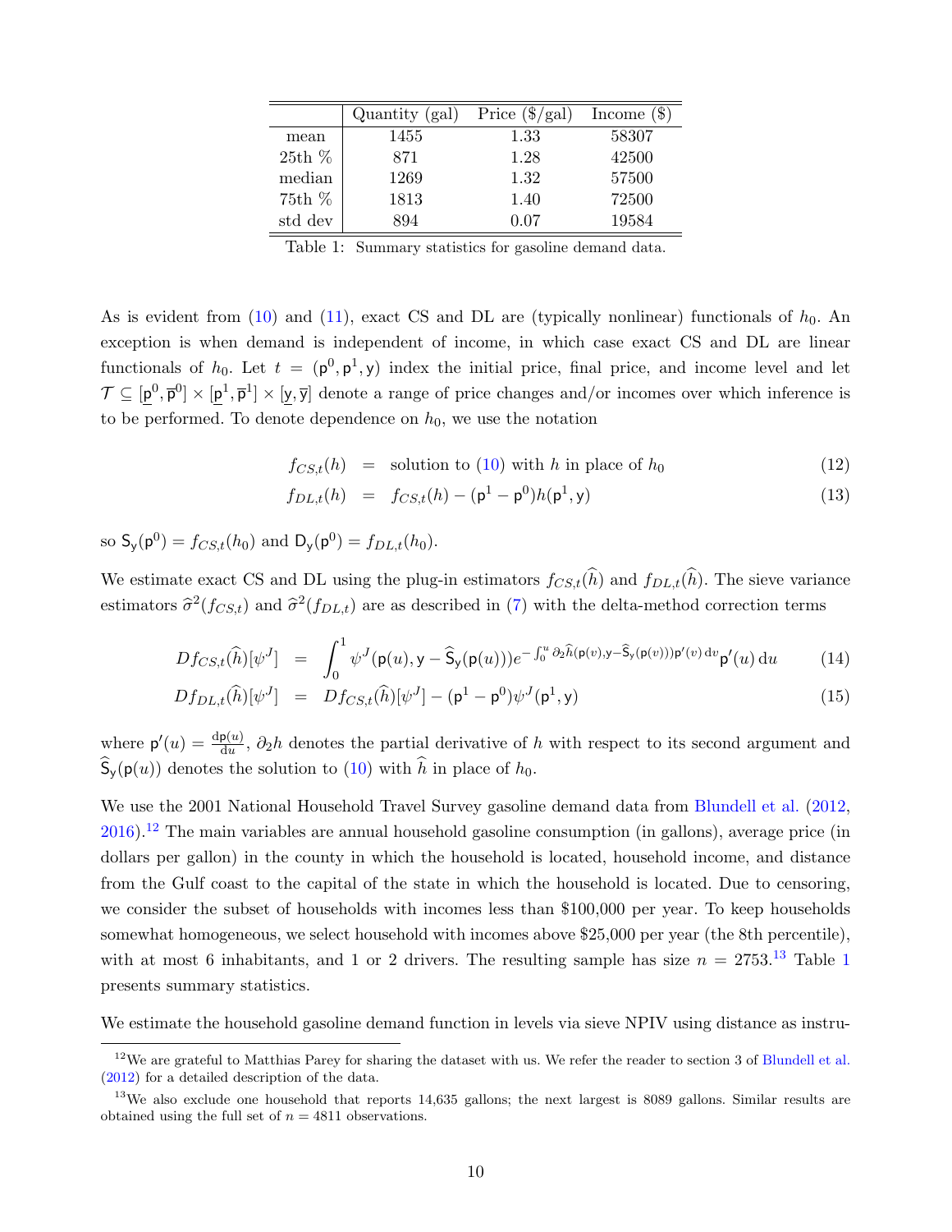|  | Quantity (gal) | Price ($/gal) | Income ($) |
|---|---|---|---|
| mean | 1455 | 1.33 | 58307 |
| 25th % | 871 | 1.28 | 42500 |
| median | 1269 | 1.32 | 57500 |
| 75th % | 1813 | 1.40 | 72500 |
| std dev | 894 | 0.07 | 19584 |

Table 1: Summary statistics for gasoline demand data.

As is evident from (10) and (11), exact CS and DL are (typically nonlinear) functionals of $h_0$. An exception is when demand is independent of income, in which case exact CS and DL are linear functionals of $h_0$. Let $t = (\mathsf{p}^0, \mathsf{p}^1, \mathsf{y})$ index the initial price, final price, and income level and let $\mathcal{T} \subseteq [\underline{\mathsf{p}}^0, \overline{\mathsf{p}}^0] \times [\underline{\mathsf{p}}^1, \overline{\mathsf{p}}^1] \times [\underline{\mathsf{y}}, \overline{\mathsf{y}}]$ denote a range of price changes and/or incomes over which inference is to be performed. To denote dependence on $h_0$, we use the notation

$$f_{CS,t}(h) = \text{solution to (10) with } h \text{ in place of } h_0 \tag{12}$$

$$f_{DL,t}(h) = f_{CS,t}(h) - (\mathsf{p}^1 - \mathsf{p}^0) h(\mathsf{p}^1, \mathsf{y}) \tag{13}$$

so $\mathsf{S}_\mathsf{y}(\mathsf{p}^0) = f_{CS,t}(h_0)$ and $\mathsf{D}_\mathsf{y}(\mathsf{p}^0) = f_{DL,t}(h_0)$.

We estimate exact CS and DL using the plug-in estimators $f_{CS,t}(\widehat{h})$ and $f_{DL,t}(\widehat{h})$. The sieve variance estimators $\widehat{\sigma}^2(f_{CS,t})$ and $\widehat{\sigma}^2(f_{DL,t})$ are as described in (7) with the delta-method correction terms

$$Df_{CS,t}(\widehat{h})[\psi^J] = \int_0^1 \psi^J(\mathsf{p}(u), \mathsf{y} - \widehat{\mathsf{S}}_\mathsf{y}(\mathsf{p}(u))) e^{-\int_0^u \partial_2 \widehat{h}(\mathsf{p}(v), \mathsf{y} - \widehat{\mathsf{S}}_\mathsf{y}(\mathsf{p}(v)))\mathsf{p}'(v)\,\mathrm{d}v} \mathsf{p}'(u)\,\mathrm{d}u \tag{14}$$

$$Df_{DL,t}(\widehat{h})[\psi^J] = Df_{CS,t}(\widehat{h})[\psi^J] - (\mathsf{p}^1 - \mathsf{p}^0)\psi^J(\mathsf{p}^1, \mathsf{y}) \tag{15}$$

where $\mathsf{p}'(u) = \frac{\mathrm{d}\mathsf{p}(u)}{\mathrm{d}u}$, $\partial_2 h$ denotes the partial derivative of $h$ with respect to its second argument and $\widehat{\mathsf{S}}_\mathsf{y}(\mathsf{p}(u))$ denotes the solution to (10) with $\widehat{h}$ in place of $h_0$.

We use the 2001 National Household Travel Survey gasoline demand data from Blundell et al. (2012, 2016).[12] The main variables are annual household gasoline consumption (in gallons), average price (in dollars per gallon) in the county in which the household is located, household income, and distance from the Gulf coast to the capital of the state in which the household is located. Due to censoring, we consider the subset of households with incomes less than \$100,000 per year. To keep households somewhat homogeneous, we select household with incomes above \$25,000 per year (the 8th percentile), with at most 6 inhabitants, and 1 or 2 drivers. The resulting sample has size $n = 2753$.[13] Table 1 presents summary statistics.

We estimate the household gasoline demand function in levels via sieve NPIV using distance as instru-

[12] We are grateful to Matthias Parey for sharing the dataset with us. We refer the reader to section 3 of Blundell et al. (2012) for a detailed description of the data.

[13] We also exclude one household that reports 14,635 gallons; the next largest is 8089 gallons. Similar results are obtained using the full set of $n = 4811$ observations.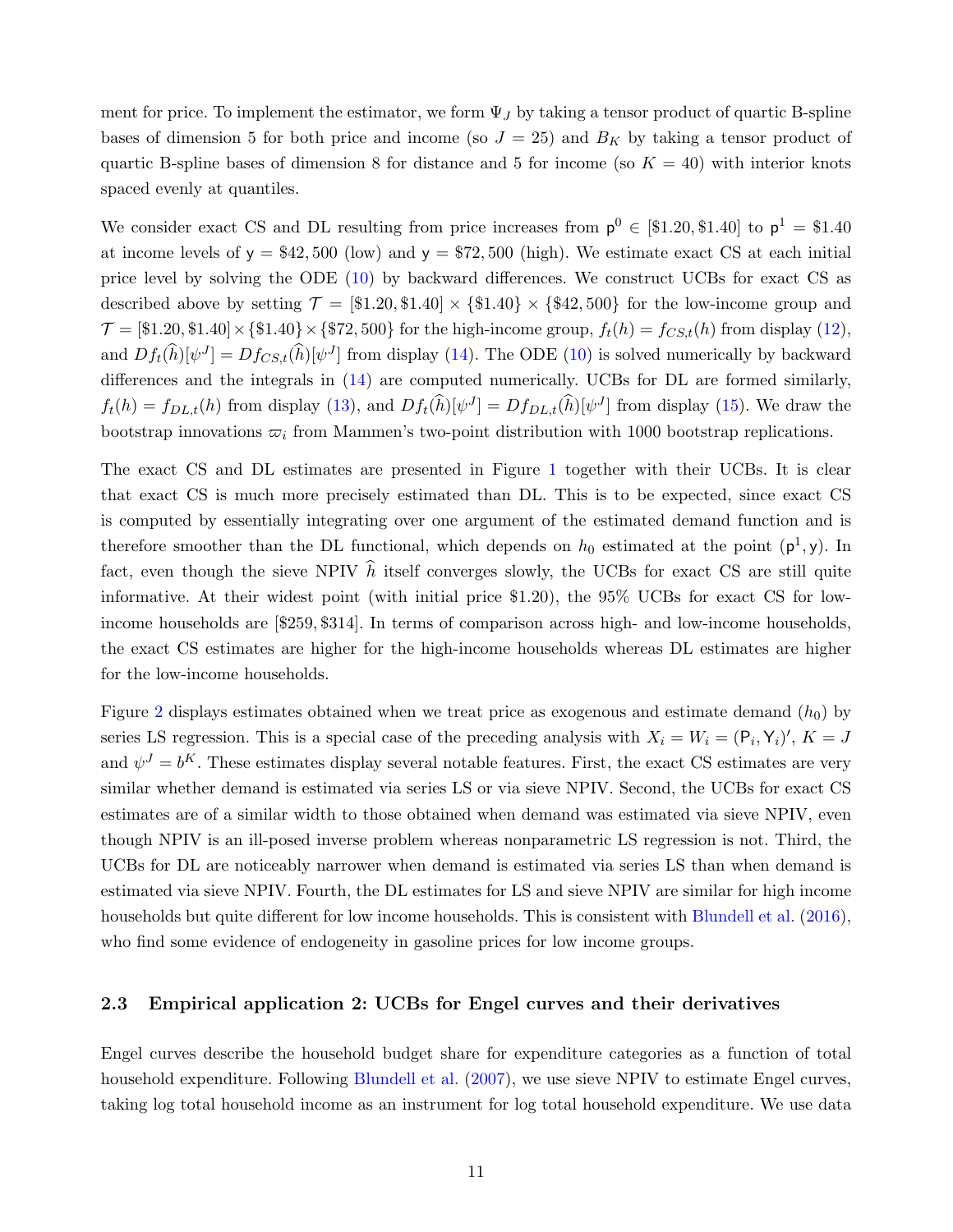ment for price. To implement the estimator, we form $\Psi_J$ by taking a tensor product of quartic B-spline bases of dimension 5 for both price and income (so $J = 25$) and $B_K$ by taking a tensor product of quartic B-spline bases of dimension 8 for distance and 5 for income (so $K = 40$) with interior knots spaced evenly at quantiles.

We consider exact CS and DL resulting from price increases from $\mathsf{p}^0 \in [\$1.20, \$1.40]$ to $\mathsf{p}^1 = \$1.40$ at income levels of $\mathsf{y} = \$42,500$ (low) and $\mathsf{y} = \$72,500$ (high). We estimate exact CS at each initial price level by solving the ODE (10) by backward differences. We construct UCBs for exact CS as described above by setting $\mathcal{T} = [\$1.20, \$1.40] \times \{\$1.40\} \times \{\$42,500\}$ for the low-income group and $\mathcal{T} = [\$1.20, \$1.40] \times \{\$1.40\} \times \{\$72,500\}$ for the high-income group, $f_t(h) = f_{CS,t}(h)$ from display (12), and $Df_t(\widehat{h})[\psi^J] = Df_{CS,t}(\widehat{h})[\psi^J]$ from display (14). The ODE (10) is solved numerically by backward differences and the integrals in (14) are computed numerically. UCBs for DL are formed similarly, $f_t(h) = f_{DL,t}(h)$ from display (13), and $Df_t(\widehat{h})[\psi^J] = Df_{DL,t}(\widehat{h})[\psi^J]$ from display (15). We draw the bootstrap innovations $\varpi_i$ from Mammen's two-point distribution with 1000 bootstrap replications.

The exact CS and DL estimates are presented in Figure 1 together with their UCBs. It is clear that exact CS is much more precisely estimated than DL. This is to be expected, since exact CS is computed by essentially integrating over one argument of the estimated demand function and is therefore smoother than the DL functional, which depends on $h_0$ estimated at the point $(\mathsf{p}^1, \mathsf{y})$. In fact, even though the sieve NPIV $\widehat{h}$ itself converges slowly, the UCBs for exact CS are still quite informative. At their widest point (with initial price \$1.20), the 95% UCBs for exact CS for low-income households are [\$259, \$314]. In terms of comparison across high- and low-income households, the exact CS estimates are higher for the high-income households whereas DL estimates are higher for the low-income households.

Figure 2 displays estimates obtained when we treat price as exogenous and estimate demand ($h_0$) by series LS regression. This is a special case of the preceding analysis with $X_i = W_i = (\mathsf{P}_i, \mathsf{Y}_i)'$, $K = J$ and $\psi^J = b^K$. These estimates display several notable features. First, the exact CS estimates are very similar whether demand is estimated via series LS or via sieve NPIV. Second, the UCBs for exact CS estimates are of a similar width to those obtained when demand was estimated via sieve NPIV, even though NPIV is an ill-posed inverse problem whereas nonparametric LS regression is not. Third, the UCBs for DL are noticeably narrower when demand is estimated via series LS than when demand is estimated via sieve NPIV. Fourth, the DL estimates for LS and sieve NPIV are similar for high income households but quite different for low income households. This is consistent with Blundell et al. (2016), who find some evidence of endogeneity in gasoline prices for low income groups.

### 2.3 Empirical application 2: UCBs for Engel curves and their derivatives

Engel curves describe the household budget share for expenditure categories as a function of total household expenditure. Following Blundell et al. (2007), we use sieve NPIV to estimate Engel curves, taking log total household income as an instrument for log total household expenditure. We use data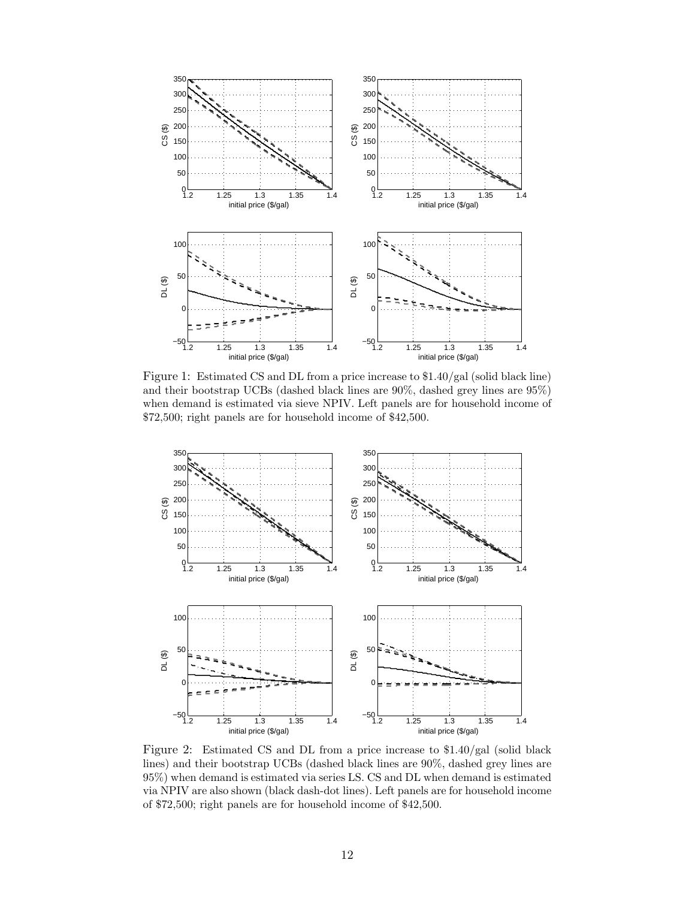Figure 1: Estimated CS and DL from a price increase to \$1.40/gal (solid black line) and their bootstrap UCBs (dashed black lines are 90%, dashed grey lines are 95%) when demand is estimated via sieve NPIV. Left panels are for household income of \$72,500; right panels are for household income of \$42,500.

Figure 2: Estimated CS and DL from a price increase to \$1.40/gal (solid black lines) and their bootstrap UCBs (dashed black lines are 90%, dashed grey lines are 95%) when demand is estimated via series LS. CS and DL when demand is estimated via NPIV are also shown (black dash-dot lines). Left panels are for household income of \$72,500; right panels are for household income of \$42,500.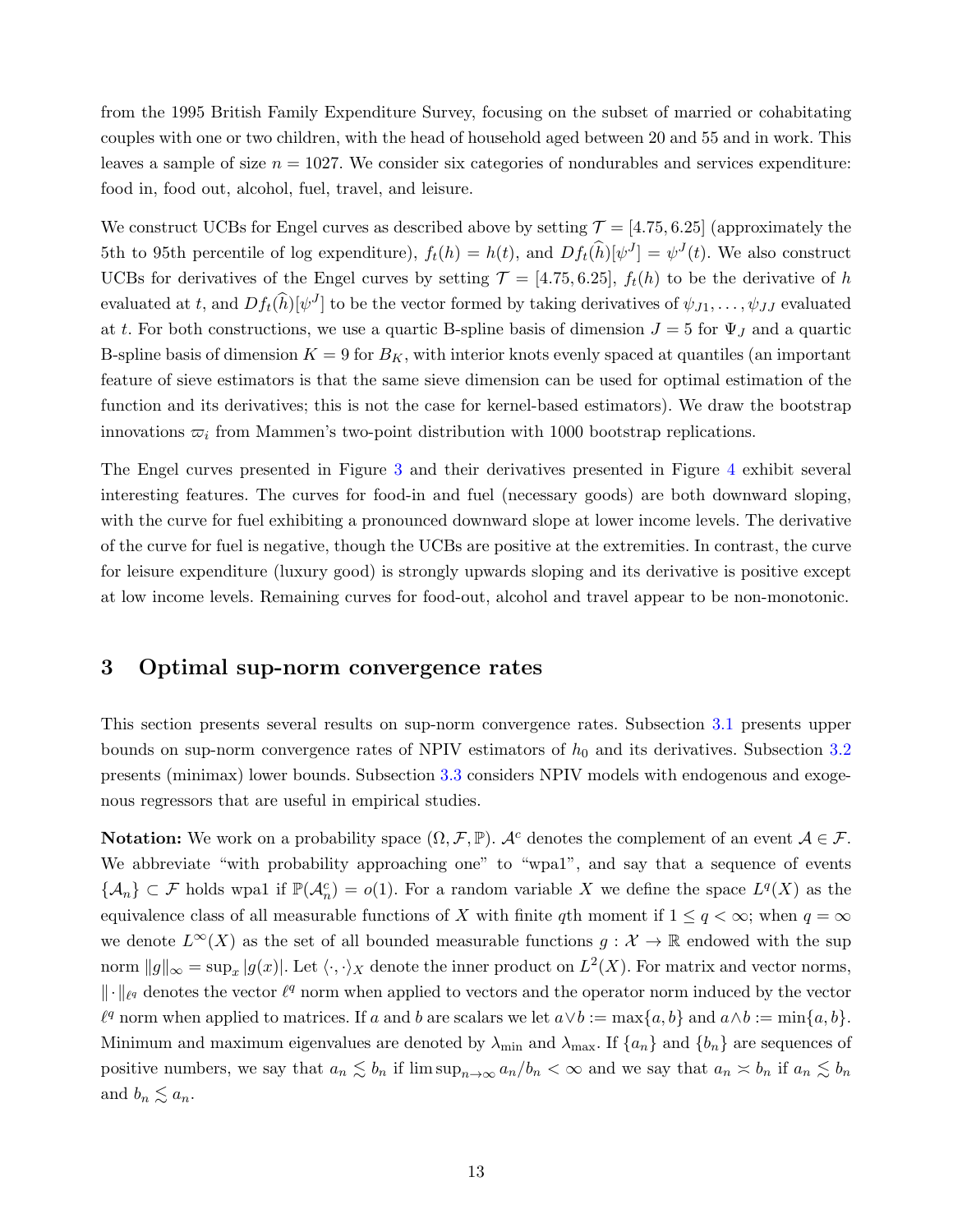from the 1995 British Family Expenditure Survey, focusing on the subset of married or cohabitating couples with one or two children, with the head of household aged between 20 and 55 and in work. This leaves a sample of size $n = 1027$. We consider six categories of nondurables and services expenditure: food in, food out, alcohol, fuel, travel, and leisure.

We construct UCBs for Engel curves as described above by setting $\mathcal{T} = [4.75, 6.25]$ (approximately the 5th to 95th percentile of log expenditure), $f_t(h) = h(t)$, and $Df_t(\widehat{h})[\psi^J] = \psi^J(t)$. We also construct UCBs for derivatives of the Engel curves by setting $\mathcal{T} = [4.75, 6.25]$, $f_t(h)$ to be the derivative of $h$ evaluated at $t$, and $Df_t(\widehat{h})[\psi^J]$ to be the vector formed by taking derivatives of $\psi_{J1}, \ldots, \psi_{JJ}$ evaluated at $t$. For both constructions, we use a quartic B-spline basis of dimension $J = 5$ for $\Psi_J$ and a quartic B-spline basis of dimension $K = 9$ for $B_K$, with interior knots evenly spaced at quantiles (an important feature of sieve estimators is that the same sieve dimension can be used for optimal estimation of the function and its derivatives; this is not the case for kernel-based estimators). We draw the bootstrap innovations $\varpi_i$ from Mammen's two-point distribution with 1000 bootstrap replications.

The Engel curves presented in Figure 3 and their derivatives presented in Figure 4 exhibit several interesting features. The curves for food-in and fuel (necessary goods) are both downward sloping, with the curve for fuel exhibiting a pronounced downward slope at lower income levels. The derivative of the curve for fuel is negative, though the UCBs are positive at the extremities. In contrast, the curve for leisure expenditure (luxury good) is strongly upwards sloping and its derivative is positive except at low income levels. Remaining curves for food-out, alcohol and travel appear to be non-monotonic.

## 3 Optimal sup-norm convergence rates

This section presents several results on sup-norm convergence rates. Subsection 3.1 presents upper bounds on sup-norm convergence rates of NPIV estimators of $h_0$ and its derivatives. Subsection 3.2 presents (minimax) lower bounds. Subsection 3.3 considers NPIV models with endogenous and exogenous regressors that are useful in empirical studies.

**Notation:** We work on a probability space $(\Omega, \mathcal{F}, \mathbb{P})$. $\mathcal{A}^c$ denotes the complement of an event $\mathcal{A} \in \mathcal{F}$. We abbreviate "with probability approaching one" to "wpa1", and say that a sequence of events $\{\mathcal{A}_n\} \subset \mathcal{F}$ holds wpa1 if $\mathbb{P}(\mathcal{A}_n^c) = o(1)$. For a random variable $X$ we define the space $L^q(X)$ as the equivalence class of all measurable functions of $X$ with finite $q$th moment if $1 \leq q < \infty$; when $q = \infty$ we denote $L^\infty(X)$ as the set of all bounded measurable functions $g : \mathcal{X} \to \mathbb{R}$ endowed with the sup norm $\|g\|_\infty = \sup_x |g(x)|$. Let $\langle \cdot, \cdot \rangle_X$ denote the inner product on $L^2(X)$. For matrix and vector norms, $\|\cdot\|_{\ell^q}$ denotes the vector $\ell^q$ norm when applied to vectors and the operator norm induced by the vector $\ell^q$ norm when applied to matrices. If $a$ and $b$ are scalars we let $a \vee b := \max\{a, b\}$ and $a \wedge b := \min\{a, b\}$. Minimum and maximum eigenvalues are denoted by $\lambda_{\min}$ and $\lambda_{\max}$. If $\{a_n\}$ and $\{b_n\}$ are sequences of positive numbers, we say that $a_n \lesssim b_n$ if $\limsup_{n\to\infty} a_n/b_n < \infty$ and we say that $a_n \asymp b_n$ if $a_n \lesssim b_n$ and $b_n \lesssim a_n$.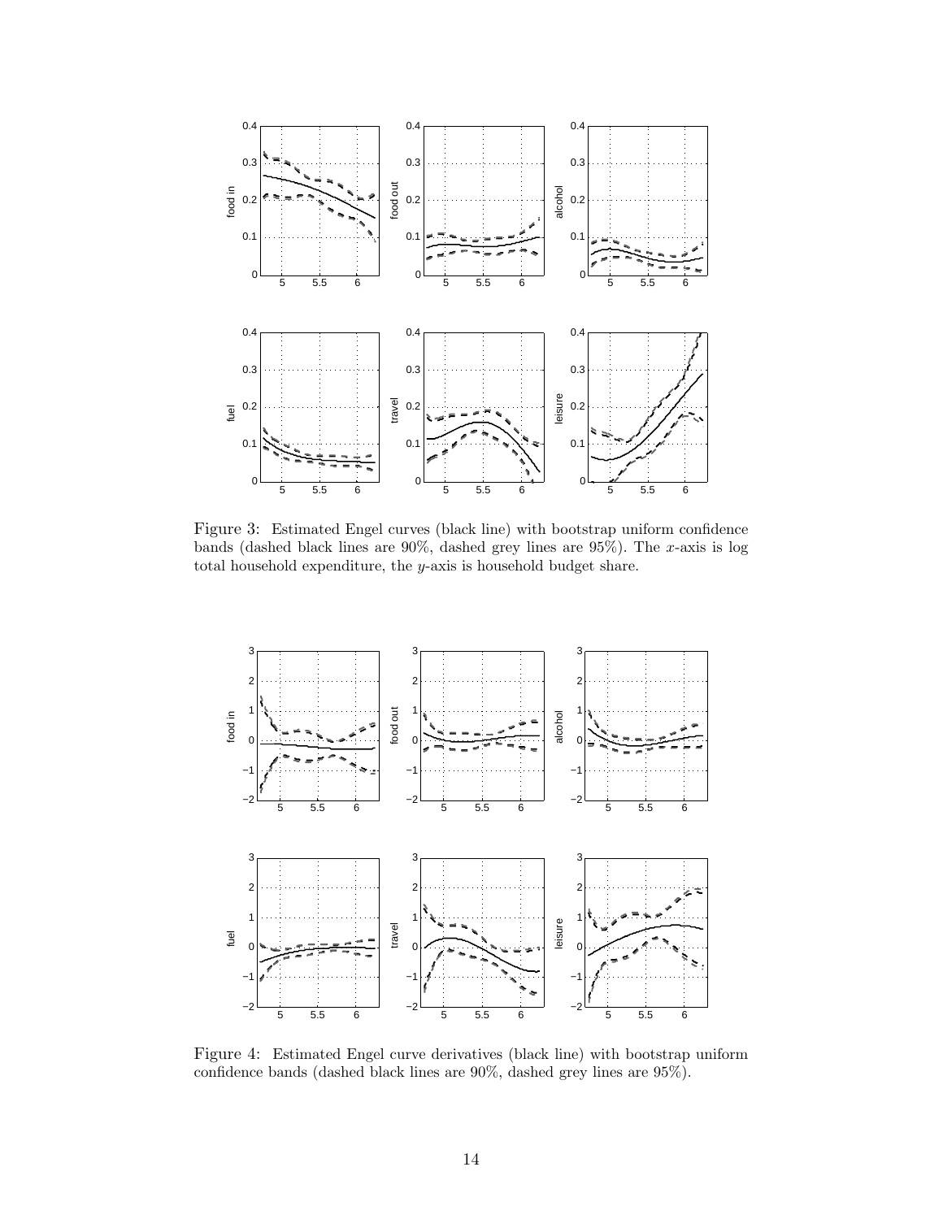Figure 3: Estimated Engel curves (black line) with bootstrap uniform confidence bands (dashed black lines are 90%, dashed grey lines are 95%). The $x$-axis is log total household expenditure, the $y$-axis is household budget share.

Figure 4: Estimated Engel curve derivatives (black line) with bootstrap uniform confidence bands (dashed black lines are 90%, dashed grey lines are 95%).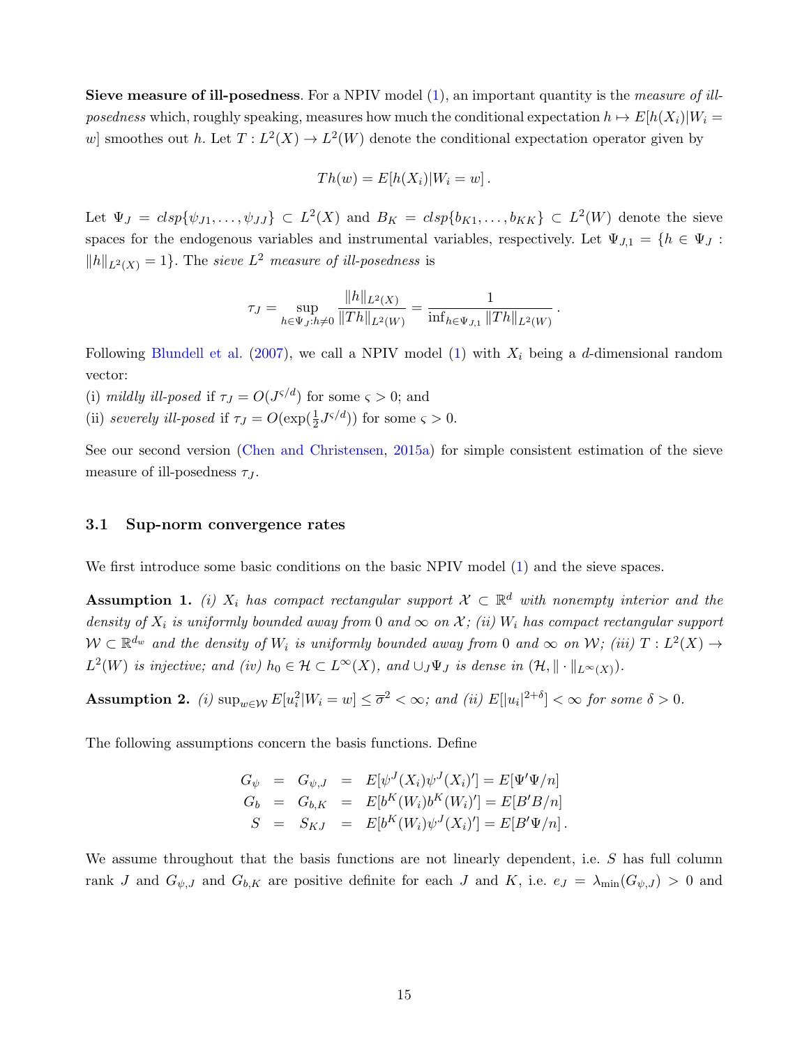**Sieve measure of ill-posedness**. For a NPIV model (1), an important quantity is the *measure of ill-posedness* which, roughly speaking, measures how much the conditional expectation $h \mapsto E[h(X_i)|W_i = w]$ smoothes out $h$. Let $T : L^2(X) \to L^2(W)$ denote the conditional expectation operator given by

$$Th(w) = E[h(X_i)|W_i = w] \,.$$

Let $\Psi_J = clsp\{\psi_{J1}, \ldots, \psi_{JJ}\} \subset L^2(X)$ and $B_K = clsp\{b_{K1}, \ldots, b_{KK}\} \subset L^2(W)$ denote the sieve spaces for the endogenous variables and instrumental variables, respectively. Let $\Psi_{J,1} = \{h \in \Psi_J : \|h\|_{L^2(X)} = 1\}$. The *sieve* $L^2$ *measure of ill-posedness* is

$$\tau_J = \sup_{h \in \Psi_J : h \neq 0} \frac{\|h\|_{L^2(X)}}{\|Th\|_{L^2(W)}} = \frac{1}{\inf_{h \in \Psi_{J,1}} \|Th\|_{L^2(W)}} \,.$$

Following Blundell et al. (2007), we call a NPIV model (1) with $X_i$ being a $d$-dimensional random vector:

(i) *mildly ill-posed* if $\tau_J = O(J^{\varsigma/d})$ for some $\varsigma > 0$; and

(ii) *severely ill-posed* if $\tau_J = O(\exp(\frac{1}{2}J^{\varsigma/d}))$ for some $\varsigma > 0$.

See our second version (Chen and Christensen, 2015a) for simple consistent estimation of the sieve measure of ill-posedness $\tau_J$.

### 3.1 Sup-norm convergence rates

We first introduce some basic conditions on the basic NPIV model (1) and the sieve spaces.

**Assumption 1.** *(i) $X_i$ has compact rectangular support $\mathcal{X} \subset \mathbb{R}^d$ with nonempty interior and the density of $X_i$ is uniformly bounded away from 0 and $\infty$ on $\mathcal{X}$; (ii) $W_i$ has compact rectangular support $\mathcal{W} \subset \mathbb{R}^{d_w}$ and the density of $W_i$ is uniformly bounded away from 0 and $\infty$ on $\mathcal{W}$; (iii) $T : L^2(X) \to L^2(W)$ is injective; and (iv) $h_0 \in \mathcal{H} \subset L^\infty(X)$, and $\cup_J \Psi_J$ is dense in $(\mathcal{H}, \|\cdot\|_{L^\infty(X)})$.*

**Assumption 2.** *(i) $\sup_{w \in \mathcal{W}} E[u_i^2|W_i = w] \leq \overline{\sigma}^2 < \infty$; and (ii) $E[|u_i|^{2+\delta}] < \infty$ for some $\delta > 0$.*

The following assumptions concern the basis functions. Define

$$\begin{aligned}
G_\psi &= G_{\psi,J} = E[\psi^J(X_i)\psi^J(X_i)'] = E[\Psi'\Psi/n] \\
G_b &= G_{b,K} = E[b^K(W_i)b^K(W_i)'] = E[B'B/n] \\
S &= S_{KJ} = E[b^K(W_i)\psi^J(X_i)'] = E[B'\Psi/n] \,.
\end{aligned}$$

We assume throughout that the basis functions are not linearly dependent, i.e. $S$ has full column rank $J$ and $G_{\psi,J}$ and $G_{b,K}$ are positive definite for each $J$ and $K$, i.e. $e_J = \lambda_{\min}(G_{\psi,J}) > 0$ and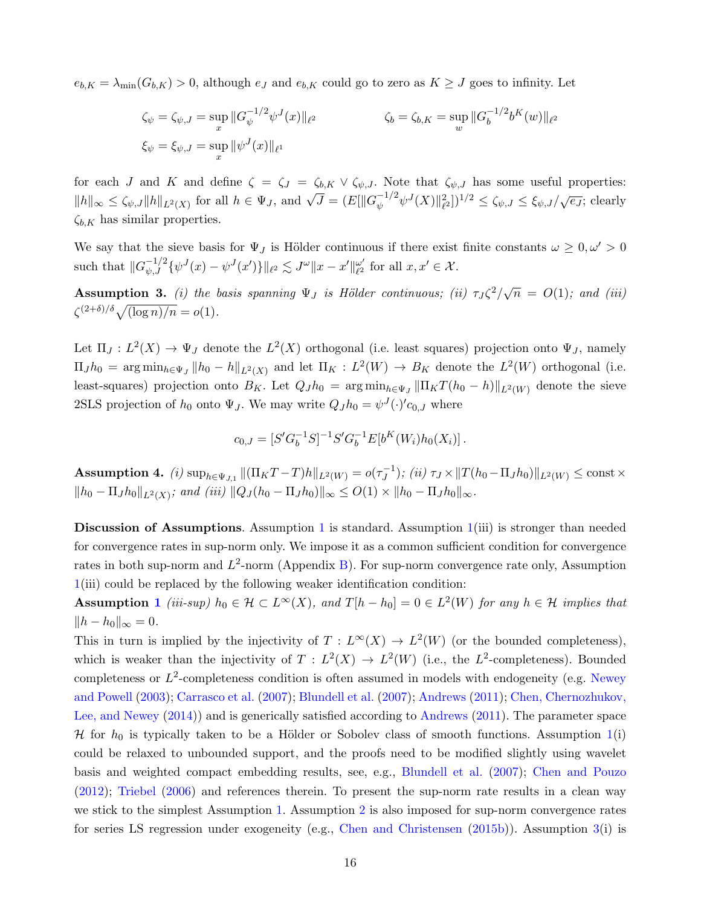$e_{b,K} = \lambda_{\min}(G_{b,K}) > 0$, although $e_J$ and $e_{b,K}$ could go to zero as $K \geq J$ goes to infinity. Let

$$\zeta_\psi = \zeta_{\psi,J} = \sup_x \|G_\psi^{-1/2}\psi^J(x)\|_{\ell^2} \qquad\qquad \zeta_b = \zeta_{b,K} = \sup_w \|G_b^{-1/2}b^K(w)\|_{\ell^2}$$
$$\xi_\psi = \xi_{\psi,J} = \sup_x \|\psi^J(x)\|_{\ell^1}$$

for each $J$ and $K$ and define $\zeta = \zeta_J = \zeta_{b,K} \vee \zeta_{\psi,J}$. Note that $\zeta_{\psi,J}$ has some useful properties: $\|h\|_\infty \leq \zeta_{\psi,J}\|h\|_{L^2(X)}$ for all $h \in \Psi_J$, and $\sqrt{J} = (E[\|G_\psi^{-1/2}\psi^J(X)\|_{\ell^2}^2])^{1/2} \leq \zeta_{\psi,J} \leq \xi_{\psi,J}/\sqrt{e_J}$; clearly $\zeta_{b,K}$ has similar properties.

We say that the sieve basis for $\Psi_J$ is Hölder continuous if there exist finite constants $\omega \geq 0, \omega' > 0$ such that $\|G_{\psi,J}^{-1/2}\{\psi^J(x) - \psi^J(x')\}\|_{\ell^2} \lesssim J^\omega \|x - x'\|_{\ell^2}^{\omega'}$ for all $x, x' \in \mathcal{X}$.

**Assumption 3.** *(i) the basis spanning $\Psi_J$ is Hölder continuous; (ii) $\tau_J\zeta^2/\sqrt{n} = O(1)$; and (iii) $\zeta^{(2+\delta)/\delta}\sqrt{(\log n)/n} = o(1)$.*

Let $\Pi_J : L^2(X) \to \Psi_J$ denote the $L^2(X)$ orthogonal (i.e. least squares) projection onto $\Psi_J$, namely $\Pi_J h_0 = \arg\min_{h\in\Psi_J} \|h_0 - h\|_{L^2(X)}$ and let $\Pi_K : L^2(W) \to B_K$ denote the $L^2(W)$ orthogonal (i.e. least-squares) projection onto $B_K$. Let $Q_J h_0 = \arg\min_{h\in\Psi_J} \|\Pi_K T(h_0 - h)\|_{L^2(W)}$ denote the sieve 2SLS projection of $h_0$ onto $\Psi_J$. We may write $Q_J h_0 = \psi^J(\cdot)' c_{0,J}$ where

$$c_{0,J} = [S'G_b^{-1}S]^{-1}S'G_b^{-1}E[b^K(W_i)h_0(X_i)]\,.$$

**Assumption 4.** *(i) $\sup_{h\in\Psi_{J,1}} \|(\Pi_K T - T)h\|_{L^2(W)} = o(\tau_J^{-1})$; (ii) $\tau_J \times \|T(h_0 - \Pi_J h_0)\|_{L^2(W)} \leq \text{const} \times \|h_0 - \Pi_J h_0\|_{L^2(X)}$; and (iii) $\|Q_J(h_0 - \Pi_J h_0)\|_\infty \leq O(1) \times \|h_0 - \Pi_J h_0\|_\infty$.*

**Discussion of Assumptions**. Assumption 1 is standard. Assumption 1(iii) is stronger than needed for convergence rates in sup-norm only. We impose it as a common sufficient condition for convergence rates in both sup-norm and $L^2$-norm (Appendix B). For sup-norm convergence rate only, Assumption 1(iii) could be replaced by the following weaker identification condition:

**Assumption 1** *(iii-sup) $h_0 \in \mathcal{H} \subset L^\infty(X)$, and $T[h - h_0] = 0 \in L^2(W)$ for any $h \in \mathcal{H}$ implies that $\|h - h_0\|_\infty = 0$.*

This in turn is implied by the injectivity of $T : L^\infty(X) \to L^2(W)$ (or the bounded completeness), which is weaker than the injectivity of $T : L^2(X) \to L^2(W)$ (i.e., the $L^2$-completeness). Bounded completeness or $L^2$-completeness condition is often assumed in models with endogeneity (e.g. Newey and Powell (2003); Carrasco et al. (2007); Blundell et al. (2007); Andrews (2011); Chen, Chernozhukov, Lee, and Newey (2014)) and is generically satisfied according to Andrews (2011). The parameter space $\mathcal{H}$ for $h_0$ is typically taken to be a Hölder or Sobolev class of smooth functions. Assumption 1(i) could be relaxed to unbounded support, and the proofs need to be modified slightly using wavelet basis and weighted compact embedding results, see, e.g., Blundell et al. (2007); Chen and Pouzo (2012); Triebel (2006) and references therein. To present the sup-norm rate results in a clean way we stick to the simplest Assumption 1. Assumption 2 is also imposed for sup-norm convergence rates for series LS regression under exogeneity (e.g., Chen and Christensen (2015b)). Assumption 3(i) is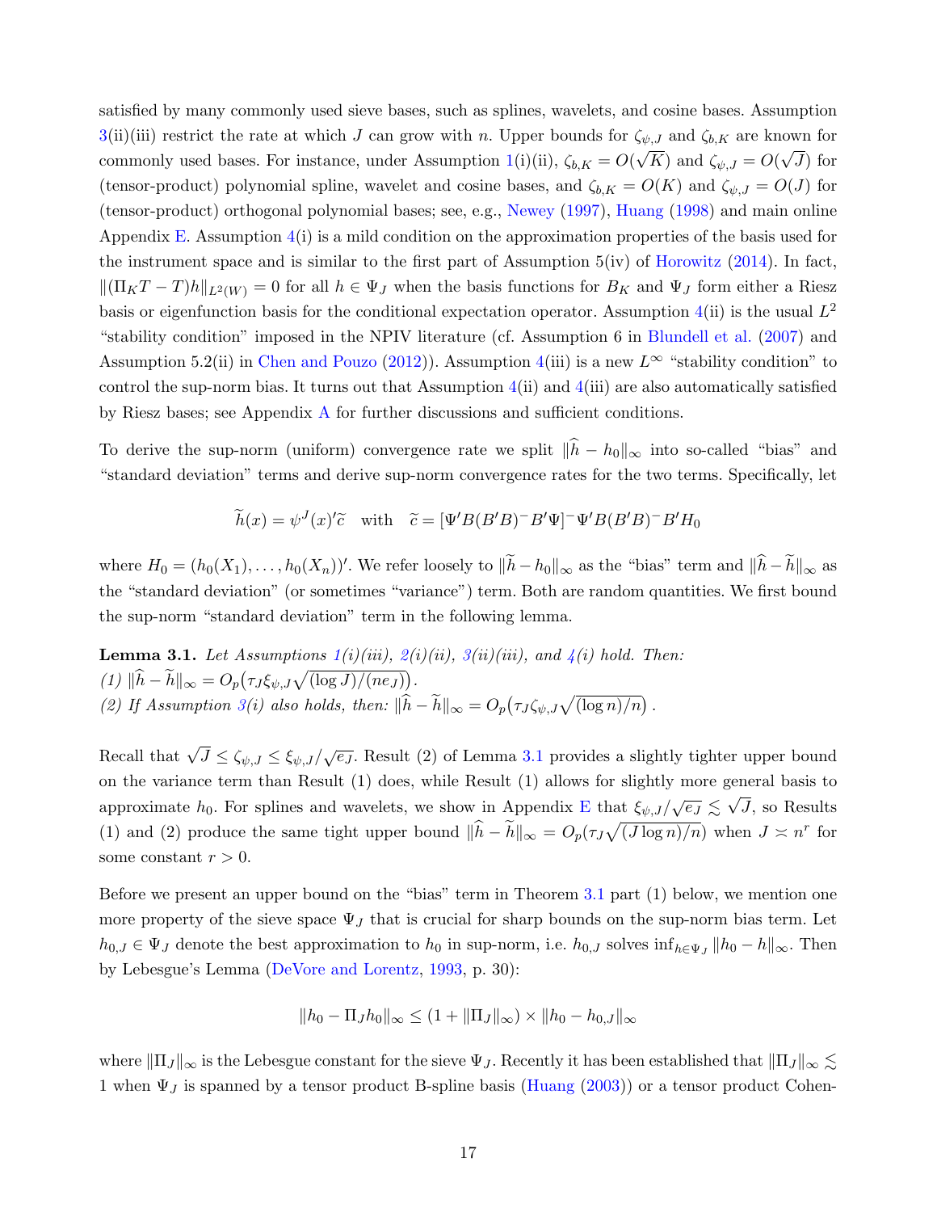satisfied by many commonly used sieve bases, such as splines, wavelets, and cosine bases. Assumption 3(ii)(iii) restrict the rate at which $J$ can grow with $n$. Upper bounds for $\zeta_{\psi,J}$ and $\zeta_{b,K}$ are known for commonly used bases. For instance, under Assumption 1(i)(ii), $\zeta_{b,K} = O(\sqrt{K})$ and $\zeta_{\psi,J} = O(\sqrt{J})$ for (tensor-product) polynomial spline, wavelet and cosine bases, and $\zeta_{b,K} = O(K)$ and $\zeta_{\psi,J} = O(J)$ for (tensor-product) orthogonal polynomial bases; see, e.g., Newey (1997), Huang (1998) and main online Appendix E. Assumption 4(i) is a mild condition on the approximation properties of the basis used for the instrument space and is similar to the first part of Assumption 5(iv) of Horowitz (2014). In fact, $\|(\Pi_K T - T)h\|_{L^2(W)} = 0$ for all $h \in \Psi_J$ when the basis functions for $B_K$ and $\Psi_J$ form either a Riesz basis or eigenfunction basis for the conditional expectation operator. Assumption 4(ii) is the usual $L^2$ "stability condition" imposed in the NPIV literature (cf. Assumption 6 in Blundell et al. (2007) and Assumption 5.2(ii) in Chen and Pouzo (2012)). Assumption 4(iii) is a new $L^\infty$ "stability condition" to control the sup-norm bias. It turns out that Assumption 4(ii) and 4(iii) are also automatically satisfied by Riesz bases; see Appendix A for further discussions and sufficient conditions.

To derive the sup-norm (uniform) convergence rate we split $\|\widehat{h} - h_0\|_\infty$ into so-called "bias" and "standard deviation" terms and derive sup-norm convergence rates for the two terms. Specifically, let

$$\widetilde{h}(x) = \psi^J(x)'\widetilde{c} \quad \text{with} \quad \widetilde{c} = [\Psi' B(B'B)^- B'\Psi]^- \Psi' B(B'B)^- B' H_0$$

where $H_0 = (h_0(X_1), \ldots, h_0(X_n))'$. We refer loosely to $\|\widetilde{h} - h_0\|_\infty$ as the "bias" term and $\|\widehat{h} - \widetilde{h}\|_\infty$ as the "standard deviation" (or sometimes "variance") term. Both are random quantities. We first bound the sup-norm "standard deviation" term in the following lemma.

**Lemma 3.1.** *Let Assumptions 1(i)(iii), 2(i)(ii), 3(ii)(iii), and 4(i) hold. Then:*
*(1)* $\|\widehat{h} - \widetilde{h}\|_\infty = O_p\big(\tau_J \xi_{\psi,J}\sqrt{(\log J)/(n e_J)}\big)$.
*(2) If Assumption 3(i) also holds, then:* $\|\widehat{h} - \widetilde{h}\|_\infty = O_p\big(\tau_J \zeta_{\psi,J}\sqrt{(\log n)/n}\big)$.

Recall that $\sqrt{J} \leq \zeta_{\psi,J} \leq \xi_{\psi,J}/\sqrt{e_J}$. Result (2) of Lemma 3.1 provides a slightly tighter upper bound on the variance term than Result (1) does, while Result (1) allows for slightly more general basis to approximate $h_0$. For splines and wavelets, we show in Appendix E that $\xi_{\psi,J}/\sqrt{e_J} \lesssim \sqrt{J}$, so Results (1) and (2) produce the same tight upper bound $\|\widehat{h} - \widetilde{h}\|_\infty = O_p(\tau_J\sqrt{(J \log n)/n})$ when $J \asymp n^r$ for some constant $r > 0$.

Before we present an upper bound on the "bias" term in Theorem 3.1 part (1) below, we mention one more property of the sieve space $\Psi_J$ that is crucial for sharp bounds on the sup-norm bias term. Let $h_{0,J} \in \Psi_J$ denote the best approximation to $h_0$ in sup-norm, i.e. $h_{0,J}$ solves $\inf_{h \in \Psi_J} \|h_0 - h\|_\infty$. Then by Lebesgue's Lemma (DeVore and Lorentz, 1993, p. 30):

$$\|h_0 - \Pi_J h_0\|_\infty \leq (1 + \|\Pi_J\|_\infty) \times \|h_0 - h_{0,J}\|_\infty$$

where $\|\Pi_J\|_\infty$ is the Lebesgue constant for the sieve $\Psi_J$. Recently it has been established that $\|\Pi_J\|_\infty \lesssim 1$ when $\Psi_J$ is spanned by a tensor product B-spline basis (Huang (2003)) or a tensor product Cohen-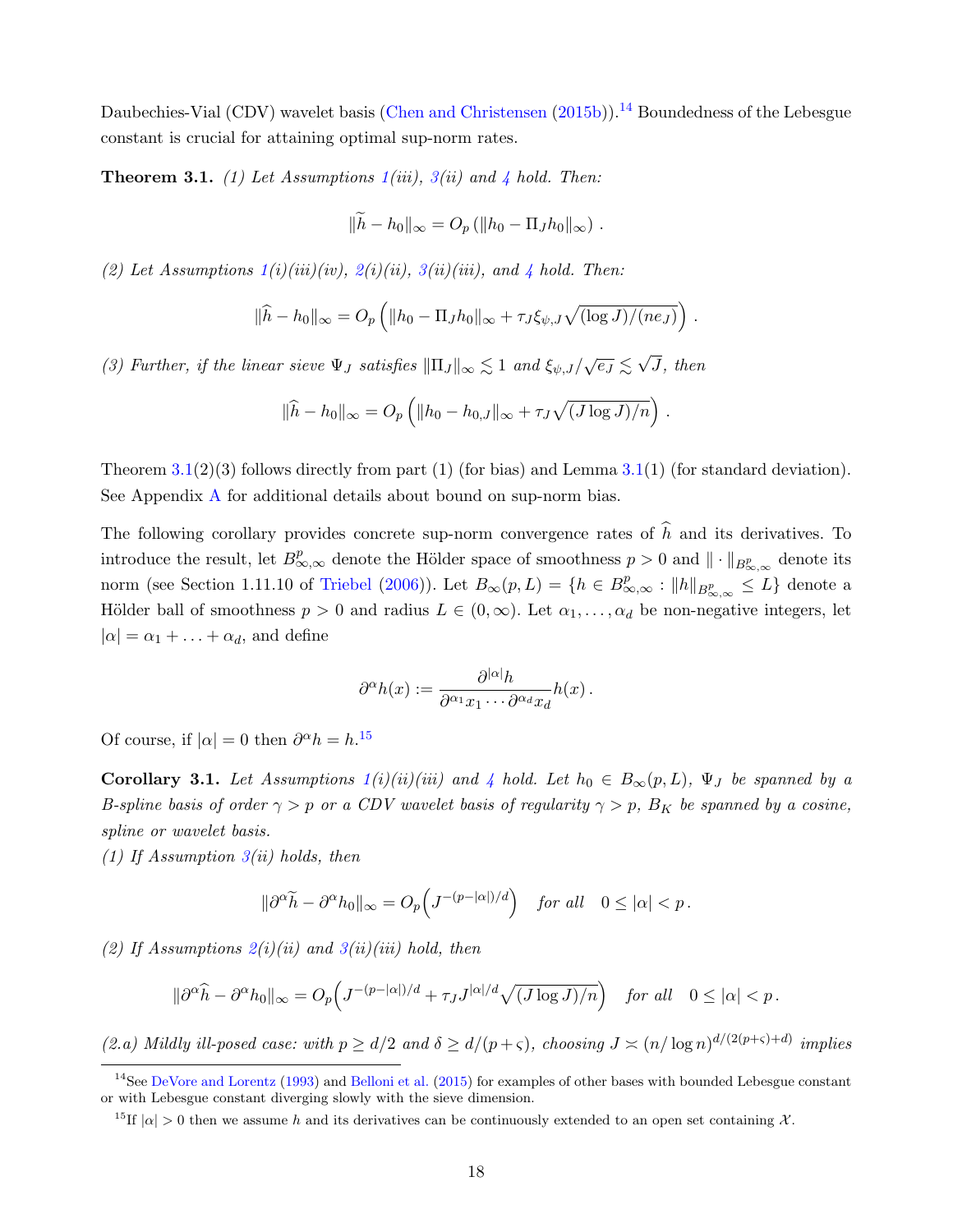Daubechies-Vial (CDV) wavelet basis (Chen and Christensen (2015b)).[14] Boundedness of the Lebesgue constant is crucial for attaining optimal sup-norm rates.

**Theorem 3.1.** *(1) Let Assumptions 1(iii), 3(ii) and 4 hold. Then:*

$$\|\widetilde{h} - h_0\|_\infty = O_p\left(\|h_0 - \Pi_J h_0\|_\infty\right) .$$

*(2) Let Assumptions 1(i)(iii)(iv), 2(i)(ii), 3(ii)(iii), and 4 hold. Then:*

$$\|\widehat{h} - h_0\|_\infty = O_p\left(\|h_0 - \Pi_J h_0\|_\infty + \tau_J \xi_{\psi,J}\sqrt{(\log J)/(n e_J)}\right) .$$

*(3) Further, if the linear sieve $\Psi_J$ satisfies $\|\Pi_J\|_\infty \lesssim 1$ and $\xi_{\psi,J}/\sqrt{e_J} \lesssim \sqrt{J}$, then*

$$\|\widehat{h} - h_0\|_\infty = O_p\left(\|h_0 - h_{0,J}\|_\infty + \tau_J \sqrt{(J \log J)/n}\right) .$$

Theorem 3.1(2)(3) follows directly from part (1) (for bias) and Lemma 3.1(1) (for standard deviation). See Appendix A for additional details about bound on sup-norm bias.

The following corollary provides concrete sup-norm convergence rates of $\widehat{h}$ and its derivatives. To introduce the result, let $B^p_{\infty,\infty}$ denote the Hölder space of smoothness $p > 0$ and $\|\cdot\|_{B^p_{\infty,\infty}}$ denote its norm (see Section 1.11.10 of Triebel (2006)). Let $B_\infty(p, L) = \{h \in B^p_{\infty,\infty} : \|h\|_{B^p_{\infty,\infty}} \leq L\}$ denote a Hölder ball of smoothness $p > 0$ and radius $L \in (0, \infty)$. Let $\alpha_1, \ldots, \alpha_d$ be non-negative integers, let $|\alpha| = \alpha_1 + \ldots + \alpha_d$, and define

$$\partial^\alpha h(x) := \frac{\partial^{|\alpha|} h}{\partial^{\alpha_1} x_1 \cdots \partial^{\alpha_d} x_d} h(x) .$$

Of course, if $|\alpha| = 0$ then $\partial^\alpha h = h$.[15]

**Corollary 3.1.** *Let Assumptions 1(i)(ii)(iii) and 4 hold. Let $h_0 \in B_\infty(p, L)$, $\Psi_J$ be spanned by a B-spline basis of order $\gamma > p$ or a CDV wavelet basis of regularity $\gamma > p$, $B_K$ be spanned by a cosine, spline or wavelet basis.*

*(1) If Assumption 3(ii) holds, then*

$$\|\partial^\alpha \widetilde{h} - \partial^\alpha h_0\|_\infty = O_p\Big(J^{-(p-|\alpha|)/d}\Big) \quad \text{for all} \quad 0 \leq |\alpha| < p .$$

*(2) If Assumptions 2(i)(ii) and 3(ii)(iii) hold, then*

$$\|\partial^\alpha \widehat{h} - \partial^\alpha h_0\|_\infty = O_p\Big(J^{-(p-|\alpha|)/d} + \tau_J J^{|\alpha|/d}\sqrt{(J \log J)/n}\Big) \quad \text{for all} \quad 0 \leq |\alpha| < p .$$

*(2.a) Mildly ill-posed case: with $p \geq d/2$ and $\delta \geq d/(p+\varsigma)$, choosing $J \asymp (n/\log n)^{d/(2(p+\varsigma)+d)}$ implies*

[14] See DeVore and Lorentz (1993) and Belloni et al. (2015) for examples of other bases with bounded Lebesgue constant or with Lebesgue constant diverging slowly with the sieve dimension.

[15] If $|\alpha| > 0$ then we assume $h$ and its derivatives can be continuously extended to an open set containing $\mathcal{X}$.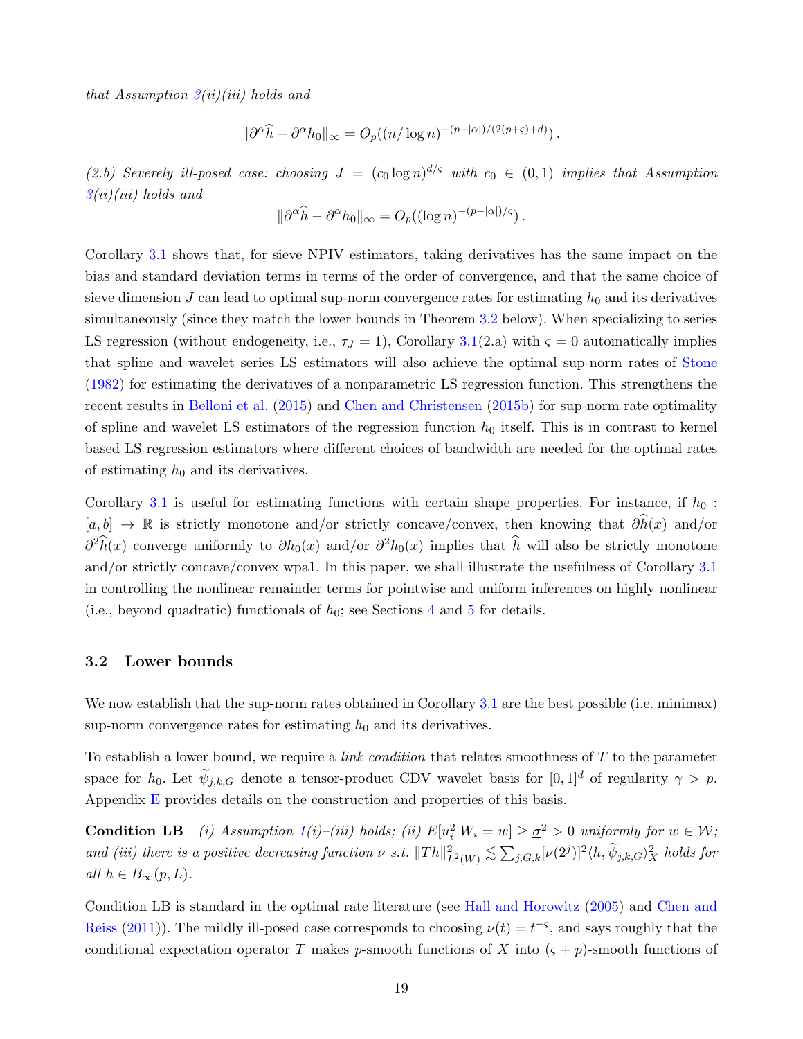*that Assumption 3(ii)(iii) holds and*

$$\|\partial^\alpha \widehat{h} - \partial^\alpha h_0\|_\infty = O_p((n/\log n)^{-(p-|\alpha|)/(2(p+\varsigma)+d)}) .$$

*(2.b) Severely ill-posed case: choosing $J = (c_0 \log n)^{d/\varsigma}$ with $c_0 \in (0,1)$ implies that Assumption 3(ii)(iii) holds and*

$$\|\partial^\alpha \widehat{h} - \partial^\alpha h_0\|_\infty = O_p((\log n)^{-(p-|\alpha|)/\varsigma}) .$$

Corollary 3.1 shows that, for sieve NPIV estimators, taking derivatives has the same impact on the bias and standard deviation terms in terms of the order of convergence, and that the same choice of sieve dimension $J$ can lead to optimal sup-norm convergence rates for estimating $h_0$ and its derivatives simultaneously (since they match the lower bounds in Theorem 3.2 below). When specializing to series LS regression (without endogeneity, i.e., $\tau_J = 1$), Corollary 3.1(2.a) with $\varsigma = 0$ automatically implies that spline and wavelet series LS estimators will also achieve the optimal sup-norm rates of Stone (1982) for estimating the derivatives of a nonparametric LS regression function. This strengthens the recent results in Belloni et al. (2015) and Chen and Christensen (2015b) for sup-norm rate optimality of spline and wavelet LS estimators of the regression function $h_0$ itself. This is in contrast to kernel based LS regression estimators where different choices of bandwidth are needed for the optimal rates of estimating $h_0$ and its derivatives.

Corollary 3.1 is useful for estimating functions with certain shape properties. For instance, if $h_0 : [a,b] \to \mathbb{R}$ is strictly monotone and/or strictly concave/convex, then knowing that $\partial\widehat{h}(x)$ and/or $\partial^2\widehat{h}(x)$ converge uniformly to $\partial h_0(x)$ and/or $\partial^2 h_0(x)$ implies that $\widehat{h}$ will also be strictly monotone and/or strictly concave/convex wpa1. In this paper, we shall illustrate the usefulness of Corollary 3.1 in controlling the nonlinear remainder terms for pointwise and uniform inferences on highly nonlinear (i.e., beyond quadratic) functionals of $h_0$; see Sections 4 and 5 for details.

### 3.2 Lower bounds

We now establish that the sup-norm rates obtained in Corollary 3.1 are the best possible (i.e. minimax) sup-norm convergence rates for estimating $h_0$ and its derivatives.

To establish a lower bound, we require a *link condition* that relates smoothness of $T$ to the parameter space for $h_0$. Let $\widetilde{\psi}_{j,k,G}$ denote a tensor-product CDV wavelet basis for $[0,1]^d$ of regularity $\gamma > p$. Appendix E provides details on the construction and properties of this basis.

**Condition LB** *(i) Assumption 1(i)–(iii) holds; (ii) $E[u_i^2|W_i = w] \geq \underline{\sigma}^2 > 0$ uniformly for $w \in \mathcal{W}$; and (iii) there is a positive decreasing function $\nu$ s.t. $\|Th\|^2_{L^2(W)} \lesssim \sum_{j,G,k}[\nu(2^j)]^2\langle h, \widetilde{\psi}_{j,k,G}\rangle^2_X$ holds for all $h \in B_\infty(p,L)$.*

Condition LB is standard in the optimal rate literature (see Hall and Horowitz (2005) and Chen and Reiss (2011)). The mildly ill-posed case corresponds to choosing $\nu(t) = t^{-\varsigma}$, and says roughly that the conditional expectation operator $T$ makes $p$-smooth functions of $X$ into $(\varsigma + p)$-smooth functions of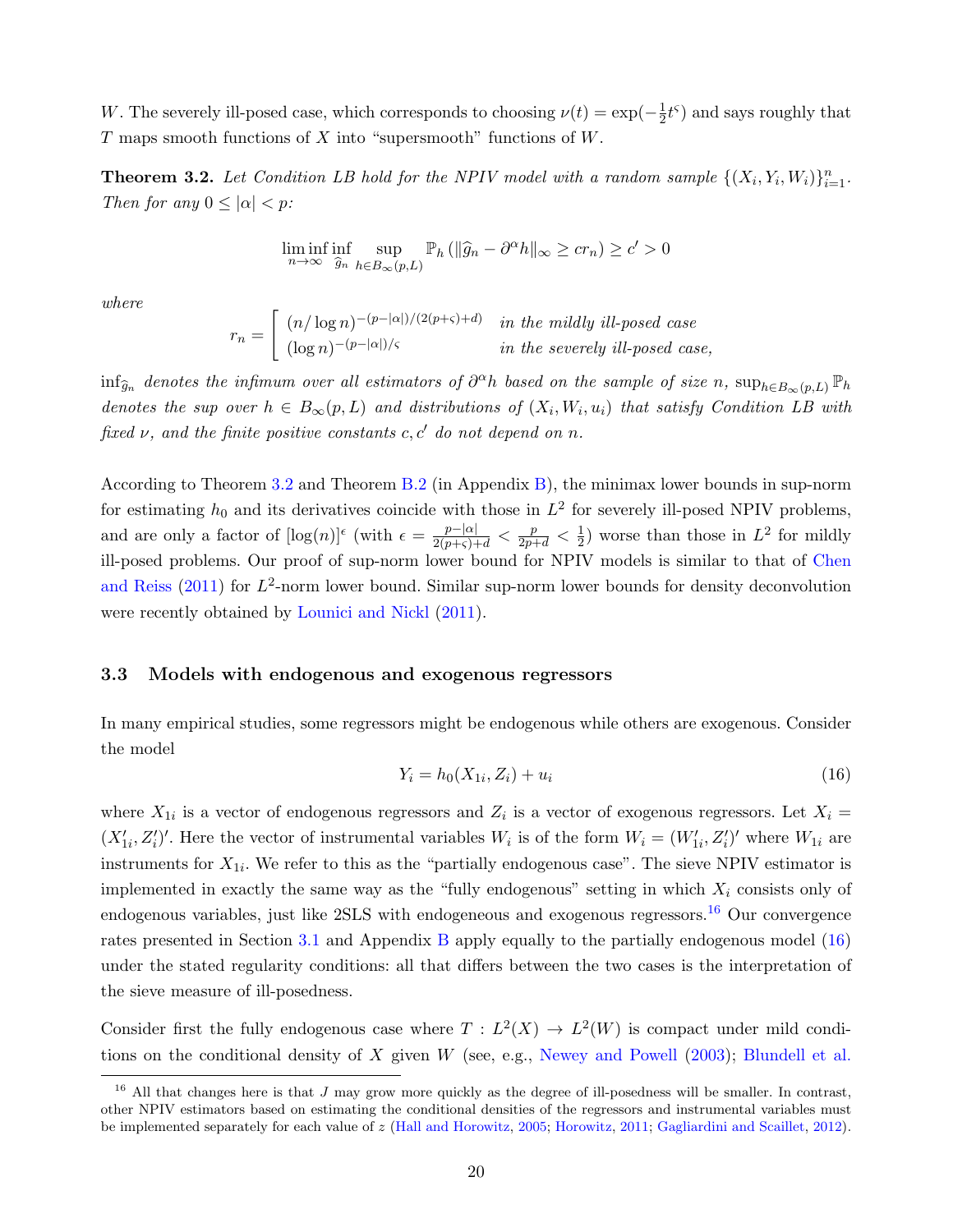$W$. The severely ill-posed case, which corresponds to choosing $\nu(t) = \exp(-\frac{1}{2}t^{\varsigma})$ and says roughly that $T$ maps smooth functions of $X$ into "supersmooth" functions of $W$.

**Theorem 3.2.** *Let Condition LB hold for the NPIV model with a random sample $\{(X_i, Y_i, W_i)\}_{i=1}^n$. Then for any $0 \leq |\alpha| < p$:*

$$\liminf_{n\to\infty} \inf_{\widehat{g}_n} \sup_{h \in B_\infty(p,L)} \mathbb{P}_h \left( \|\widehat{g}_n - \partial^\alpha h\|_\infty \geq c r_n \right) \geq c' > 0$$

*where*

$$r_n = \left[ \begin{array}{ll} (n/\log n)^{-(p-|\alpha|)/(2(p+\varsigma)+d)} & \text{in the mildly ill-posed case} \\ (\log n)^{-(p-|\alpha|)/\varsigma} & \text{in the severely ill-posed case,} \end{array} \right.$$

*$\inf_{\widehat{g}_n}$ denotes the infimum over all estimators of $\partial^\alpha h$ based on the sample of size $n$, $\sup_{h\in B_\infty(p,L)} \mathbb{P}_h$ denotes the sup over $h \in B_\infty(p,L)$ and distributions of $(X_i, W_i, u_i)$ that satisfy Condition LB with fixed $\nu$, and the finite positive constants $c, c'$ do not depend on $n$.*

According to Theorem 3.2 and Theorem B.2 (in Appendix B), the minimax lower bounds in sup-norm for estimating $h_0$ and its derivatives coincide with those in $L^2$ for severely ill-posed NPIV problems, and are only a factor of $[\log(n)]^\epsilon$ (with $\epsilon = \frac{p-|\alpha|}{2(p+\varsigma)+d} < \frac{p}{2p+d} < \frac{1}{2}$) worse than those in $L^2$ for mildly ill-posed problems. Our proof of sup-norm lower bound for NPIV models is similar to that of Chen and Reiss (2011) for $L^2$-norm lower bound. Similar sup-norm lower bounds for density deconvolution were recently obtained by Lounici and Nickl (2011).

### 3.3 Models with endogenous and exogenous regressors

In many empirical studies, some regressors might be endogenous while others are exogenous. Consider the model

$$Y_i = h_0(X_{1i}, Z_i) + u_i \tag{16}$$

where $X_{1i}$ is a vector of endogenous regressors and $Z_i$ is a vector of exogenous regressors. Let $X_i = (X_{1i}', Z_i')'$. Here the vector of instrumental variables $W_i$ is of the form $W_i = (W_{1i}', Z_i')'$ where $W_{1i}$ are instruments for $X_{1i}$. We refer to this as the "partially endogenous case". The sieve NPIV estimator is implemented in exactly the same way as the "fully endogenous" setting in which $X_i$ consists only of endogenous variables, just like 2SLS with endogeneous and exogenous regressors.[16] Our convergence rates presented in Section 3.1 and Appendix B apply equally to the partially endogenous model (16) under the stated regularity conditions: all that differs between the two cases is the interpretation of the sieve measure of ill-posedness.

Consider first the fully endogenous case where $T : L^2(X) \to L^2(W)$ is compact under mild conditions on the conditional density of $X$ given $W$ (see, e.g., Newey and Powell (2003); Blundell et al.

[16] All that changes here is that $J$ may grow more quickly as the degree of ill-posedness will be smaller. In contrast, other NPIV estimators based on estimating the conditional densities of the regressors and instrumental variables must be implemented separately for each value of $z$ (Hall and Horowitz, 2005; Horowitz, 2011; Gagliardini and Scaillet, 2012).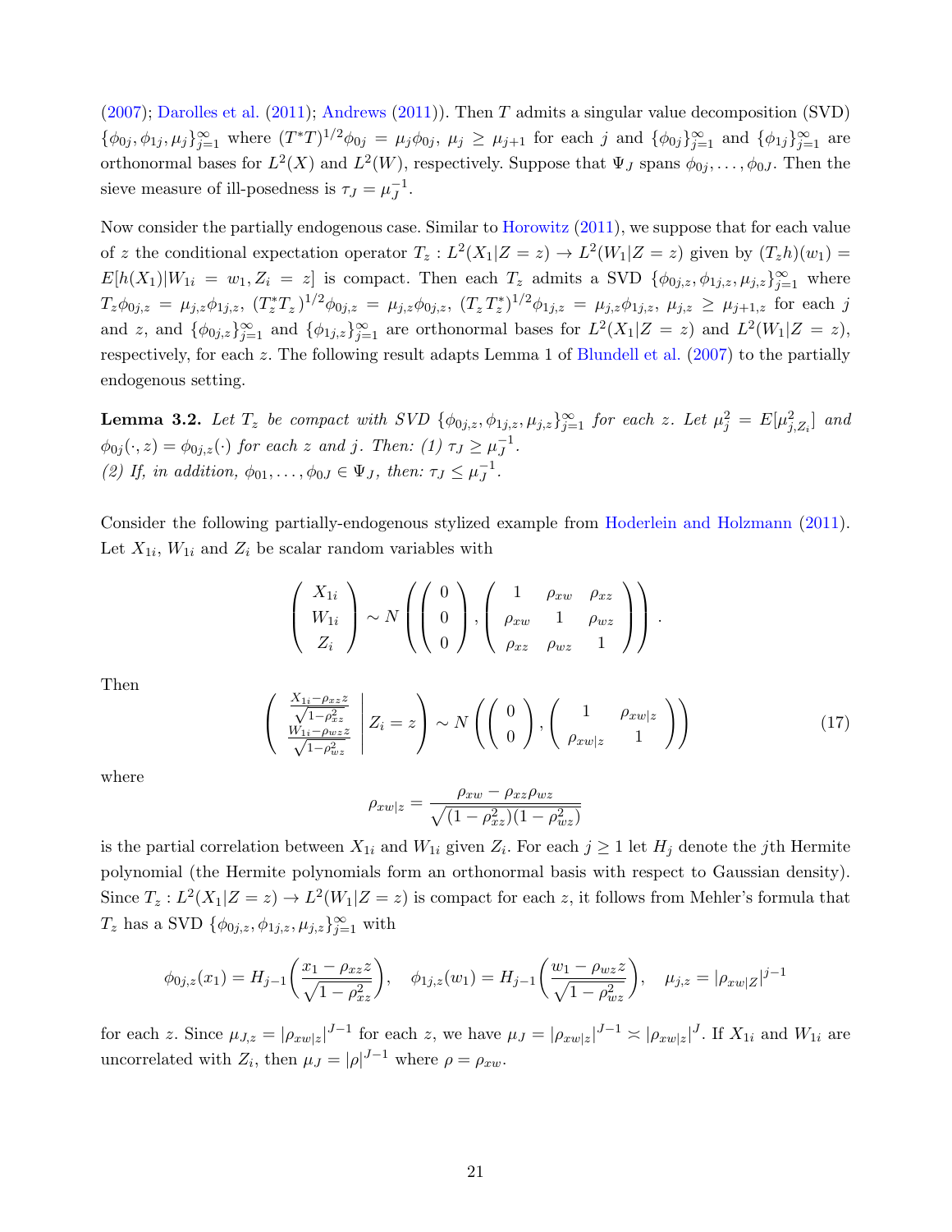(2007); Darolles et al. (2011); Andrews (2011)). Then $T$ admits a singular value decomposition (SVD) $\{\phi_{0j}, \phi_{1j}, \mu_j\}_{j=1}^{\infty}$ where $(T^*T)^{1/2}\phi_{0j} = \mu_j \phi_{0j}$, $\mu_j \geq \mu_{j+1}$ for each $j$ and $\{\phi_{0j}\}_{j=1}^{\infty}$ and $\{\phi_{1j}\}_{j=1}^{\infty}$ are orthonormal bases for $L^2(X)$ and $L^2(W)$, respectively. Suppose that $\Psi_J$ spans $\phi_{0j}, \ldots, \phi_{0J}$. Then the sieve measure of ill-posedness is $\tau_J = \mu_J^{-1}$.

Now consider the partially endogenous case. Similar to Horowitz (2011), we suppose that for each value of $z$ the conditional expectation operator $T_z : L^2(X_1|Z = z) \to L^2(W_1|Z = z)$ given by $(T_z h)(w_1) = E[h(X_1)|W_{1i} = w_1, Z_i = z]$ is compact. Then each $T_z$ admits a SVD $\{\phi_{0j,z}, \phi_{1j,z}, \mu_{j,z}\}_{j=1}^{\infty}$ where $T_z \phi_{0j,z} = \mu_{j,z}\phi_{1j,z}$, $(T_z^* T_z)^{1/2}\phi_{0j,z} = \mu_{j,z}\phi_{0j,z}$, $(T_z T_z^*)^{1/2}\phi_{1j,z} = \mu_{j,z}\phi_{1j,z}$, $\mu_{j,z} \geq \mu_{j+1,z}$ for each $j$ and $z$, and $\{\phi_{0j,z}\}_{j=1}^{\infty}$ and $\{\phi_{1j,z}\}_{j=1}^{\infty}$ are orthonormal bases for $L^2(X_1|Z = z)$ and $L^2(W_1|Z = z)$, respectively, for each $z$. The following result adapts Lemma 1 of Blundell et al. (2007) to the partially endogenous setting.

**Lemma 3.2.** *Let $T_z$ be compact with SVD $\{\phi_{0j,z}, \phi_{1j,z}, \mu_{j,z}\}_{j=1}^{\infty}$ for each $z$. Let $\mu_j^2 = E[\mu_{j,Z_i}^2]$ and $\phi_{0j}(\cdot, z) = \phi_{0j,z}(\cdot)$ for each $z$ and $j$. Then: (1) $\tau_J \geq \mu_J^{-1}$.*
*(2) If, in addition, $\phi_{01}, \ldots, \phi_{0J} \in \Psi_J$, then: $\tau_J \leq \mu_J^{-1}$.*

Consider the following partially-endogenous stylized example from Hoderlein and Holzmann (2011). Let $X_{1i}$, $W_{1i}$ and $Z_i$ be scalar random variables with

$$\begin{pmatrix} X_{1i} \\ W_{1i} \\ Z_i \end{pmatrix} \sim N\left( \begin{pmatrix} 0 \\ 0 \\ 0 \end{pmatrix}, \begin{pmatrix} 1 & \rho_{xw} & \rho_{xz} \\ \rho_{xw} & 1 & \rho_{wz} \\ \rho_{xz} & \rho_{wz} & 1 \end{pmatrix} \right).$$

Then

$$\left( \begin{array}{c} \frac{X_{1i} - \rho_{xz} z}{\sqrt{1-\rho_{xz}^2}} \\ \frac{W_{1i} - \rho_{wz} z}{\sqrt{1-\rho_{wz}^2}} \end{array} \middle| Z_i = z \right) \sim N\left( \begin{pmatrix} 0 \\ 0 \end{pmatrix}, \begin{pmatrix} 1 & \rho_{xw|z} \\ \rho_{xw|z} & 1 \end{pmatrix} \right) \tag{17}$$

where

$$\rho_{xw|z} = \frac{\rho_{xw} - \rho_{xz}\rho_{wz}}{\sqrt{(1-\rho_{xz}^2)(1-\rho_{wz}^2)}}$$

is the partial correlation between $X_{1i}$ and $W_{1i}$ given $Z_i$. For each $j \geq 1$ let $H_j$ denote the $j$th Hermite polynomial (the Hermite polynomials form an orthonormal basis with respect to Gaussian density). Since $T_z : L^2(X_1|Z = z) \to L^2(W_1|Z = z)$ is compact for each $z$, it follows from Mehler's formula that $T_z$ has a SVD $\{\phi_{0j,z}, \phi_{1j,z}, \mu_{j,z}\}_{j=1}^{\infty}$ with

$$\phi_{0j,z}(x_1) = H_{j-1}\left(\frac{x_1 - \rho_{xz} z}{\sqrt{1-\rho_{xz}^2}}\right), \quad \phi_{1j,z}(w_1) = H_{j-1}\left(\frac{w_1 - \rho_{wz} z}{\sqrt{1-\rho_{wz}^2}}\right), \quad \mu_{j,z} = |\rho_{xw|Z}|^{j-1}$$

for each $z$. Since $\mu_{J,z} = |\rho_{xw|z}|^{J-1}$ for each $z$, we have $\mu_J = |\rho_{xw|z}|^{J-1} \asymp |\rho_{xw|z}|^J$. If $X_{1i}$ and $W_{1i}$ are uncorrelated with $Z_i$, then $\mu_J = |\rho|^{J-1}$ where $\rho = \rho_{xw}$.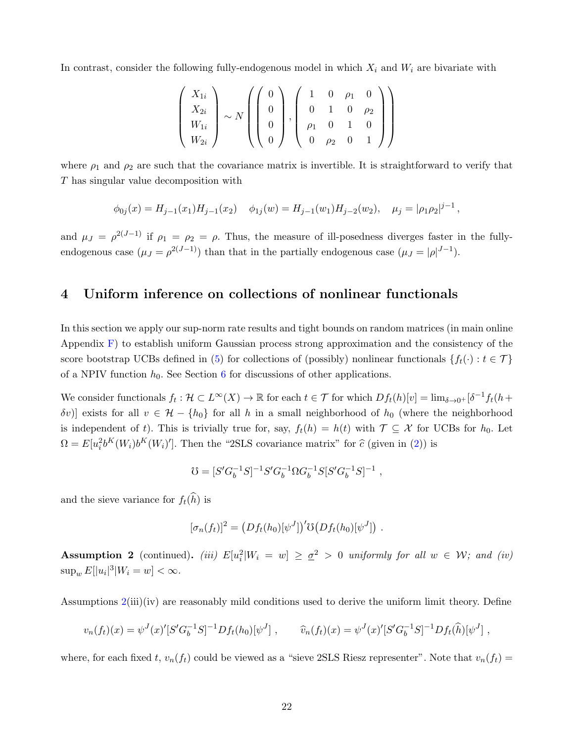In contrast, consider the following fully-endogenous model in which $X_i$ and $W_i$ are bivariate with

$$
\begin{pmatrix} X_{1i} \\ X_{2i} \\ W_{1i} \\ W_{2i} \end{pmatrix} \sim N\left( \begin{pmatrix} 0 \\ 0 \\ 0 \\ 0 \end{pmatrix}, \begin{pmatrix} 1 & 0 & \rho_1 & 0 \\ 0 & 1 & 0 & \rho_2 \\ \rho_1 & 0 & 1 & 0 \\ 0 & \rho_2 & 0 & 1 \end{pmatrix} \right)
$$

where $\rho_1$ and $\rho_2$ are such that the covariance matrix is invertible. It is straightforward to verify that $T$ has singular value decomposition with

$$
\phi_{0j}(x) = H_{j-1}(x_1)H_{j-1}(x_2) \quad \phi_{1j}(w) = H_{j-1}(w_1)H_{j-2}(w_2), \quad \mu_j = |\rho_1\rho_2|^{j-1},
$$

and $\mu_J = \rho^{2(J-1)}$ if $\rho_1 = \rho_2 = \rho$. Thus, the measure of ill-posedness diverges faster in the fully-endogenous case ($\mu_J = \rho^{2(J-1)}$) than that in the partially endogenous case ($\mu_J = |\rho|^{J-1}$).

## 4 Uniform inference on collections of nonlinear functionals

In this section we apply our sup-norm rate results and tight bounds on random matrices (in main online Appendix F) to establish uniform Gaussian process strong approximation and the consistency of the score bootstrap UCBs defined in (5) for collections of (possibly) nonlinear functionals $\{f_t(\cdot) : t \in \mathcal{T}\}$ of a NPIV function $h_0$. See Section 6 for discussions of other applications.

We consider functionals $f_t : \mathcal{H} \subset L^\infty(X) \to \mathbb{R}$ for each $t \in \mathcal{T}$ for which $Df_t(h)[v] = \lim_{\delta \to 0^+}[\delta^{-1} f_t(h + \delta v)]$ exists for all $v \in \mathcal{H} - \{h_0\}$ for all $h$ in a small neighborhood of $h_0$ (where the neighborhood is independent of $t$). This is trivially true for, say, $f_t(h) = h(t)$ with $\mathcal{T} \subseteq \mathcal{X}$ for UCBs for $h_0$. Let $\Omega = E[u_i^2 b^K(W_i)b^K(W_i)']$. Then the "2SLS covariance matrix" for $\widehat{c}$ (given in (2)) is

$$
\mho = [S'G_b^{-1}S]^{-1}S'G_b^{-1}\Omega G_b^{-1}S[S'G_b^{-1}S]^{-1} ,
$$

and the sieve variance for $f_t(\widehat{h})$ is

$$
[\sigma_n(f_t)]^2 = \big(Df_t(h_0)[\psi^J]\big)'\mho\big(Df_t(h_0)[\psi^J]\big) .
$$

**Assumption 2** (continued). *(iii) $E[u_i^2|W_i = w] \geq \underline{\sigma}^2 > 0$ uniformly for all $w \in \mathcal{W}$; and (iv) $\sup_w E[|u_i|^3|W_i = w] < \infty$.*

Assumptions 2(iii)(iv) are reasonably mild conditions used to derive the uniform limit theory. Define

$$
v_n(f_t)(x) = \psi^J(x)'[S'G_b^{-1}S]^{-1}Df_t(h_0)[\psi^J] , \qquad \widehat{v}_n(f_t)(x) = \psi^J(x)'[S'G_b^{-1}S]^{-1}Df_t(\widehat{h})[\psi^J] ,
$$

where, for each fixed $t$, $v_n(f_t)$ could be viewed as a "sieve 2SLS Riesz representer". Note that $v_n(f_t) =$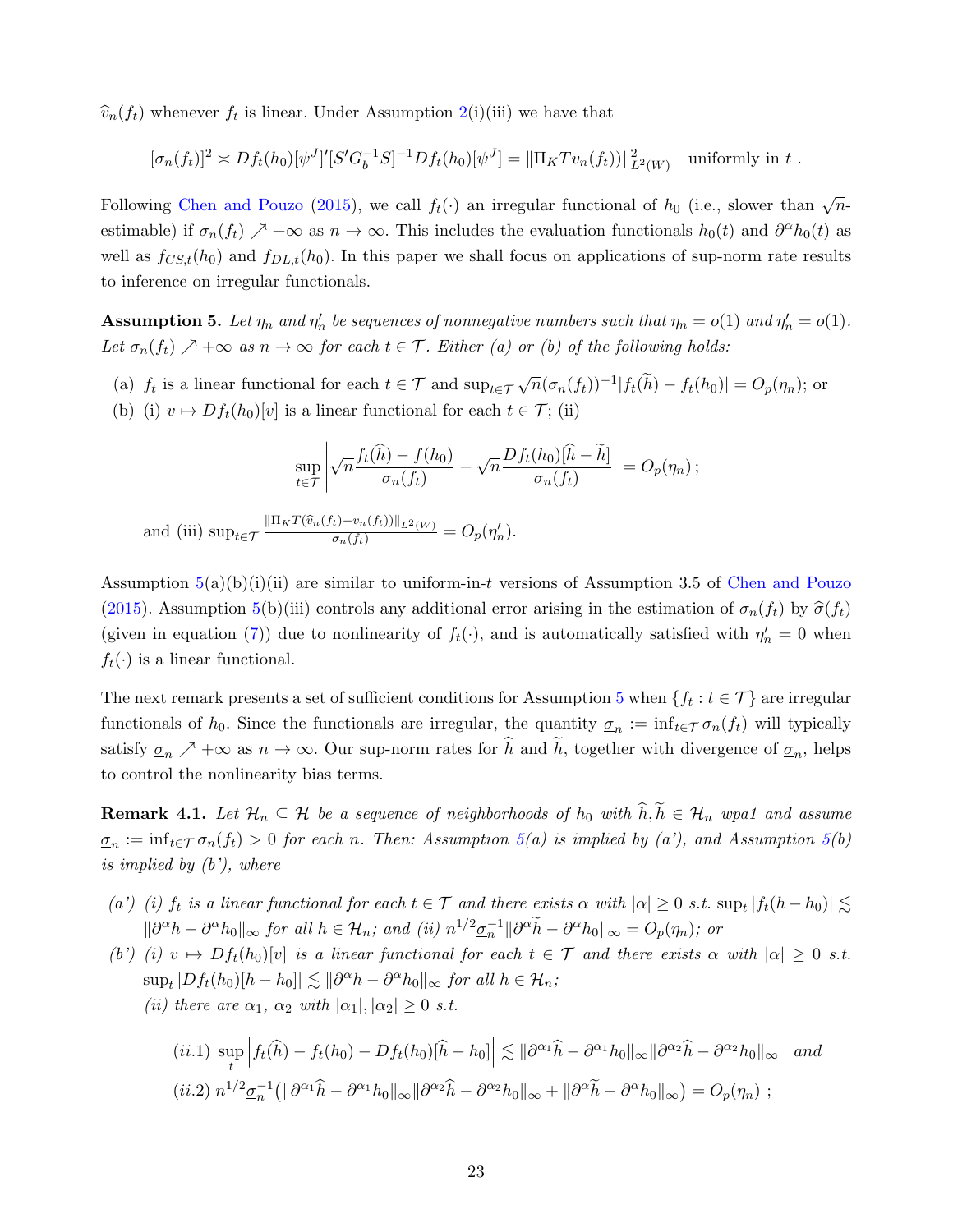$\widehat{v}_n(f_t)$ whenever $f_t$ is linear. Under Assumption 2(i)(iii) we have that

$$[\sigma_n(f_t)]^2 \asymp Df_t(h_0)[\psi^J]'[S'G_b^{-1}S]^{-1}Df_t(h_0)[\psi^J] = \|\Pi_K T v_n(f_t))\|^2_{L^2(W)} \quad \text{uniformly in } t\,.$$

Following Chen and Pouzo (2015), we call $f_t(\cdot)$ an irregular functional of $h_0$ (i.e., slower than $\sqrt{n}$-estimable) if $\sigma_n(f_t) \nearrow +\infty$ as $n \to \infty$. This includes the evaluation functionals $h_0(t)$ and $\partial^\alpha h_0(t)$ as well as $f_{CS,t}(h_0)$ and $f_{DL,t}(h_0)$. In this paper we shall focus on applications of sup-norm rate results to inference on irregular functionals.

**Assumption 5.** *Let $\eta_n$ and $\eta_n'$ be sequences of nonnegative numbers such that $\eta_n = o(1)$ and $\eta_n' = o(1)$. Let $\sigma_n(f_t) \nearrow +\infty$ as $n \to \infty$ for each $t \in \mathcal{T}$. Either (a) or (b) of the following holds:*

(a) $f_t$ is a linear functional for each $t \in \mathcal{T}$ and $\sup_{t\in\mathcal{T}} \sqrt{n}(\sigma_n(f_t))^{-1}|f_t(\widetilde{h}) - f_t(h_0)| = O_p(\eta_n)$; or

(b) (i) $v \mapsto Df_t(h_0)[v]$ is a linear functional for each $t \in \mathcal{T}$; (ii)

$$\sup_{t\in\mathcal{T}} \left| \sqrt{n}\frac{f_t(\widehat{h}) - f(h_0)}{\sigma_n(f_t)} - \sqrt{n}\frac{Df_t(h_0)[\widehat{h} - \widetilde{h}]}{\sigma_n(f_t)} \right| = O_p(\eta_n)\,;$$

and (iii) $\sup_{t\in\mathcal{T}} \frac{\|\Pi_K T(\widehat{v}_n(f_t) - v_n(f_t))\|_{L^2(W)}}{\sigma_n(f_t)} = O_p(\eta_n')$.

Assumption 5(a)(b)(i)(ii) are similar to uniform-in-$t$ versions of Assumption 3.5 of Chen and Pouzo (2015). Assumption 5(b)(iii) controls any additional error arising in the estimation of $\sigma_n(f_t)$ by $\widehat{\sigma}(f_t)$ (given in equation (7)) due to nonlinearity of $f_t(\cdot)$, and is automatically satisfied with $\eta_n' = 0$ when $f_t(\cdot)$ is a linear functional.

The next remark presents a set of sufficient conditions for Assumption 5 when $\{f_t : t \in \mathcal{T}\}$ are irregular functionals of $h_0$. Since the functionals are irregular, the quantity $\underline{\sigma}_n := \inf_{t\in\mathcal{T}} \sigma_n(f_t)$ will typically satisfy $\underline{\sigma}_n \nearrow +\infty$ as $n \to \infty$. Our sup-norm rates for $\widehat{h}$ and $\widetilde{h}$, together with divergence of $\underline{\sigma}_n$, helps to control the nonlinearity bias terms.

**Remark 4.1.** *Let $\mathcal{H}_n \subseteq \mathcal{H}$ be a sequence of neighborhoods of $h_0$ with $\widehat{h}, \widetilde{h} \in \mathcal{H}_n$ wpa1 and assume $\underline{\sigma}_n := \inf_{t\in\mathcal{T}} \sigma_n(f_t) > 0$ for each $n$. Then: Assumption 5(a) is implied by (a'), and Assumption 5(b) is implied by (b'), where*

*(a') (i) $f_t$ is a linear functional for each $t \in \mathcal{T}$ and there exists $\alpha$ with $|\alpha| \geq 0$ s.t. $\sup_t |f_t(h - h_0)| \lesssim \|\partial^\alpha h - \partial^\alpha h_0\|_\infty$ for all $h \in \mathcal{H}_n$; and (ii) $n^{1/2}\underline{\sigma}_n^{-1}\|\partial^\alpha \widetilde{h} - \partial^\alpha h_0\|_\infty = O_p(\eta_n)$; or*

*(b') (i) $v \mapsto Df_t(h_0)[v]$ is a linear functional for each $t \in \mathcal{T}$ and there exists $\alpha$ with $|\alpha| \geq 0$ s.t. $\sup_t |Df_t(h_0)[h - h_0]| \lesssim \|\partial^\alpha h - \partial^\alpha h_0\|_\infty$ for all $h \in \mathcal{H}_n$;*
*(ii) there are $\alpha_1$, $\alpha_2$ with $|\alpha_1|, |\alpha_2| \geq 0$ s.t.*

$$(ii.1)\ \sup_t \left| f_t(\widehat{h}) - f_t(h_0) - Df_t(h_0)[\widehat{h} - h_0] \right| \lesssim \|\partial^{\alpha_1}\widehat{h} - \partial^{\alpha_1}h_0\|_\infty \|\partial^{\alpha_2}\widehat{h} - \partial^{\alpha_2}h_0\|_\infty \quad \textit{and}$$

$$(ii.2)\ n^{1/2}\underline{\sigma}_n^{-1}\big(\|\partial^{\alpha_1}\widehat{h} - \partial^{\alpha_1}h_0\|_\infty \|\partial^{\alpha_2}\widehat{h} - \partial^{\alpha_2}h_0\|_\infty + \|\partial^{\alpha}\widetilde{h} - \partial^{\alpha}h_0\|_\infty\big) = O_p(\eta_n)\ ;$$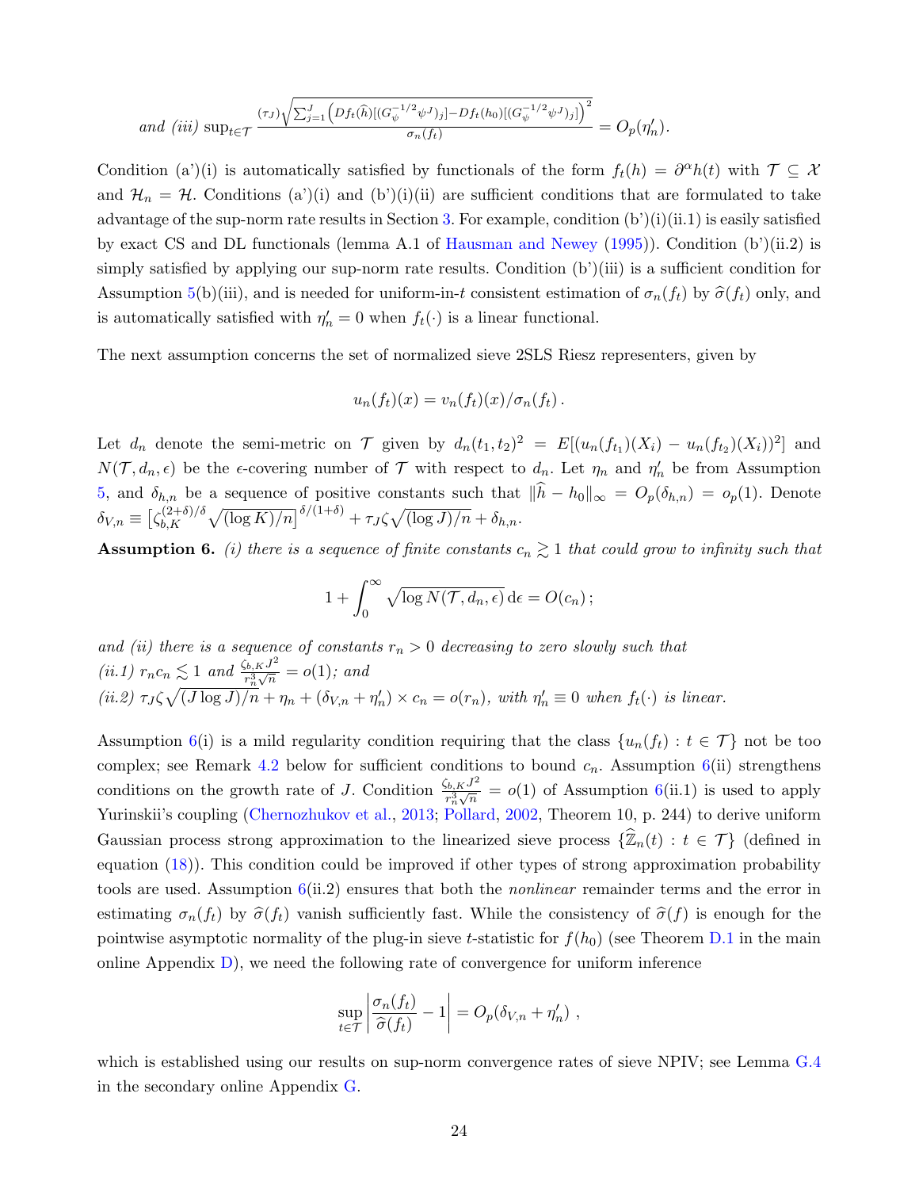*and (iii)* $\sup_{t\in\mathcal{T}} \frac{(\tau_J)\sqrt{\sum_{j=1}^J \left(Df_t(\widehat{h})[(G_\psi^{-1/2}\psi^J)_j] - Df_t(h_0)[(G_\psi^{-1/2}\psi^J)_j]\right)^2}}{\sigma_n(f_t)} = O_p(\eta_n')$.

Condition (a')(i) is automatically satisfied by functionals of the form $f_t(h) = \partial^\alpha h(t)$ with $\mathcal{T} \subseteq \mathcal{X}$ and $\mathcal{H}_n = \mathcal{H}$. Conditions (a')(i) and (b')(i)(ii) are sufficient conditions that are formulated to take advantage of the sup-norm rate results in Section 3. For example, condition (b')(i)(ii.1) is easily satisfied by exact CS and DL functionals (lemma A.1 of Hausman and Newey (1995)). Condition (b')(ii.2) is simply satisfied by applying our sup-norm rate results. Condition (b')(iii) is a sufficient condition for Assumption 5(b)(iii), and is needed for uniform-in-$t$ consistent estimation of $\sigma_n(f_t)$ by $\widehat{\sigma}(f_t)$ only, and is automatically satisfied with $\eta_n' = 0$ when $f_t(\cdot)$ is a linear functional.

The next assumption concerns the set of normalized sieve 2SLS Riesz representers, given by

$$u_n(f_t)(x) = v_n(f_t)(x)/\sigma_n(f_t)\,.$$

Let $d_n$ denote the semi-metric on $\mathcal{T}$ given by $d_n(t_1,t_2)^2 = E[(u_n(f_{t_1})(X_i) - u_n(f_{t_2})(X_i))^2]$ and $N(\mathcal{T}, d_n, \epsilon)$ be the $\epsilon$-covering number of $\mathcal{T}$ with respect to $d_n$. Let $\eta_n$ and $\eta_n'$ be from Assumption 5, and $\delta_{h,n}$ be a sequence of positive constants such that $\|\widehat{h} - h_0\|_\infty = O_p(\delta_{h,n}) = o_p(1)$. Denote $\delta_{V,n} \equiv \left[\zeta_{b,K}^{(2+\delta)/\delta}\sqrt{(\log K)/n}\right]^{\delta/(1+\delta)} + \tau_J\zeta\sqrt{(\log J)/n} + \delta_{h,n}$.

**Assumption 6.** *(i) there is a sequence of finite constants $c_n \gtrsim 1$ that could grow to infinity such that*

$$1 + \int_0^\infty \sqrt{\log N(\mathcal{T}, d_n, \epsilon)}\,\mathrm{d}\epsilon = O(c_n)\,;$$

*and (ii) there is a sequence of constants $r_n > 0$ decreasing to zero slowly such that*
*(ii.1) $r_n c_n \lesssim 1$ and $\frac{\zeta_{b,K}J^2}{r_n^3\sqrt{n}} = o(1)$; and*
*(ii.2) $\tau_J\zeta\sqrt{(J\log J)/n} + \eta_n + (\delta_{V,n} + \eta_n') \times c_n = o(r_n)$, with $\eta_n' \equiv 0$ when $f_t(\cdot)$ is linear.*

Assumption 6(i) is a mild regularity condition requiring that the class $\{u_n(f_t) : t \in \mathcal{T}\}$ not be too complex; see Remark 4.2 below for sufficient conditions to bound $c_n$. Assumption 6(ii) strengthens conditions on the growth rate of $J$. Condition $\frac{\zeta_{b,K}J^2}{r_n^3\sqrt{n}} = o(1)$ of Assumption 6(ii.1) is used to apply Yurinskii's coupling (Chernozhukov et al., 2013; Pollard, 2002, Theorem 10, p. 244) to derive uniform Gaussian process strong approximation to the linearized sieve process $\{\widehat{\mathbb{Z}}_n(t) : t \in \mathcal{T}\}$ (defined in equation (18)). This condition could be improved if other types of strong approximation probability tools are used. Assumption 6(ii.2) ensures that both the *nonlinear* remainder terms and the error in estimating $\sigma_n(f_t)$ by $\widehat{\sigma}(f_t)$ vanish sufficiently fast. While the consistency of $\widehat{\sigma}(f)$ is enough for the pointwise asymptotic normality of the plug-in sieve $t$-statistic for $f(h_0)$ (see Theorem D.1 in the main online Appendix D), we need the following rate of convergence for uniform inference

$$\sup_{t\in\mathcal{T}}\left|\frac{\sigma_n(f_t)}{\widehat{\sigma}(f_t)} - 1\right| = O_p(\delta_{V,n} + \eta_n')\;,$$

which is established using our results on sup-norm convergence rates of sieve NPIV; see Lemma G.4 in the secondary online Appendix G.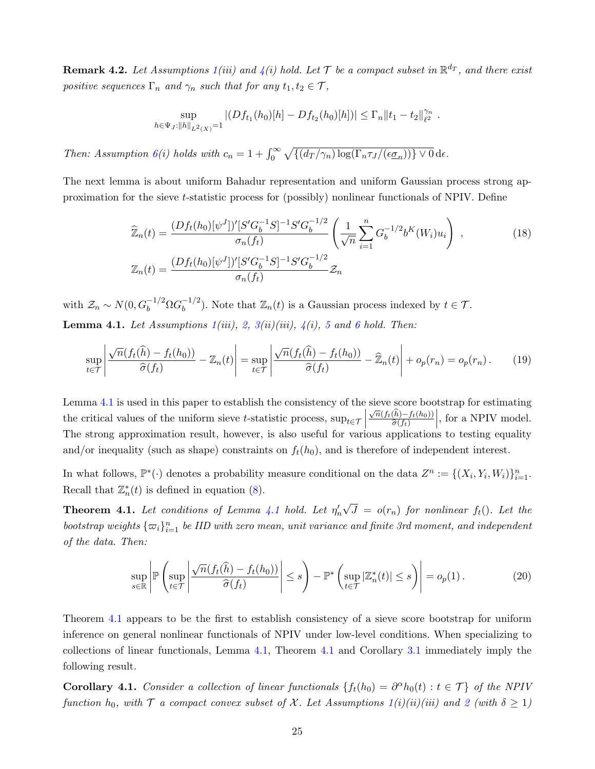**Remark 4.2.** *Let Assumptions 1(iii) and 4(i) hold. Let $\mathcal{T}$ be a compact subset in $\mathbb{R}^{d_T}$, and there exist positive sequences $\Gamma_n$ and $\gamma_n$ such that for any $t_1, t_2 \in \mathcal{T}$,*

$$\sup_{h\in\Psi_J:\|h\|_{L^2(X)}=1} |(Df_{t_1}(h_0)[h] - Df_{t_2}(h_0)[h])| \leq \Gamma_n \|t_1 - t_2\|_{\ell^2}^{\gamma_n} .$$

*Then: Assumption 6(i) holds with $c_n = 1 + \int_0^\infty \sqrt{\{(d_T/\gamma_n)\log(\Gamma_n \tau_J/(\epsilon \underline{\sigma}_n))\} \vee 0}\,\mathrm{d}\epsilon$.*

The next lemma is about uniform Bahadur representation and uniform Gaussian process strong approximation for the sieve $t$-statistic process for (possibly) nonlinear functionals of NPIV. Define

$$\widehat{\mathbb{Z}}_n(t) = \frac{(Df_t(h_0)[\psi^J])'[S'G_b^{-1}S]^{-1}S'G_b^{-1/2}}{\sigma_n(f_t)} \left( \frac{1}{\sqrt{n}} \sum_{i=1}^n G_b^{-1/2} b^K(W_i) u_i \right) , \tag{18}$$

$$\mathbb{Z}_n(t) = \frac{(Df_t(h_0)[\psi^J])'[S'G_b^{-1}S]^{-1}S'G_b^{-1/2}}{\sigma_n(f_t)} \mathcal{Z}_n$$

with $\mathcal{Z}_n \sim N(0, G_b^{-1/2}\Omega G_b^{-1/2})$. Note that $\mathbb{Z}_n(t)$ is a Gaussian process indexed by $t \in \mathcal{T}$.

**Lemma 4.1.** *Let Assumptions 1(iii), 2, 3(ii)(iii), 4(i), 5 and 6 hold. Then:*

$$\sup_{t\in\mathcal{T}} \left| \frac{\sqrt{n}(f_t(\widehat{h}) - f_t(h_0))}{\widehat{\sigma}(f_t)} - \mathbb{Z}_n(t) \right| = \sup_{t\in\mathcal{T}} \left| \frac{\sqrt{n}(f_t(\widehat{h}) - f_t(h_0))}{\widehat{\sigma}(f_t)} - \widehat{\mathbb{Z}}_n(t) \right| + o_p(r_n) = o_p(r_n) . \tag{19}$$

Lemma 4.1 is used in this paper to establish the consistency of the sieve score bootstrap for estimating the critical values of the uniform sieve $t$-statistic process, $\sup_{t\in\mathcal{T}} \left| \frac{\sqrt{n}(f_t(\widehat{h}) - f_t(h_0))}{\widehat{\sigma}(f_t)} \right|$, for a NPIV model. The strong approximation result, however, is also useful for various applications to testing equality and/or inequality (such as shape) constraints on $f_t(h_0)$, and is therefore of independent interest.

In what follows, $\mathbb{P}^*(\cdot)$ denotes a probability measure conditional on the data $Z^n := \{(X_i, Y_i, W_i)\}_{i=1}^n$. Recall that $\mathbb{Z}_n^*(t)$ is defined in equation (8).

**Theorem 4.1.** *Let conditions of Lemma 4.1 hold. Let $\eta_n'\sqrt{J} = o(r_n)$ for nonlinear $f_t()$. Let the bootstrap weights $\{\varpi_i\}_{i=1}^n$ be IID with zero mean, unit variance and finite 3rd moment, and independent of the data. Then:*

$$\sup_{s\in\mathbb{R}} \left| \mathbb{P}\left( \sup_{t\in\mathcal{T}} \left| \frac{\sqrt{n}(f_t(\widehat{h}) - f_t(h_0))}{\widehat{\sigma}(f_t)} \right| \leq s \right) - \mathbb{P}^*\left( \sup_{t\in\mathcal{T}} |\mathbb{Z}_n^*(t)| \leq s \right) \right| = o_p(1) . \tag{20}$$

Theorem 4.1 appears to be the first to establish consistency of a sieve score bootstrap for uniform inference on general nonlinear functionals of NPIV under low-level conditions. When specializing to collections of linear functionals, Lemma 4.1, Theorem 4.1 and Corollary 3.1 immediately imply the following result.

**Corollary 4.1.** *Consider a collection of linear functionals $\{f_t(h_0) = \partial^\alpha h_0(t) : t \in \mathcal{T}\}$ of the NPIV function $h_0$, with $\mathcal{T}$ a compact convex subset of $\mathcal{X}$. Let Assumptions 1(i)(ii)(iii) and 2 (with $\delta \geq 1$)*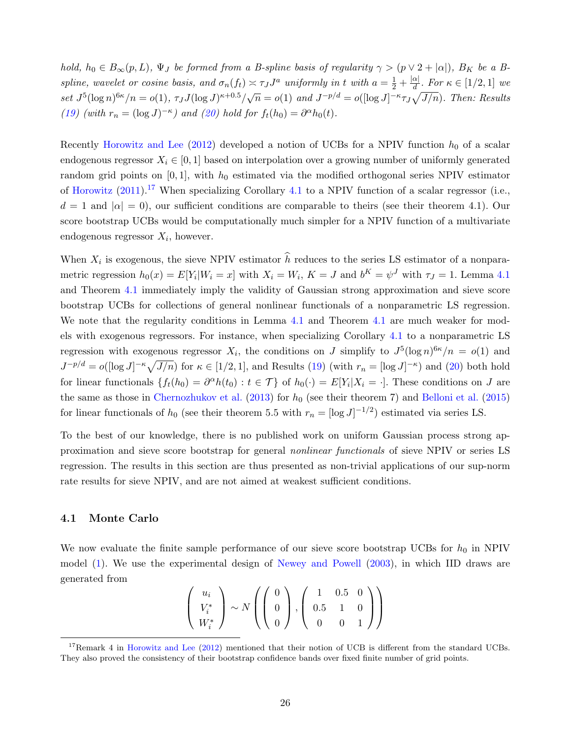*hold, $h_0 \in B_\infty(p, L)$, $\Psi_J$ be formed from a B-spline basis of regularity $\gamma > (p \vee 2 + |\alpha|)$, $B_K$ be a B-spline, wavelet or cosine basis, and $\sigma_n(f_t) \asymp \tau_J J^a$ uniformly in $t$ with $a = \frac{1}{2} + \frac{|\alpha|}{d}$. For $\kappa \in [1/2, 1]$ we set $J^5 (\log n)^{6\kappa}/n = o(1)$, $\tau_J J (\log J)^{\kappa+0.5}/\sqrt{n} = o(1)$ and $J^{-p/d} = o([\log J]^{-\kappa} \tau_J \sqrt{J/n})$. Then: Results (19) (with $r_n = (\log J)^{-\kappa}$) and (20) hold for $f_t(h_0) = \partial^\alpha h_0(t)$.*

Recently Horowitz and Lee (2012) developed a notion of UCBs for a NPIV function $h_0$ of a scalar endogenous regressor $X_i \in [0, 1]$ based on interpolation over a growing number of uniformly generated random grid points on $[0, 1]$, with $h_0$ estimated via the modified orthogonal series NPIV estimator of Horowitz (2011).[17] When specializing Corollary 4.1 to a NPIV function of a scalar regressor (i.e., $d = 1$ and $|\alpha| = 0$), our sufficient conditions are comparable to theirs (see their theorem 4.1). Our score bootstrap UCBs would be computationally much simpler for a NPIV function of a multivariate endogenous regressor $X_i$, however.

When $X_i$ is exogenous, the sieve NPIV estimator $\widehat{h}$ reduces to the series LS estimator of a nonparametric regression $h_0(x) = E[Y_i | W_i = x]$ with $X_i = W_i$, $K = J$ and $b^K = \psi^J$ with $\tau_J = 1$. Lemma 4.1 and Theorem 4.1 immediately imply the validity of Gaussian strong approximation and sieve score bootstrap UCBs for collections of general nonlinear functionals of a nonparametric LS regression. We note that the regularity conditions in Lemma 4.1 and Theorem 4.1 are much weaker for models with exogenous regressors. For instance, when specializing Corollary 4.1 to a nonparametric LS regression with exogenous regressor $X_i$, the conditions on $J$ simplify to $J^5 (\log n)^{6\kappa}/n = o(1)$ and $J^{-p/d} = o([\log J]^{-\kappa} \sqrt{J/n})$ for $\kappa \in [1/2, 1]$, and Results (19) (with $r_n = [\log J]^{-\kappa}$) and (20) both hold for linear functionals $\{f_t(h_0) = \partial^\alpha h(t_0) : t \in \mathcal{T}\}$ of $h_0(\cdot) = E[Y_i | X_i = \cdot]$. These conditions on $J$ are the same as those in Chernozhukov et al. (2013) for $h_0$ (see their theorem 7) and Belloni et al. (2015) for linear functionals of $h_0$ (see their theorem 5.5 with $r_n = [\log J]^{-1/2}$) estimated via series LS.

To the best of our knowledge, there is no published work on uniform Gaussian process strong approximation and sieve score bootstrap for general *nonlinear functionals* of sieve NPIV or series LS regression. The results in this section are thus presented as non-trivial applications of our sup-norm rate results for sieve NPIV, and are not aimed at weakest sufficient conditions.

## 4.1 Monte Carlo

We now evaluate the finite sample performance of our sieve score bootstrap UCBs for $h_0$ in NPIV model (1). We use the experimental design of Newey and Powell (2003), in which IID draws are generated from

$$
\begin{pmatrix} u_i \\ V_i^* \\ W_i^* \end{pmatrix} \sim N \left( \begin{pmatrix} 0 \\ 0 \\ 0 \end{pmatrix}, \begin{pmatrix} 1 & 0.5 & 0 \\ 0.5 & 1 & 0 \\ 0 & 0 & 1 \end{pmatrix} \right)
$$

[17] Remark 4 in Horowitz and Lee (2012) mentioned that their notion of UCB is different from the standard UCBs. They also proved the consistency of their bootstrap confidence bands over fixed finite number of grid points.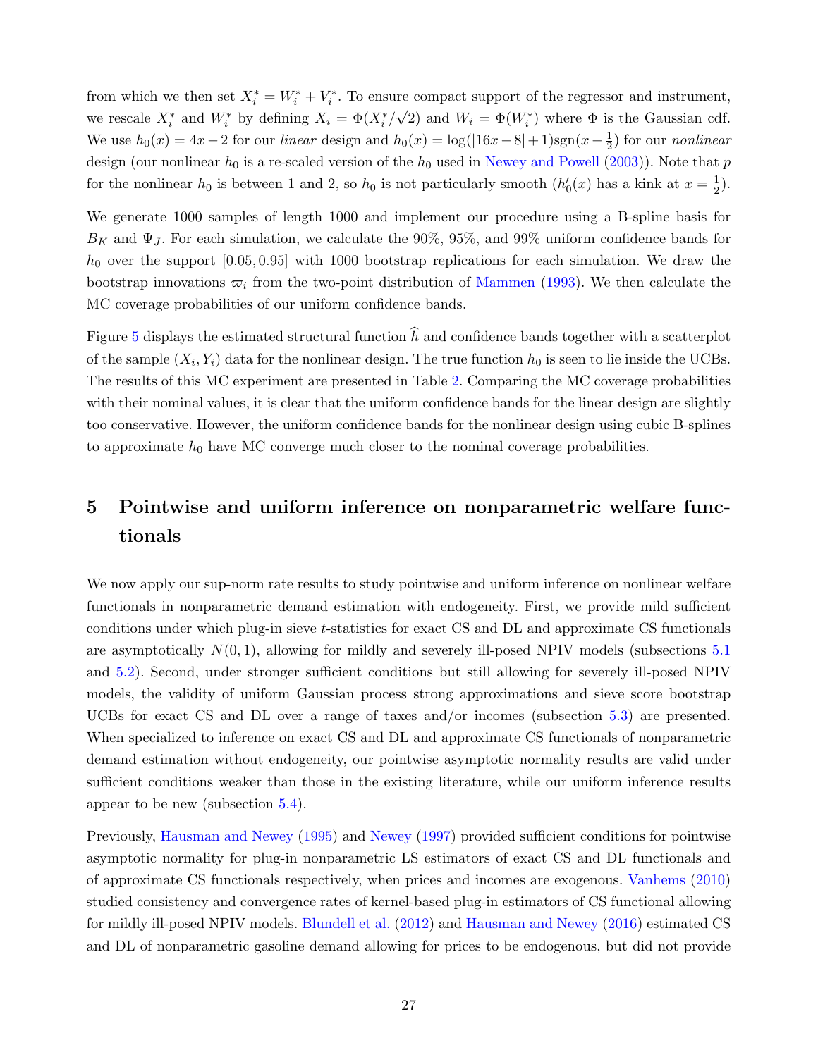from which we then set $X_i^* = W_i^* + V_i^*$. To ensure compact support of the regressor and instrument, we rescale $X_i^*$ and $W_i^*$ by defining $X_i = \Phi(X_i^*/\sqrt{2})$ and $W_i = \Phi(W_i^*)$ where $\Phi$ is the Gaussian cdf. We use $h_0(x) = 4x - 2$ for our *linear* design and $h_0(x) = \log(|16x - 8| + 1)\text{sgn}(x - \frac{1}{2})$ for our *nonlinear* design (our nonlinear $h_0$ is a re-scaled version of the $h_0$ used in Newey and Powell (2003)). Note that $p$ for the nonlinear $h_0$ is between 1 and 2, so $h_0$ is not particularly smooth ($h_0'(x)$ has a kink at $x = \frac{1}{2}$).

We generate 1000 samples of length 1000 and implement our procedure using a B-spline basis for $B_K$ and $\Psi_J$. For each simulation, we calculate the 90%, 95%, and 99% uniform confidence bands for $h_0$ over the support $[0.05, 0.95]$ with 1000 bootstrap replications for each simulation. We draw the bootstrap innovations $\varpi_i$ from the two-point distribution of Mammen (1993). We then calculate the MC coverage probabilities of our uniform confidence bands.

Figure 5 displays the estimated structural function $\widehat{h}$ and confidence bands together with a scatterplot of the sample $(X_i, Y_i)$ data for the nonlinear design. The true function $h_0$ is seen to lie inside the UCBs. The results of this MC experiment are presented in Table 2. Comparing the MC coverage probabilities with their nominal values, it is clear that the uniform confidence bands for the linear design are slightly too conservative. However, the uniform confidence bands for the nonlinear design using cubic B-splines to approximate $h_0$ have MC converge much closer to the nominal coverage probabilities.

# 5 Pointwise and uniform inference on nonparametric welfare functionals

We now apply our sup-norm rate results to study pointwise and uniform inference on nonlinear welfare functionals in nonparametric demand estimation with endogeneity. First, we provide mild sufficient conditions under which plug-in sieve $t$-statistics for exact CS and DL and approximate CS functionals are asymptotically $N(0, 1)$, allowing for mildly and severely ill-posed NPIV models (subsections 5.1 and 5.2). Second, under stronger sufficient conditions but still allowing for severely ill-posed NPIV models, the validity of uniform Gaussian process strong approximations and sieve score bootstrap UCBs for exact CS and DL over a range of taxes and/or incomes (subsection 5.3) are presented. When specialized to inference on exact CS and DL and approximate CS functionals of nonparametric demand estimation without endogeneity, our pointwise asymptotic normality results are valid under sufficient conditions weaker than those in the existing literature, while our uniform inference results appear to be new (subsection 5.4).

Previously, Hausman and Newey (1995) and Newey (1997) provided sufficient conditions for pointwise asymptotic normality for plug-in nonparametric LS estimators of exact CS and DL functionals and of approximate CS functionals respectively, when prices and incomes are exogenous. Vanhems (2010) studied consistency and convergence rates of kernel-based plug-in estimators of CS functional allowing for mildly ill-posed NPIV models. Blundell et al. (2012) and Hausman and Newey (2016) estimated CS and DL of nonparametric gasoline demand allowing for prices to be endogenous, but did not provide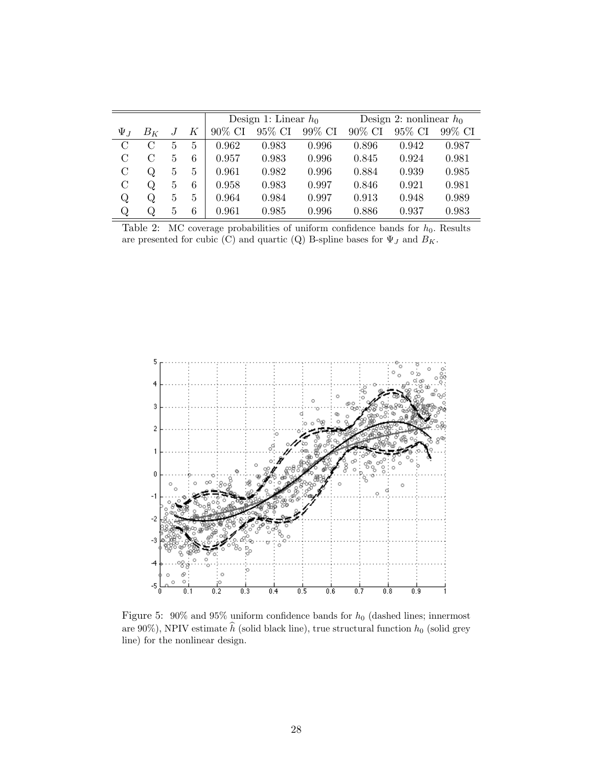| $\Psi_J$ | $B_K$ | $J$ | $K$ | Design 1: Linear $h_0$ 90% CI | Design 1: Linear $h_0$ 95% CI | Design 1: Linear $h_0$ 99% CI | Design 2: nonlinear $h_0$ 90% CI | Design 2: nonlinear $h_0$ 95% CI | Design 2: nonlinear $h_0$ 99% CI |
|---|---|---|---|---|---|---|---|---|---|
| C | C | 5 | 5 | 0.962 | 0.983 | 0.996 | 0.896 | 0.942 | 0.987 |
| C | C | 5 | 6 | 0.957 | 0.983 | 0.996 | 0.845 | 0.924 | 0.981 |
| C | Q | 5 | 5 | 0.961 | 0.982 | 0.996 | 0.884 | 0.939 | 0.985 |
| C | Q | 5 | 6 | 0.958 | 0.983 | 0.997 | 0.846 | 0.921 | 0.981 |
| Q | Q | 5 | 5 | 0.964 | 0.984 | 0.997 | 0.913 | 0.948 | 0.989 |
| Q | Q | 5 | 6 | 0.961 | 0.985 | 0.996 | 0.886 | 0.937 | 0.983 |

Table 2: MC coverage probabilities of uniform confidence bands for $h_0$. Results are presented for cubic (C) and quartic (Q) B-spline bases for $\Psi_J$ and $B_K$.

Figure 5: 90% and 95% uniform confidence bands for $h_0$ (dashed lines; innermost are 90%), NPIV estimate $\widehat{h}$ (solid black line), true structural function $h_0$ (solid grey line) for the nonlinear design.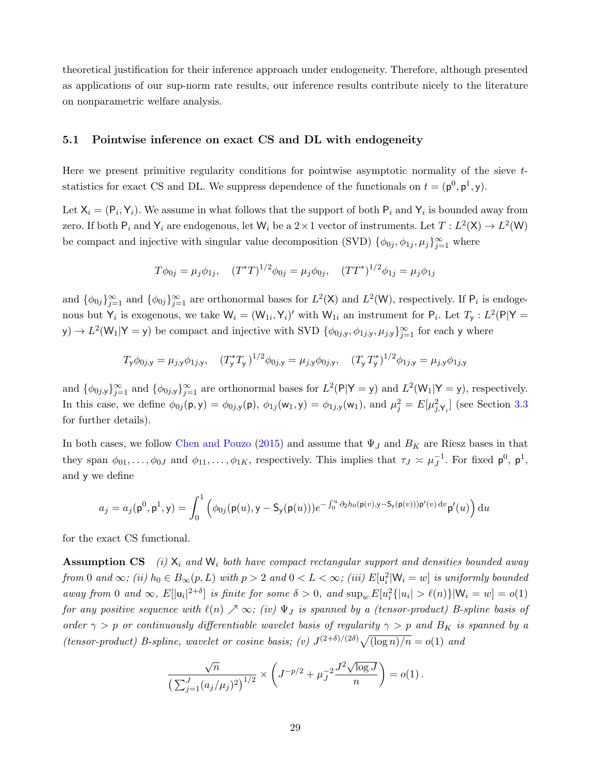theoretical justification for their inference approach under endogeneity. Therefore, although presented as applications of our sup-norm rate results, our inference results contribute nicely to the literature on nonparametric welfare analysis.

### 5.1 Pointwise inference on exact CS and DL with endogeneity

Here we present primitive regularity conditions for pointwise asymptotic normality of the sieve $t$-statistics for exact CS and DL. We suppress dependence of the functionals on $t = (\mathsf{p}^0, \mathsf{p}^1, \mathsf{y})$.

Let $\mathsf{X}_i = (\mathsf{P}_i, \mathsf{Y}_i)$. We assume in what follows that the support of both $\mathsf{P}_i$ and $\mathsf{Y}_i$ is bounded away from zero. If both $\mathsf{P}_i$ and $\mathsf{Y}_i$ are endogenous, let $\mathsf{W}_i$ be a $2 \times 1$ vector of instruments. Let $T : L^2(\mathsf{X}) \to L^2(\mathsf{W})$ be compact and injective with singular value decomposition (SVD) $\{\phi_{0j}, \phi_{1j}, \mu_j\}_{j=1}^\infty$ where

$$T\phi_{0j} = \mu_j \phi_{1j}, \quad (T^*T)^{1/2}\phi_{0j} = \mu_j \phi_{0j}, \quad (TT^*)^{1/2}\phi_{1j} = \mu_j \phi_{1j}$$

and $\{\phi_{0j}\}_{j=1}^\infty$ and $\{\phi_{0j}\}_{j=1}^\infty$ are orthonormal bases for $L^2(\mathsf{X})$ and $L^2(\mathsf{W})$, respectively. If $\mathsf{P}_i$ is endogenous but $\mathsf{Y}_i$ is exogenous, we take $\mathsf{W}_i = (\mathsf{W}_{1i}, \mathsf{Y}_i)'$ with $\mathsf{W}_{1i}$ an instrument for $\mathsf{P}_i$. Let $T_\mathsf{y} : L^2(\mathsf{P}|\mathsf{Y} = \mathsf{y}) \to L^2(\mathsf{W}_1|\mathsf{Y} = \mathsf{y})$ be compact and injective with SVD $\{\phi_{0j,\mathsf{y}}, \phi_{1j,\mathsf{y}}, \mu_{j,\mathsf{y}}\}_{j=1}^\infty$ for each $\mathsf{y}$ where

$$T_\mathsf{y}\phi_{0j,\mathsf{y}} = \mu_{j,\mathsf{y}}\phi_{1j,\mathsf{y}}, \quad (T_\mathsf{y}^* T_\mathsf{y})^{1/2}\phi_{0j,\mathsf{y}} = \mu_{j,\mathsf{y}}\phi_{0j,\mathsf{y}}, \quad (T_\mathsf{y} T_\mathsf{y}^*)^{1/2}\phi_{1j,\mathsf{y}} = \mu_{j,\mathsf{y}}\phi_{1j,\mathsf{y}}$$

and $\{\phi_{0j,\mathsf{y}}\}_{j=1}^\infty$ and $\{\phi_{0j,\mathsf{y}}\}_{j=1}^\infty$ are orthonormal bases for $L^2(\mathsf{P}|\mathsf{Y} = \mathsf{y})$ and $L^2(\mathsf{W}_1|\mathsf{Y} = \mathsf{y})$, respectively. In this case, we define $\phi_{0j}(\mathsf{p}, \mathsf{y}) = \phi_{0j,\mathsf{y}}(\mathsf{p})$, $\phi_{1j}(\mathsf{w}_1, \mathsf{y}) = \phi_{1j,\mathsf{y}}(\mathsf{w}_1)$, and $\mu_j^2 = E[\mu_{j,\mathsf{Y}_i}^2]$ (see Section 3.3 for further details).

In both cases, we follow Chen and Pouzo (2015) and assume that $\Psi_J$ and $B_K$ are Riesz bases in that they span $\phi_{01}, \ldots, \phi_{0J}$ and $\phi_{11}, \ldots, \phi_{1K}$, respectively. This implies that $\tau_J \asymp \mu_J^{-1}$. For fixed $\mathsf{p}^0$, $\mathsf{p}^1$, and $\mathsf{y}$ we define

$$a_j = a_j(\mathsf{p}^0, \mathsf{p}^1, \mathsf{y}) = \int_0^1 \left( \phi_{0j}(\mathsf{p}(u), \mathsf{y} - \mathsf{S}_\mathsf{y}(\mathsf{p}(u))) e^{-\int_0^u \partial_2 h_0(\mathsf{p}(v), \mathsf{y} - \mathsf{S}_\mathsf{y}(\mathsf{p}(v)))\mathsf{p}'(v)\, \mathrm{d}v} \mathsf{p}'(u) \right) \mathrm{d}u$$

for the exact CS functional.

**Assumption CS** *(i) $\mathsf{X}_i$ and $\mathsf{W}_i$ both have compact rectangular support and densities bounded away from 0 and $\infty$; (ii) $h_0 \in B_\infty(p, L)$ with $p > 2$ and $0 < L < \infty$; (iii) $E[\mathsf{u}_i^2|\mathsf{W}_i = w]$ is uniformly bounded away from 0 and $\infty$, $E[|\mathsf{u}_i|^{2+\delta}]$ is finite for some $\delta > 0$, and $\sup_w E[u_i^2\{|u_i| > \ell(n)\}|\mathsf{W}_i = w] = o(1)$ for any positive sequence with $\ell(n) \nearrow \infty$; (iv) $\Psi_J$ is spanned by a (tensor-product) B-spline basis of order $\gamma > p$ or continuously differentiable wavelet basis of regularity $\gamma > p$ and $B_K$ is spanned by a (tensor-product) B-spline, wavelet or cosine basis; (v) $J^{(2+\delta)/(2\delta)}\sqrt{(\log n)/n} = o(1)$ and*

$$\frac{\sqrt{n}}{\left(\sum_{j=1}^J (a_j/\mu_j)^2\right)^{1/2}} \times \left( J^{-p/2} + \mu_J^{-2} \frac{J^2 \sqrt{\log J}}{n} \right) = o(1)\,.$$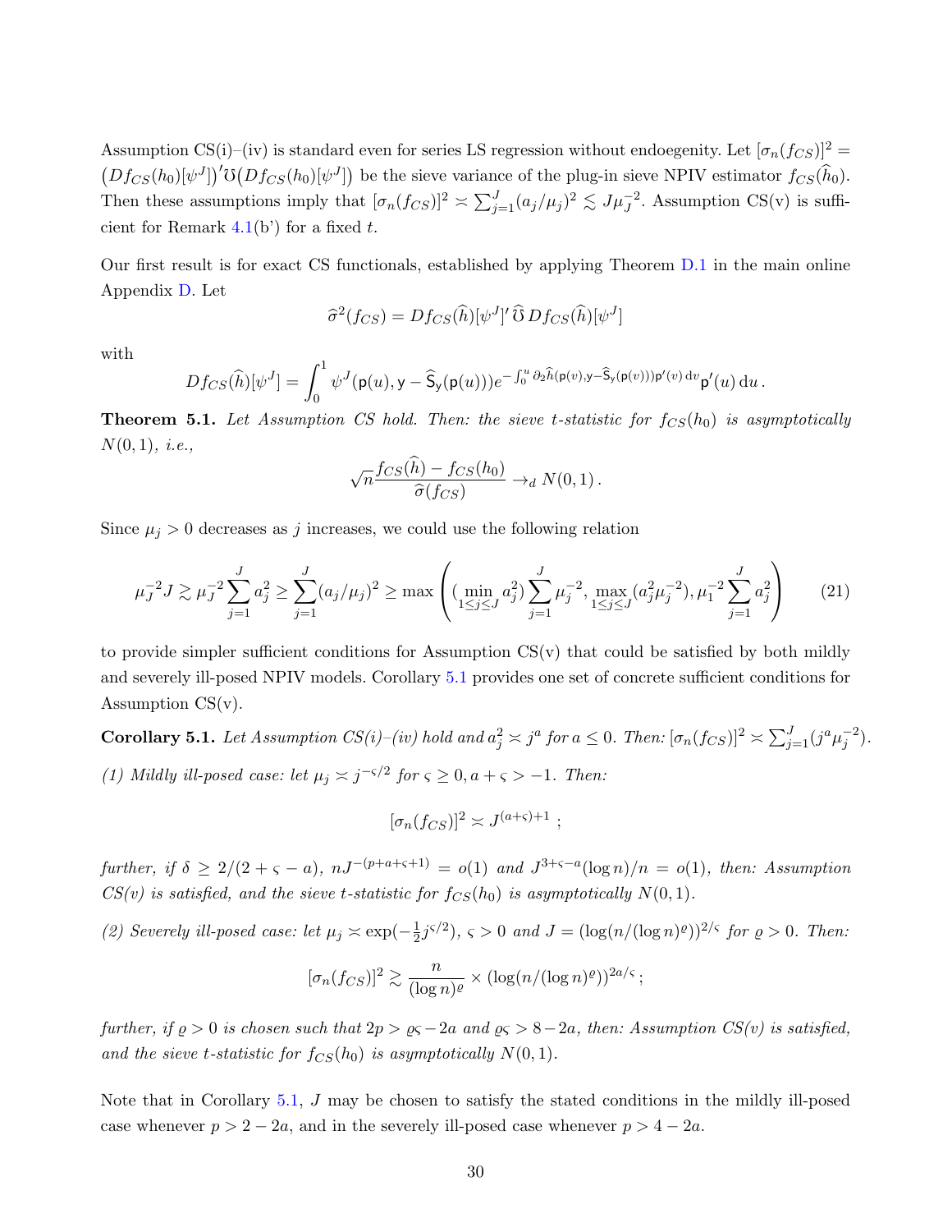Assumption CS(i)–(iv) is standard even for series LS regression without endoegenity. Let $[\sigma_n(f_{CS})]^2 = \big(Df_{CS}(h_0)[\psi^J]\big)'\mho\big(Df_{CS}(h_0)[\psi^J]\big)$ be the sieve variance of the plug-in sieve NPIV estimator $f_{CS}(\widehat{h}_0)$. Then these assumptions imply that $[\sigma_n(f_{CS})]^2 \asymp \sum_{j=1}^J (a_j/\mu_j)^2 \lesssim J\mu_J^{-2}$. Assumption CS(v) is sufficient for Remark 4.1(b') for a fixed $t$.

Our first result is for exact CS functionals, established by applying Theorem D.1 in the main online Appendix D. Let

$$\widehat{\sigma}^2(f_{CS}) = Df_{CS}(\widehat{h})[\psi^J]'\,\widehat{\mho}\,Df_{CS}(\widehat{h})[\psi^J]$$

with

$$Df_{CS}(\widehat{h})[\psi^J] = \int_0^1 \psi^J(\mathsf{p}(u), \mathsf{y} - \widehat{\mathsf{S}}_\mathsf{y}(\mathsf{p}(u)))e^{-\int_0^u \partial_2 \widehat{h}(\mathsf{p}(v), \mathsf{y} - \widehat{\mathsf{S}}_\mathsf{y}(\mathsf{p}(v)))\mathsf{p}'(v)\,\mathrm{d}v}\mathsf{p}'(u)\,\mathrm{d}u\,.$$

**Theorem 5.1.** *Let Assumption CS hold. Then: the sieve t-statistic for $f_{CS}(h_0)$ is asymptotically $N(0,1)$, i.e.,*

$$\sqrt{n}\frac{f_{CS}(\widehat{h}) - f_{CS}(h_0)}{\widehat{\sigma}(f_{CS})} \to_d N(0,1)\,.$$

Since $\mu_j > 0$ decreases as $j$ increases, we could use the following relation

$$\mu_J^{-2}J \gtrsim \mu_J^{-2}\sum_{j=1}^J a_j^2 \geq \sum_{j=1}^J (a_j/\mu_j)^2 \geq \max\left( (\min_{1\leq j\leq J} a_j^2)\sum_{j=1}^J \mu_j^{-2}, \max_{1\leq j \leq J}(a_j^2\mu_j^{-2}), \mu_1^{-2}\sum_{j=1}^J a_j^2 \right) \qquad (21)$$

to provide simpler sufficient conditions for Assumption CS(v) that could be satisfied by both mildly and severely ill-posed NPIV models. Corollary 5.1 provides one set of concrete sufficient conditions for Assumption CS(v).

**Corollary 5.1.** *Let Assumption CS(i)–(iv) hold and $a_j^2 \asymp j^a$ for $a \leq 0$. Then: $[\sigma_n(f_{CS})]^2 \asymp \sum_{j=1}^J (j^a\mu_j^{-2})$.*

*(1) Mildly ill-posed case: let $\mu_j \asymp j^{-\varsigma/2}$ for $\varsigma \geq 0, a + \varsigma > -1$. Then:*

$$[\sigma_n(f_{CS})]^2 \asymp J^{(a+\varsigma)+1}\ ;$$

*further, if $\delta \geq 2/(2+\varsigma-a)$, $nJ^{-(p+a+\varsigma+1)} = o(1)$ and $J^{3+\varsigma-a}(\log n)/n = o(1)$, then: Assumption CS(v) is satisfied, and the sieve t-statistic for $f_{CS}(h_0)$ is asymptotically $N(0,1)$.*

*(2) Severely ill-posed case: let $\mu_j \asymp \exp(-\frac{1}{2}j^{\varsigma/2})$, $\varsigma > 0$ and $J = (\log(n/(\log n)^\varrho))^{2/\varsigma}$ for $\varrho > 0$. Then:*

$$[\sigma_n(f_{CS})]^2 \gtrsim \frac{n}{(\log n)^\varrho} \times (\log(n/(\log n)^\varrho))^{2a/\varsigma}\,;$$

*further, if $\varrho > 0$ is chosen such that $2p > \varrho\varsigma - 2a$ and $\varrho\varsigma > 8 - 2a$, then: Assumption CS(v) is satisfied, and the sieve t-statistic for $f_{CS}(h_0)$ is asymptotically $N(0,1)$.*

Note that in Corollary 5.1, $J$ may be chosen to satisfy the stated conditions in the mildly ill-posed case whenever $p > 2 - 2a$, and in the severely ill-posed case whenever $p > 4 - 2a$.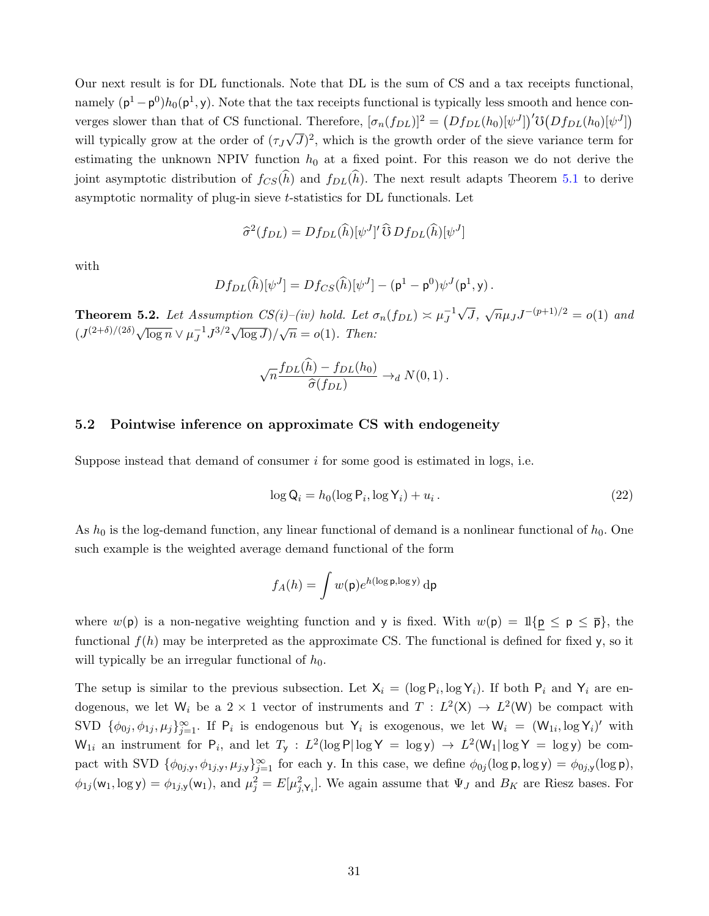Our next result is for DL functionals. Note that DL is the sum of CS and a tax receipts functional, namely $(\mathsf{p}^1 - \mathsf{p}^0)h_0(\mathsf{p}^1, \mathsf{y})$. Note that the tax receipts functional is typically less smooth and hence converges slower than that of CS functional. Therefore, $[\sigma_n(f_{DL})]^2 = \big(Df_{DL}(h_0)[\psi^J]\big)'\mho\big(Df_{DL}(h_0)[\psi^J]\big)$ will typically grow at the order of $(\tau_J\sqrt{J})^2$, which is the growth order of the sieve variance term for estimating the unknown NPIV function $h_0$ at a fixed point. For this reason we do not derive the joint asymptotic distribution of $f_{CS}(\widehat{h})$ and $f_{DL}(\widehat{h})$. The next result adapts Theorem 5.1 to derive asymptotic normality of plug-in sieve $t$-statistics for DL functionals. Let

$$\widehat{\sigma}^2(f_{DL}) = Df_{DL}(\widehat{h})[\psi^J]'\,\widehat{\mho}\,Df_{DL}(\widehat{h})[\psi^J]$$

with

$$Df_{DL}(\widehat{h})[\psi^J] = Df_{CS}(\widehat{h})[\psi^J] - (\mathsf{p}^1 - \mathsf{p}^0)\psi^J(\mathsf{p}^1, \mathsf{y})\,.$$

**Theorem 5.2.** *Let Assumption CS(i)–(iv) hold. Let $\sigma_n(f_{DL}) \asymp \mu_J^{-1}\sqrt{J}$, $\sqrt{n}\mu_J J^{-(p+1)/2} = o(1)$ and $(J^{(2+\delta)/(2\delta)}\sqrt{\log n} \vee \mu_J^{-1}J^{3/2}\sqrt{\log J})/\sqrt{n} = o(1)$. Then:*

$$\sqrt{n}\frac{f_{DL}(\widehat{h}) - f_{DL}(h_0)}{\widehat{\sigma}(f_{DL})} \to_d N(0,1)\,.$$

### 5.2 Pointwise inference on approximate CS with endogeneity

Suppose instead that demand of consumer $i$ for some good is estimated in logs, i.e.

$$\log \mathsf{Q}_i = h_0(\log \mathsf{P}_i, \log \mathsf{Y}_i) + u_i\,. \tag{22}$$

As $h_0$ is the log-demand function, any linear functional of demand is a nonlinear functional of $h_0$. One such example is the weighted average demand functional of the form

$$f_A(h) = \int w(\mathsf{p})e^{h(\log \mathsf{p}, \log \mathsf{y})}\,\mathrm{d}\mathsf{p}$$

where $w(\mathsf{p})$ is a non-negative weighting function and $\mathsf{y}$ is fixed. With $w(\mathsf{p}) = 1\!\!1\{\underline{\mathsf{p}} \leq \mathsf{p} \leq \overline{\mathsf{p}}\}$, the functional $f(h)$ may be interpreted as the approximate CS. The functional is defined for fixed $\mathsf{y}$, so it will typically be an irregular functional of $h_0$.

The setup is similar to the previous subsection. Let $\mathsf{X}_i = (\log \mathsf{P}_i, \log \mathsf{Y}_i)$. If both $\mathsf{P}_i$ and $\mathsf{Y}_i$ are endogenous, we let $\mathsf{W}_i$ be a $2 \times 1$ vector of instruments and $T : L^2(\mathsf{X}) \to L^2(\mathsf{W})$ be compact with SVD $\{\phi_{0j}, \phi_{1j}, \mu_j\}_{j=1}^\infty$. If $\mathsf{P}_i$ is endogenous but $\mathsf{Y}_i$ is exogenous, we let $\mathsf{W}_i = (\mathsf{W}_{1i}, \log \mathsf{Y}_i)'$ with $\mathsf{W}_{1i}$ an instrument for $\mathsf{P}_i$, and let $T_{\mathsf{y}} : L^2(\log \mathsf{P}|\log \mathsf{Y} = \log \mathsf{y}) \to L^2(\mathsf{W}_1|\log \mathsf{Y} = \log \mathsf{y})$ be compact with SVD $\{\phi_{0j,\mathsf{y}}, \phi_{1j,\mathsf{y}}, \mu_{j,\mathsf{y}}\}_{j=1}^\infty$ for each $\mathsf{y}$. In this case, we define $\phi_{0j}(\log \mathsf{p}, \log \mathsf{y}) = \phi_{0j,\mathsf{y}}(\log \mathsf{p})$, $\phi_{1j}(\mathsf{w}_1, \log \mathsf{y}) = \phi_{1j,\mathsf{y}}(\mathsf{w}_1)$, and $\mu_j^2 = E[\mu_{j,\mathsf{Y}_i}^2]$. We again assume that $\Psi_J$ and $B_K$ are Riesz bases. For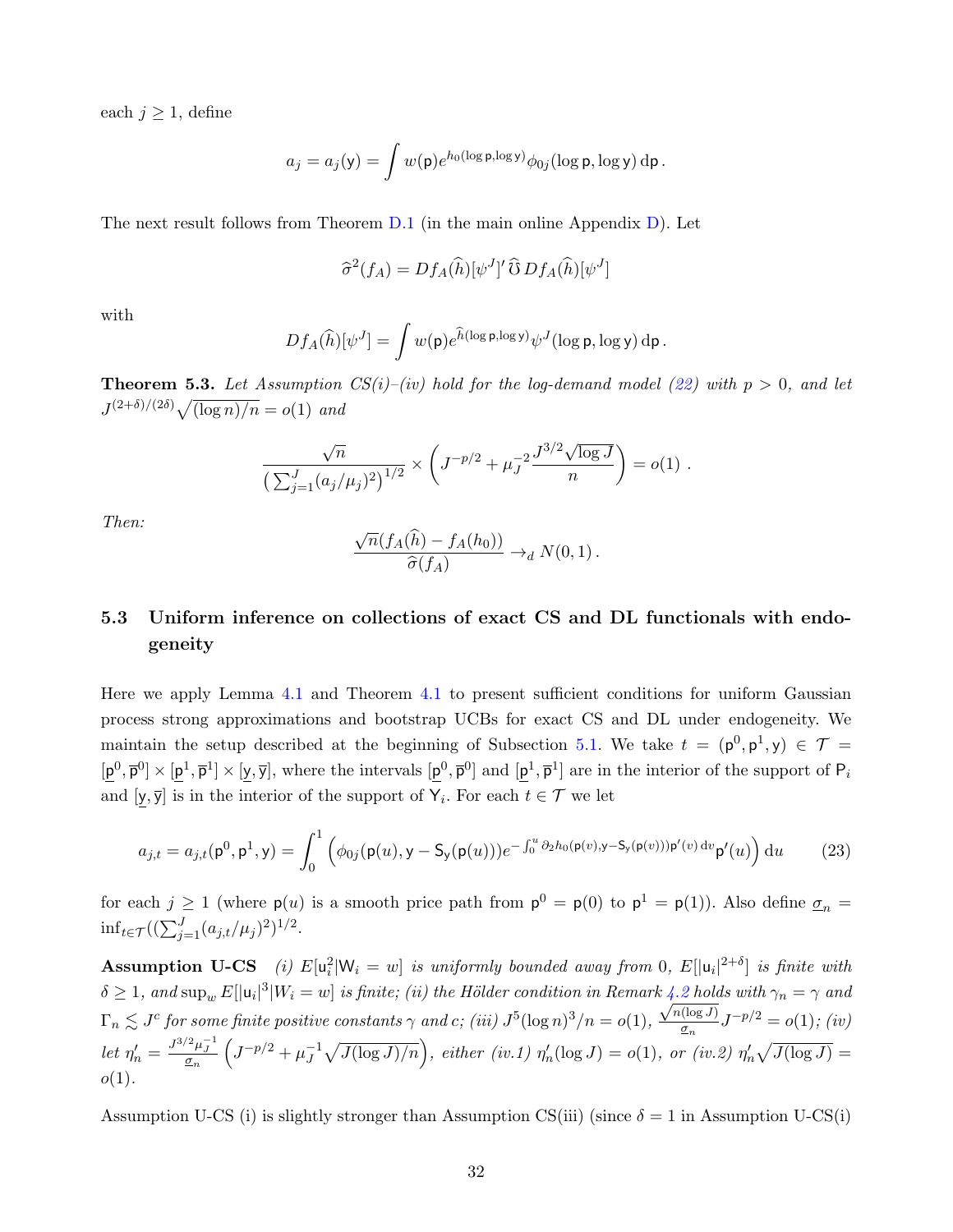each $j \geq 1$, define

$$a_j = a_j(\mathsf{y}) = \int w(\mathsf{p}) e^{h_0(\log \mathsf{p}, \log \mathsf{y})} \phi_{0j}(\log \mathsf{p}, \log \mathsf{y}) \, \mathrm{d}\mathsf{p} \,.$$

The next result follows from Theorem D.1 (in the main online Appendix D). Let

$$\widehat{\sigma}^2(f_A) = Df_A(\widehat{h})[\psi^J]' \widehat{\mho} \, Df_A(\widehat{h})[\psi^J]$$

with

$$Df_A(\widehat{h})[\psi^J] = \int w(\mathsf{p}) e^{\widehat{h}(\log \mathsf{p}, \log \mathsf{y})} \psi^J(\log \mathsf{p}, \log \mathsf{y}) \, \mathrm{d}\mathsf{p} \,.$$

**Theorem 5.3.** *Let Assumption CS(i)–(iv) hold for the log-demand model (22) with $p > 0$, and let $J^{(2+\delta)/(2\delta)} \sqrt{(\log n)/n} = o(1)$ and*

$$\frac{\sqrt{n}}{\left(\sum_{j=1}^J (a_j/\mu_j)^2\right)^{1/2}} \times \left( J^{-p/2} + \mu_J^{-2} \frac{J^{3/2}\sqrt{\log J}}{n} \right) = o(1) \,.$$

*Then:*

$$\frac{\sqrt{n}(f_A(\widehat{h}) - f_A(h_0))}{\widehat{\sigma}(f_A)} \to_d N(0,1) \,.$$

### 5.3 Uniform inference on collections of exact CS and DL functionals with endogeneity

Here we apply Lemma 4.1 and Theorem 4.1 to present sufficient conditions for uniform Gaussian process strong approximations and bootstrap UCBs for exact CS and DL under endogeneity. We maintain the setup described at the beginning of Subsection 5.1. We take $t = (\mathsf{p}^0, \mathsf{p}^1, \mathsf{y}) \in \mathcal{T} = [\underline{\mathsf{p}}^0, \overline{\mathsf{p}}^0] \times [\underline{\mathsf{p}}^1, \overline{\mathsf{p}}^1] \times [\underline{\mathsf{y}}, \overline{\mathsf{y}}]$, where the intervals $[\underline{\mathsf{p}}^0, \overline{\mathsf{p}}^0]$ and $[\underline{\mathsf{p}}^1, \overline{\mathsf{p}}^1]$ are in the interior of the support of $\mathsf{P}_i$ and $[\underline{\mathsf{y}}, \overline{\mathsf{y}}]$ is in the interior of the support of $\mathsf{Y}_i$. For each $t \in \mathcal{T}$ we let

$$a_{j,t} = a_{j,t}(\mathsf{p}^0, \mathsf{p}^1, \mathsf{y}) = \int_0^1 \left( \phi_{0j}(\mathsf{p}(u), \mathsf{y} - \mathsf{S}_\mathsf{y}(\mathsf{p}(u))) e^{-\int_0^u \partial_2 h_0(\mathsf{p}(v), \mathsf{y} - \mathsf{S}_\mathsf{y}(\mathsf{p}(v)))\mathsf{p}'(v) \, \mathrm{d}v} \mathsf{p}'(u) \right) \mathrm{d}u \qquad (23)$$

for each $j \geq 1$ (where $\mathsf{p}(u)$ is a smooth price path from $\mathsf{p}^0 = \mathsf{p}(0)$ to $\mathsf{p}^1 = \mathsf{p}(1)$). Also define $\underline{\sigma}_n = \inf_{t \in \mathcal{T}} ((\sum_{j=1}^J (a_{j,t}/\mu_j)^2)^{1/2}$.

**Assumption U-CS** *(i) $E[\mathsf{u}_i^2 | \mathsf{W}_i = w]$ is uniformly bounded away from 0, $E[|\mathsf{u}_i|^{2+\delta}]$ is finite with $\delta \geq 1$, and $\sup_w E[|\mathsf{u}_i|^3 | W_i = w]$ is finite; (ii) the Hölder condition in Remark 4.2 holds with $\gamma_n = \gamma$ and $\Gamma_n \lesssim J^c$ for some finite positive constants $\gamma$ and $c$; (iii) $J^5(\log n)^3/n = o(1)$, $\frac{\sqrt{n(\log J)}}{\underline{\sigma}_n} J^{-p/2} = o(1)$; (iv) let $\eta_n' = \frac{J^{3/2}\mu_J^{-1}}{\underline{\sigma}_n} \left( J^{-p/2} + \mu_J^{-1} \sqrt{J(\log J)/n} \right)$, either (iv.1) $\eta_n'(\log J) = o(1)$, or (iv.2) $\eta_n' \sqrt{J(\log J)} = o(1)$.*

Assumption U-CS (i) is slightly stronger than Assumption CS(iii) (since $\delta = 1$ in Assumption U-CS(i)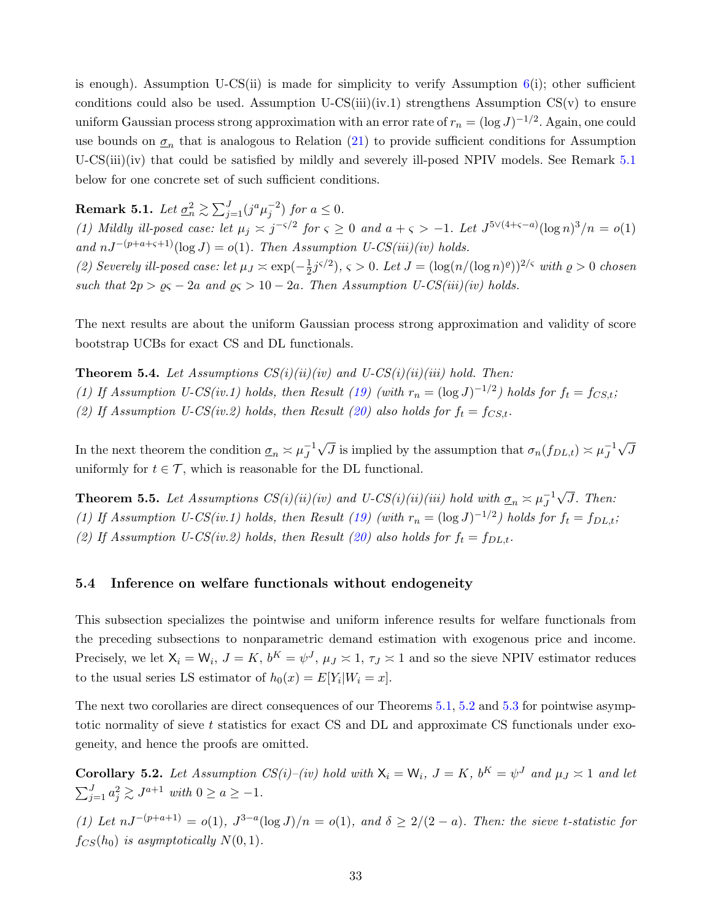is enough). Assumption U-CS(ii) is made for simplicity to verify Assumption 6(i); other sufficient conditions could also be used. Assumption U-CS(iii)(iv.1) strengthens Assumption CS(v) to ensure uniform Gaussian process strong approximation with an error rate of $r_n = (\log J)^{-1/2}$. Again, one could use bounds on $\underline{\sigma}_n$ that is analogous to Relation (21) to provide sufficient conditions for Assumption U-CS(iii)(iv) that could be satisfied by mildly and severely ill-posed NPIV models. See Remark 5.1 below for one concrete set of such sufficient conditions.

**Remark 5.1.** *Let $\underline{\sigma}_n^2 \gtrsim \sum_{j=1}^{J}(j^a \mu_j^{-2})$ for $a \leq 0$.*
*(1) Mildly ill-posed case: let $\mu_j \asymp j^{-\varsigma/2}$ for $\varsigma \geq 0$ and $a + \varsigma > -1$. Let $J^{5\vee(4+\varsigma-a)}(\log n)^3/n = o(1)$ and $nJ^{-(p+a+\varsigma+1)}(\log J) = o(1)$. Then Assumption U-CS(iii)(iv) holds.*
*(2) Severely ill-posed case: let $\mu_J \asymp \exp(-\frac{1}{2}j^{\varsigma/2})$, $\varsigma > 0$. Let $J = (\log(n/(\log n)^{\varrho}))^{2/\varsigma}$ with $\varrho > 0$ chosen such that $2p > \varrho\varsigma - 2a$ and $\varrho\varsigma > 10 - 2a$. Then Assumption U-CS(iii)(iv) holds.*

The next results are about the uniform Gaussian process strong approximation and validity of score bootstrap UCBs for exact CS and DL functionals.

**Theorem 5.4.** *Let Assumptions CS(i)(ii)(iv) and U-CS(i)(ii)(iii) hold. Then:*
*(1) If Assumption U-CS(iv.1) holds, then Result (19) (with $r_n = (\log J)^{-1/2}$) holds for $f_t = f_{CS,t}$;*
*(2) If Assumption U-CS(iv.2) holds, then Result (20) also holds for $f_t = f_{CS,t}$.*

In the next theorem the condition $\underline{\sigma}_n \asymp \mu_J^{-1}\sqrt{J}$ is implied by the assumption that $\sigma_n(f_{DL,t}) \asymp \mu_J^{-1}\sqrt{J}$ uniformly for $t \in \mathcal{T}$, which is reasonable for the DL functional.

**Theorem 5.5.** *Let Assumptions CS(i)(ii)(iv) and U-CS(i)(ii)(iii) hold with $\underline{\sigma}_n \asymp \mu_J^{-1}\sqrt{J}$. Then:*
*(1) If Assumption U-CS(iv.1) holds, then Result (19) (with $r_n = (\log J)^{-1/2}$) holds for $f_t = f_{DL,t}$;*
*(2) If Assumption U-CS(iv.2) holds, then Result (20) also holds for $f_t = f_{DL,t}$.*

### 5.4 Inference on welfare functionals without endogeneity

This subsection specializes the pointwise and uniform inference results for welfare functionals from the preceding subsections to nonparametric demand estimation with exogenous price and income. Precisely, we let $\mathsf{X}_i = \mathsf{W}_i$, $J = K$, $b^K = \psi^J$, $\mu_J \asymp 1$, $\tau_J \asymp 1$ and so the sieve NPIV estimator reduces to the usual series LS estimator of $h_0(x) = E[Y_i|W_i = x]$.

The next two corollaries are direct consequences of our Theorems 5.1, 5.2 and 5.3 for pointwise asymptotic normality of sieve $t$ statistics for exact CS and DL and approximate CS functionals under exogeneity, and hence the proofs are omitted.

**Corollary 5.2.** *Let Assumption CS(i)–(iv) hold with $\mathsf{X}_i = \mathsf{W}_i$, $J = K$, $b^K = \psi^J$ and $\mu_J \asymp 1$ and let $\sum_{j=1}^{J} a_j^2 \gtrsim J^{a+1}$ with $0 \geq a \geq -1$.*

*(1) Let $nJ^{-(p+a+1)} = o(1)$, $J^{3-a}(\log J)/n = o(1)$, and $\delta \geq 2/(2-a)$. Then: the sieve $t$-statistic for $f_{CS}(h_0)$ is asymptotically $N(0,1)$.*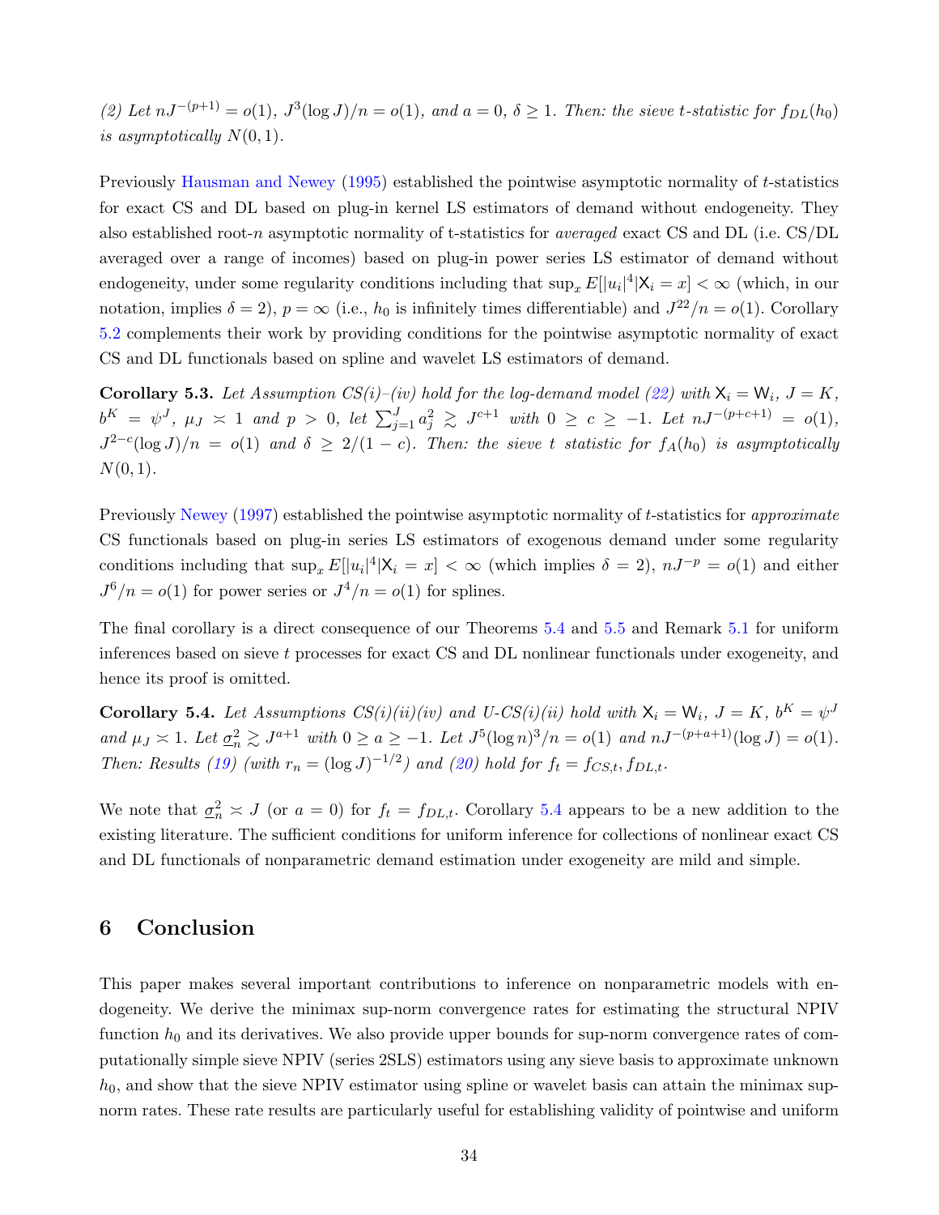*(2) Let $nJ^{-(p+1)} = o(1)$, $J^3(\log J)/n = o(1)$, and $a = 0$, $\delta \geq 1$. Then: the sieve t-statistic for $f_{DL}(h_0)$ is asymptotically $N(0,1)$.*

Previously Hausman and Newey (1995) established the pointwise asymptotic normality of $t$-statistics for exact CS and DL based on plug-in kernel LS estimators of demand without endogeneity. They also established root-$n$ asymptotic normality of t-statistics for *averaged* exact CS and DL (i.e. CS/DL averaged over a range of incomes) based on plug-in power series LS estimator of demand without endogeneity, under some regularity conditions including that $\sup_x E[|u_i|^4|\mathsf{X}_i = x] < \infty$ (which, in our notation, implies $\delta = 2$), $p = \infty$ (i.e., $h_0$ is infinitely times differentiable) and $J^{22}/n = o(1)$. Corollary 5.2 complements their work by providing conditions for the pointwise asymptotic normality of exact CS and DL functionals based on spline and wavelet LS estimators of demand.

**Corollary 5.3.** *Let Assumption CS(i)–(iv) hold for the log-demand model (22) with $\mathsf{X}_i = \mathsf{W}_i$, $J = K$, $b^K = \psi^J$, $\mu_J \asymp 1$ and $p > 0$, let $\sum_{j=1}^{J} a_j^2 \gtrsim J^{c+1}$ with $0 \geq c \geq -1$. Let $nJ^{-(p+c+1)} = o(1)$, $J^{2-c}(\log J)/n = o(1)$ and $\delta \geq 2/(1-c)$. Then: the sieve t statistic for $f_A(h_0)$ is asymptotically $N(0,1)$.*

Previously Newey (1997) established the pointwise asymptotic normality of $t$-statistics for *approximate* CS functionals based on plug-in series LS estimators of exogenous demand under some regularity conditions including that $\sup_x E[|u_i|^4|\mathsf{X}_i = x] < \infty$ (which implies $\delta = 2$), $nJ^{-p} = o(1)$ and either $J^6/n = o(1)$ for power series or $J^4/n = o(1)$ for splines.

The final corollary is a direct consequence of our Theorems 5.4 and 5.5 and Remark 5.1 for uniform inferences based on sieve $t$ processes for exact CS and DL nonlinear functionals under exogeneity, and hence its proof is omitted.

**Corollary 5.4.** *Let Assumptions CS(i)(ii)(iv) and U-CS(i)(ii) hold with $\mathsf{X}_i = \mathsf{W}_i$, $J = K$, $b^K = \psi^J$ and $\mu_J \asymp 1$. Let $\underline{\sigma}_n^2 \gtrsim J^{a+1}$ with $0 \geq a \geq -1$. Let $J^5(\log n)^3/n = o(1)$ and $nJ^{-(p+a+1)}(\log J) = o(1)$. Then: Results (19) (with $r_n = (\log J)^{-1/2}$) and (20) hold for $f_t = f_{CS,t}, f_{DL,t}$.*

We note that $\underline{\sigma}_n^2 \asymp J$ (or $a = 0$) for $f_t = f_{DL,t}$. Corollary 5.4 appears to be a new addition to the existing literature. The sufficient conditions for uniform inference for collections of nonlinear exact CS and DL functionals of nonparametric demand estimation under exogeneity are mild and simple.

# 6 Conclusion

This paper makes several important contributions to inference on nonparametric models with endogeneity. We derive the minimax sup-norm convergence rates for estimating the structural NPIV function $h_0$ and its derivatives. We also provide upper bounds for sup-norm convergence rates of computationally simple sieve NPIV (series 2SLS) estimators using any sieve basis to approximate unknown $h_0$, and show that the sieve NPIV estimator using spline or wavelet basis can attain the minimax sup-norm rates. These rate results are particularly useful for establishing validity of pointwise and uniform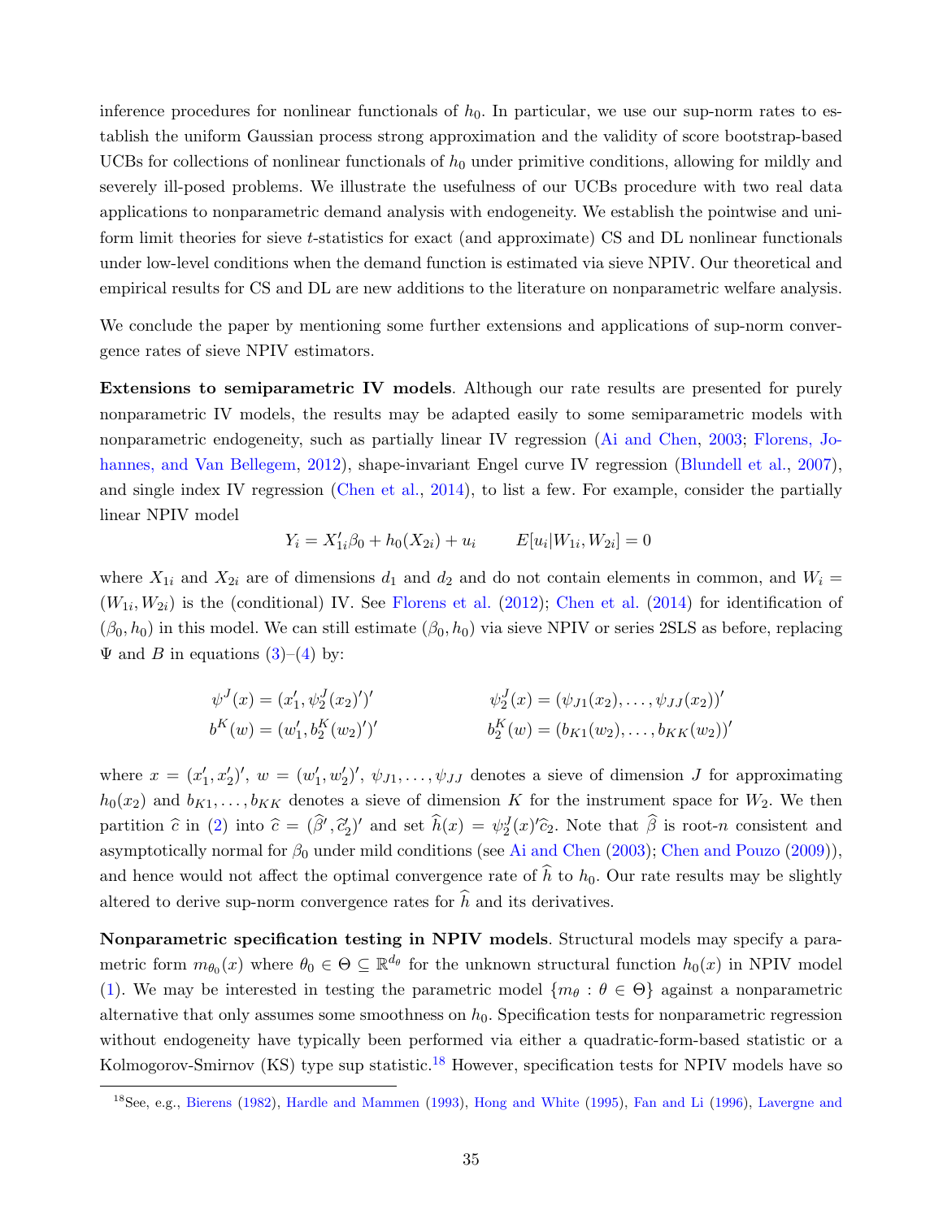inference procedures for nonlinear functionals of $h_0$. In particular, we use our sup-norm rates to establish the uniform Gaussian process strong approximation and the validity of score bootstrap-based UCBs for collections of nonlinear functionals of $h_0$ under primitive conditions, allowing for mildly and severely ill-posed problems. We illustrate the usefulness of our UCBs procedure with two real data applications to nonparametric demand analysis with endogeneity. We establish the pointwise and uniform limit theories for sieve $t$-statistics for exact (and approximate) CS and DL nonlinear functionals under low-level conditions when the demand function is estimated via sieve NPIV. Our theoretical and empirical results for CS and DL are new additions to the literature on nonparametric welfare analysis.

We conclude the paper by mentioning some further extensions and applications of sup-norm convergence rates of sieve NPIV estimators.

**Extensions to semiparametric IV models**. Although our rate results are presented for purely nonparametric IV models, the results may be adapted easily to some semiparametric models with nonparametric endogeneity, such as partially linear IV regression (Ai and Chen, 2003; Florens, Johannes, and Van Bellegem, 2012), shape-invariant Engel curve IV regression (Blundell et al., 2007), and single index IV regression (Chen et al., 2014), to list a few. For example, consider the partially linear NPIV model

$$Y_i = X_{1i}'\beta_0 + h_0(X_{2i}) + u_i \qquad E[u_i|W_{1i}, W_{2i}] = 0$$

where $X_{1i}$ and $X_{2i}$ are of dimensions $d_1$ and $d_2$ and do not contain elements in common, and $W_i = (W_{1i}, W_{2i})$ is the (conditional) IV. See Florens et al. (2012); Chen et al. (2014) for identification of $(\beta_0, h_0)$ in this model. We can still estimate $(\beta_0, h_0)$ via sieve NPIV or series 2SLS as before, replacing $\Psi$ and $B$ in equations (3)–(4) by:

$$\psi^J(x) = (x_1', \psi_2^J(x_2)')' \qquad\qquad \psi_2^J(x) = (\psi_{J1}(x_2), \ldots, \psi_{JJ}(x_2))'$$
$$b^K(w) = (w_1', b_2^K(w_2)')' \qquad\qquad b_2^K(w) = (b_{K1}(w_2), \ldots, b_{KK}(w_2))'$$

where $x = (x_1', x_2')'$, $w = (w_1', w_2')'$, $\psi_{J1}, \ldots, \psi_{JJ}$ denotes a sieve of dimension $J$ for approximating $h_0(x_2)$ and $b_{K1}, \ldots, b_{KK}$ denotes a sieve of dimension $K$ for the instrument space for $W_2$. We then partition $\widehat{c}$ in (2) into $\widehat{c} = (\widehat{\beta}', \widehat{c}_2')'$ and set $\widehat{h}(x) = \psi_2^J(x)'\widehat{c}_2$. Note that $\widehat{\beta}$ is root-$n$ consistent and asymptotically normal for $\beta_0$ under mild conditions (see Ai and Chen (2003); Chen and Pouzo (2009)), and hence would not affect the optimal convergence rate of $\widehat{h}$ to $h_0$. Our rate results may be slightly altered to derive sup-norm convergence rates for $\widehat{h}$ and its derivatives.

**Nonparametric specification testing in NPIV models**. Structural models may specify a parametric form $m_{\theta_0}(x)$ where $\theta_0 \in \Theta \subseteq \mathbb{R}^{d_\theta}$ for the unknown structural function $h_0(x)$ in NPIV model (1). We may be interested in testing the parametric model $\{m_\theta : \theta \in \Theta\}$ against a nonparametric alternative that only assumes some smoothness on $h_0$. Specification tests for nonparametric regression without endogeneity have typically been performed via either a quadratic-form-based statistic or a Kolmogorov-Smirnov (KS) type sup statistic.[18] However, specification tests for NPIV models have so

[18]See, e.g., Bierens (1982), Hardle and Mammen (1993), Hong and White (1995), Fan and Li (1996), Lavergne and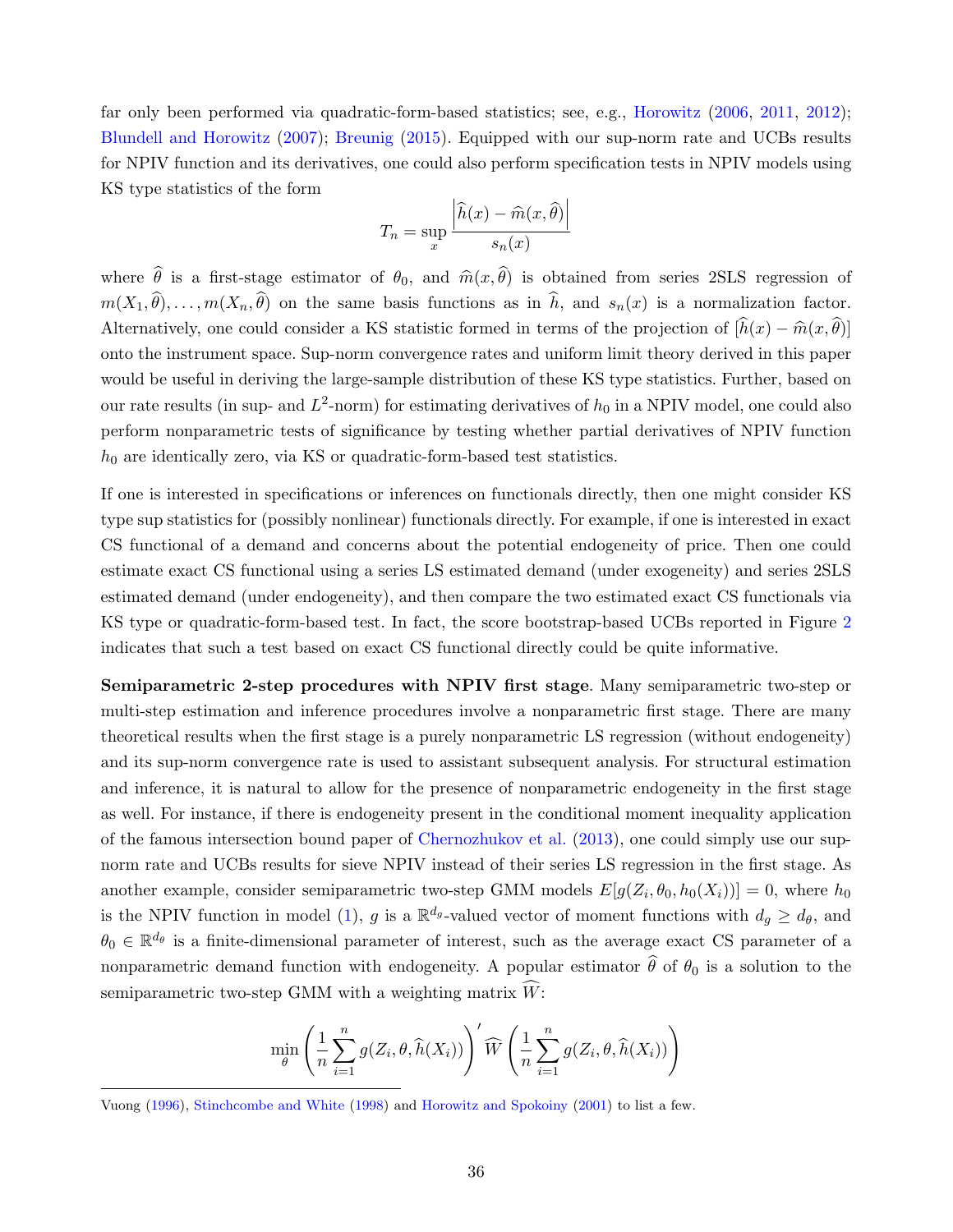far only been performed via quadratic-form-based statistics; see, e.g., Horowitz (2006, 2011, 2012); Blundell and Horowitz (2007); Breunig (2015). Equipped with our sup-norm rate and UCBs results for NPIV function and its derivatives, one could also perform specification tests in NPIV models using KS type statistics of the form

$$T_n = \sup_x \frac{\left|\widehat{h}(x) - \widehat{m}(x, \widehat{\theta})\right|}{s_n(x)}$$

where $\widehat{\theta}$ is a first-stage estimator of $\theta_0$, and $\widehat{m}(x, \widehat{\theta})$ is obtained from series 2SLS regression of $m(X_1, \widehat{\theta}), \ldots, m(X_n, \widehat{\theta})$ on the same basis functions as in $\widehat{h}$, and $s_n(x)$ is a normalization factor. Alternatively, one could consider a KS statistic formed in terms of the projection of $[\widehat{h}(x) - \widehat{m}(x, \widehat{\theta})]$ onto the instrument space. Sup-norm convergence rates and uniform limit theory derived in this paper would be useful in deriving the large-sample distribution of these KS type statistics. Further, based on our rate results (in sup- and $L^2$-norm) for estimating derivatives of $h_0$ in a NPIV model, one could also perform nonparametric tests of significance by testing whether partial derivatives of NPIV function $h_0$ are identically zero, via KS or quadratic-form-based test statistics.

If one is interested in specifications or inferences on functionals directly, then one might consider KS type sup statistics for (possibly nonlinear) functionals directly. For example, if one is interested in exact CS functional of a demand and concerns about the potential endogeneity of price. Then one could estimate exact CS functional using a series LS estimated demand (under exogeneity) and series 2SLS estimated demand (under endogeneity), and then compare the two estimated exact CS functionals via KS type or quadratic-form-based test. In fact, the score bootstrap-based UCBs reported in Figure 2 indicates that such a test based on exact CS functional directly could be quite informative.

**Semiparametric 2-step procedures with NPIV first stage**. Many semiparametric two-step or multi-step estimation and inference procedures involve a nonparametric first stage. There are many theoretical results when the first stage is a purely nonparametric LS regression (without endogeneity) and its sup-norm convergence rate is used to assistant subsequent analysis. For structural estimation and inference, it is natural to allow for the presence of nonparametric endogeneity in the first stage as well. For instance, if there is endogeneity present in the conditional moment inequality application of the famous intersection bound paper of Chernozhukov et al. (2013), one could simply use our sup-norm rate and UCBs results for sieve NPIV instead of their series LS regression in the first stage. As another example, consider semiparametric two-step GMM models $E[g(Z_i, \theta_0, h_0(X_i))] = 0$, where $h_0$ is the NPIV function in model (1), $g$ is a $\mathbb{R}^{d_g}$-valued vector of moment functions with $d_g \geq d_\theta$, and $\theta_0 \in \mathbb{R}^{d_\theta}$ is a finite-dimensional parameter of interest, such as the average exact CS parameter of a nonparametric demand function with endogeneity. A popular estimator $\widehat{\theta}$ of $\theta_0$ is a solution to the semiparametric two-step GMM with a weighting matrix $\widehat{W}$:

$$\min_\theta \left(\frac{1}{n}\sum_{i=1}^n g(Z_i, \theta, \widehat{h}(X_i))\right)' \widehat{W} \left(\frac{1}{n}\sum_{i=1}^n g(Z_i, \theta, \widehat{h}(X_i))\right)$$

Vuong (1996), Stinchcombe and White (1998) and Horowitz and Spokoiny (2001) to list a few.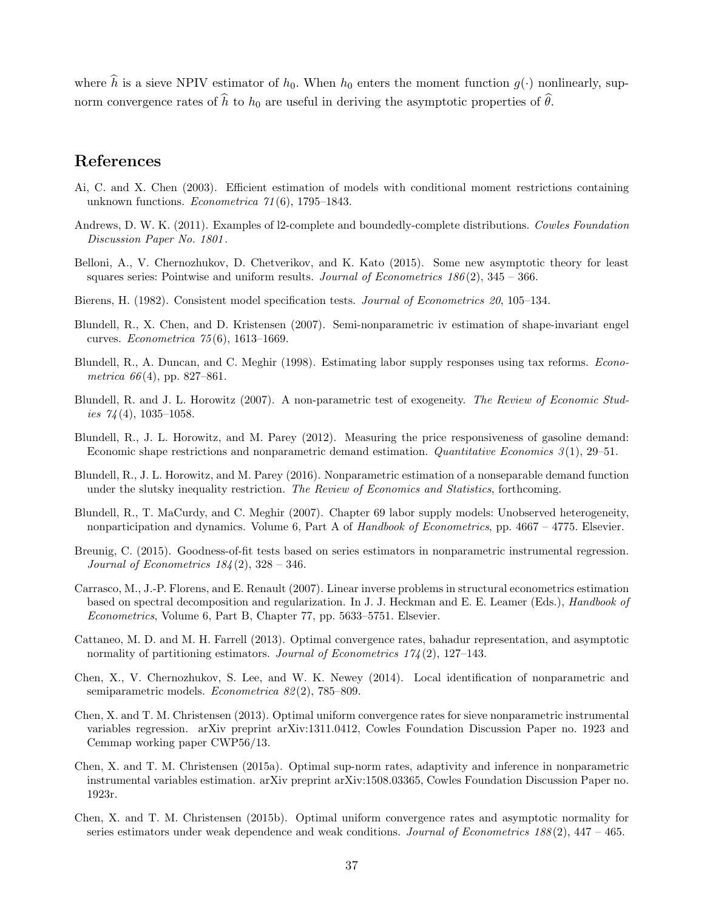where $\widehat{h}$ is a sieve NPIV estimator of $h_0$. When $h_0$ enters the moment function $g(\cdot)$ nonlinearly, sup-norm convergence rates of $\widehat{h}$ to $h_0$ are useful in deriving the asymptotic properties of $\widehat{\theta}$.

## References

Ai, C. and X. Chen (2003). Efficient estimation of models with conditional moment restrictions containing unknown functions. *Econometrica 71*(6), 1795–1843.

Andrews, D. W. K. (2011). Examples of l2-complete and boundedly-complete distributions. *Cowles Foundation Discussion Paper No. 1801*.

Belloni, A., V. Chernozhukov, D. Chetverikov, and K. Kato (2015). Some new asymptotic theory for least squares series: Pointwise and uniform results. *Journal of Econometrics 186*(2), 345 – 366.

Bierens, H. (1982). Consistent model specification tests. *Journal of Econometrics 20*, 105–134.

Blundell, R., X. Chen, and D. Kristensen (2007). Semi-nonparametric iv estimation of shape-invariant engel curves. *Econometrica 75*(6), 1613–1669.

Blundell, R., A. Duncan, and C. Meghir (1998). Estimating labor supply responses using tax reforms. *Econometrica 66*(4), pp. 827–861.

Blundell, R. and J. L. Horowitz (2007). A non-parametric test of exogeneity. *The Review of Economic Studies 74*(4), 1035–1058.

Blundell, R., J. L. Horowitz, and M. Parey (2012). Measuring the price responsiveness of gasoline demand: Economic shape restrictions and nonparametric demand estimation. *Quantitative Economics 3*(1), 29–51.

Blundell, R., J. L. Horowitz, and M. Parey (2016). Nonparametric estimation of a nonseparable demand function under the slutsky inequality restriction. *The Review of Economics and Statistics*, forthcoming.

Blundell, R., T. MaCurdy, and C. Meghir (2007). Chapter 69 labor supply models: Unobserved heterogeneity, nonparticipation and dynamics. Volume 6, Part A of *Handbook of Econometrics*, pp. 4667 – 4775. Elsevier.

Breunig, C. (2015). Goodness-of-fit tests based on series estimators in nonparametric instrumental regression. *Journal of Econometrics 184*(2), 328 – 346.

Carrasco, M., J.-P. Florens, and E. Renault (2007). Linear inverse problems in structural econometrics estimation based on spectral decomposition and regularization. In J. J. Heckman and E. E. Leamer (Eds.), *Handbook of Econometrics*, Volume 6, Part B, Chapter 77, pp. 5633–5751. Elsevier.

Cattaneo, M. D. and M. H. Farrell (2013). Optimal convergence rates, bahadur representation, and asymptotic normality of partitioning estimators. *Journal of Econometrics 174*(2), 127–143.

Chen, X., V. Chernozhukov, S. Lee, and W. K. Newey (2014). Local identification of nonparametric and semiparametric models. *Econometrica 82*(2), 785–809.

Chen, X. and T. M. Christensen (2013). Optimal uniform convergence rates for sieve nonparametric instrumental variables regression. arXiv preprint arXiv:1311.0412, Cowles Foundation Discussion Paper no. 1923 and Cemmap working paper CWP56/13.

Chen, X. and T. M. Christensen (2015a). Optimal sup-norm rates, adaptivity and inference in nonparametric instrumental variables estimation. arXiv preprint arXiv:1508.03365, Cowles Foundation Discussion Paper no. 1923r.

Chen, X. and T. M. Christensen (2015b). Optimal uniform convergence rates and asymptotic normality for series estimators under weak dependence and weak conditions. *Journal of Econometrics 188*(2), 447 – 465.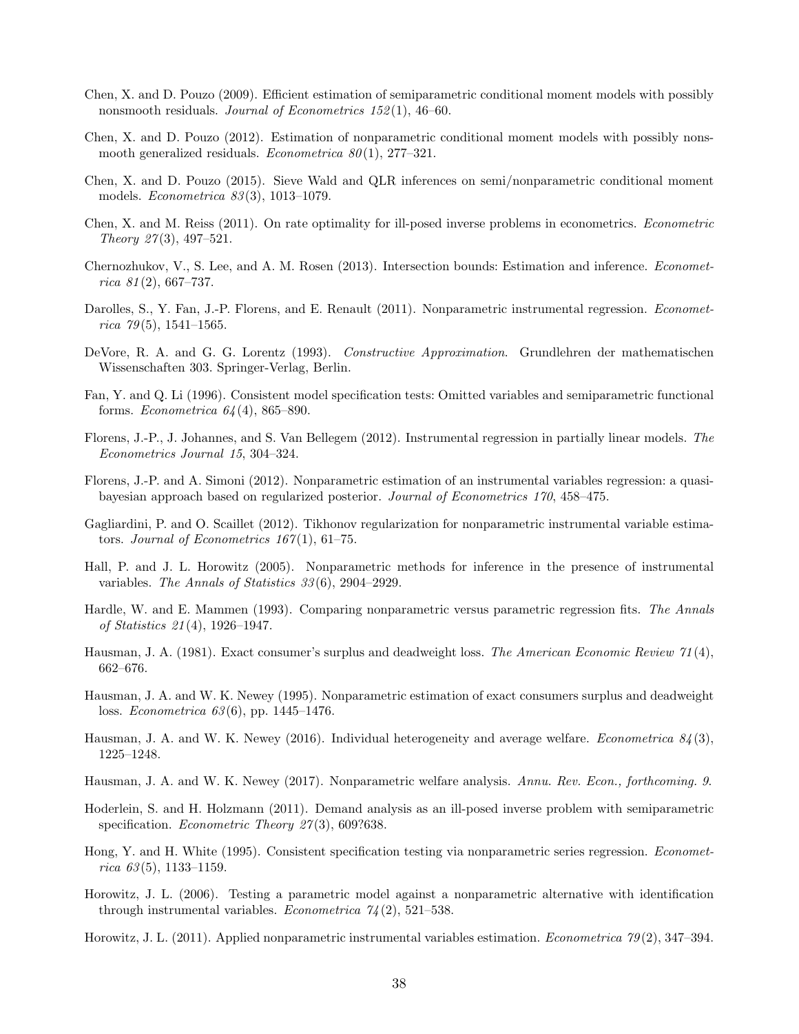Chen, X. and D. Pouzo (2009). Efficient estimation of semiparametric conditional moment models with possibly nonsmooth residuals. *Journal of Econometrics 152*(1), 46–60.

Chen, X. and D. Pouzo (2012). Estimation of nonparametric conditional moment models with possibly nonsmooth generalized residuals. *Econometrica 80*(1), 277–321.

Chen, X. and D. Pouzo (2015). Sieve Wald and QLR inferences on semi/nonparametric conditional moment models. *Econometrica 83*(3), 1013–1079.

Chen, X. and M. Reiss (2011). On rate optimality for ill-posed inverse problems in econometrics. *Econometric Theory 27*(3), 497–521.

Chernozhukov, V., S. Lee, and A. M. Rosen (2013). Intersection bounds: Estimation and inference. *Econometrica 81*(2), 667–737.

Darolles, S., Y. Fan, J.-P. Florens, and E. Renault (2011). Nonparametric instrumental regression. *Econometrica 79*(5), 1541–1565.

DeVore, R. A. and G. G. Lorentz (1993). *Constructive Approximation*. Grundlehren der mathematischen Wissenschaften 303. Springer-Verlag, Berlin.

Fan, Y. and Q. Li (1996). Consistent model specification tests: Omitted variables and semiparametric functional forms. *Econometrica 64*(4), 865–890.

Florens, J.-P., J. Johannes, and S. Van Bellegem (2012). Instrumental regression in partially linear models. *The Econometrics Journal 15*, 304–324.

Florens, J.-P. and A. Simoni (2012). Nonparametric estimation of an instrumental variables regression: a quasi-bayesian approach based on regularized posterior. *Journal of Econometrics 170*, 458–475.

Gagliardini, P. and O. Scaillet (2012). Tikhonov regularization for nonparametric instrumental variable estimators. *Journal of Econometrics 167*(1), 61–75.

Hall, P. and J. L. Horowitz (2005). Nonparametric methods for inference in the presence of instrumental variables. *The Annals of Statistics 33*(6), 2904–2929.

Hardle, W. and E. Mammen (1993). Comparing nonparametric versus parametric regression fits. *The Annals of Statistics 21*(4), 1926–1947.

Hausman, J. A. (1981). Exact consumer's surplus and deadweight loss. *The American Economic Review 71*(4), 662–676.

Hausman, J. A. and W. K. Newey (1995). Nonparametric estimation of exact consumers surplus and deadweight loss. *Econometrica 63*(6), pp. 1445–1476.

Hausman, J. A. and W. K. Newey (2016). Individual heterogeneity and average welfare. *Econometrica 84*(3), 1225–1248.

Hausman, J. A. and W. K. Newey (2017). Nonparametric welfare analysis. *Annu. Rev. Econ., forthcoming. 9.*

Hoderlein, S. and H. Holzmann (2011). Demand analysis as an ill-posed inverse problem with semiparametric specification. *Econometric Theory 27*(3), 609?638.

Hong, Y. and H. White (1995). Consistent specification testing via nonparametric series regression. *Econometrica 63*(5), 1133–1159.

Horowitz, J. L. (2006). Testing a parametric model against a nonparametric alternative with identification through instrumental variables. *Econometrica 74*(2), 521–538.

Horowitz, J. L. (2011). Applied nonparametric instrumental variables estimation. *Econometrica 79*(2), 347–394.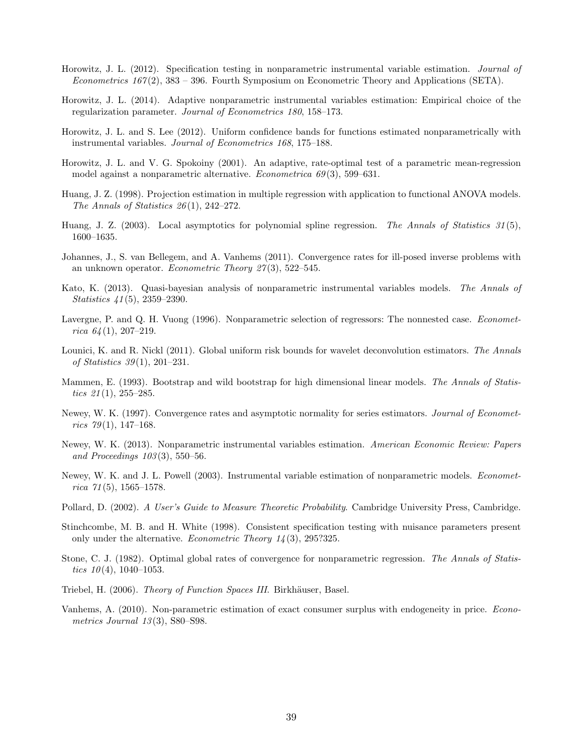Horowitz, J. L. (2012). Specification testing in nonparametric instrumental variable estimation. *Journal of Econometrics 167*(2), 383 – 396. Fourth Symposium on Econometric Theory and Applications (SETA).

Horowitz, J. L. (2014). Adaptive nonparametric instrumental variables estimation: Empirical choice of the regularization parameter. *Journal of Econometrics 180*, 158–173.

Horowitz, J. L. and S. Lee (2012). Uniform confidence bands for functions estimated nonparametrically with instrumental variables. *Journal of Econometrics 168*, 175–188.

Horowitz, J. L. and V. G. Spokoiny (2001). An adaptive, rate-optimal test of a parametric mean-regression model against a nonparametric alternative. *Econometrica 69*(3), 599–631.

Huang, J. Z. (1998). Projection estimation in multiple regression with application to functional ANOVA models. *The Annals of Statistics 26*(1), 242–272.

Huang, J. Z. (2003). Local asymptotics for polynomial spline regression. *The Annals of Statistics 31*(5), 1600–1635.

Johannes, J., S. van Bellegem, and A. Vanhems (2011). Convergence rates for ill-posed inverse problems with an unknown operator. *Econometric Theory 27*(3), 522–545.

Kato, K. (2013). Quasi-bayesian analysis of nonparametric instrumental variables models. *The Annals of Statistics 41*(5), 2359–2390.

Lavergne, P. and Q. H. Vuong (1996). Nonparametric selection of regressors: The nonnested case. *Econometrica 64*(1), 207–219.

Lounici, K. and R. Nickl (2011). Global uniform risk bounds for wavelet deconvolution estimators. *The Annals of Statistics 39*(1), 201–231.

Mammen, E. (1993). Bootstrap and wild bootstrap for high dimensional linear models. *The Annals of Statistics 21*(1), 255–285.

Newey, W. K. (1997). Convergence rates and asymptotic normality for series estimators. *Journal of Econometrics 79*(1), 147–168.

Newey, W. K. (2013). Nonparametric instrumental variables estimation. *American Economic Review: Papers and Proceedings 103*(3), 550–56.

Newey, W. K. and J. L. Powell (2003). Instrumental variable estimation of nonparametric models. *Econometrica 71*(5), 1565–1578.

Pollard, D. (2002). *A User's Guide to Measure Theoretic Probability*. Cambridge University Press, Cambridge.

Stinchcombe, M. B. and H. White (1998). Consistent specification testing with nuisance parameters present only under the alternative. *Econometric Theory 14*(3), 295?325.

Stone, C. J. (1982). Optimal global rates of convergence for nonparametric regression. *The Annals of Statistics 10*(4), 1040–1053.

Triebel, H. (2006). *Theory of Function Spaces III*. Birkhäuser, Basel.

Vanhems, A. (2010). Non-parametric estimation of exact consumer surplus with endogeneity in price. *Econometrics Journal 13*(3), S80–S98.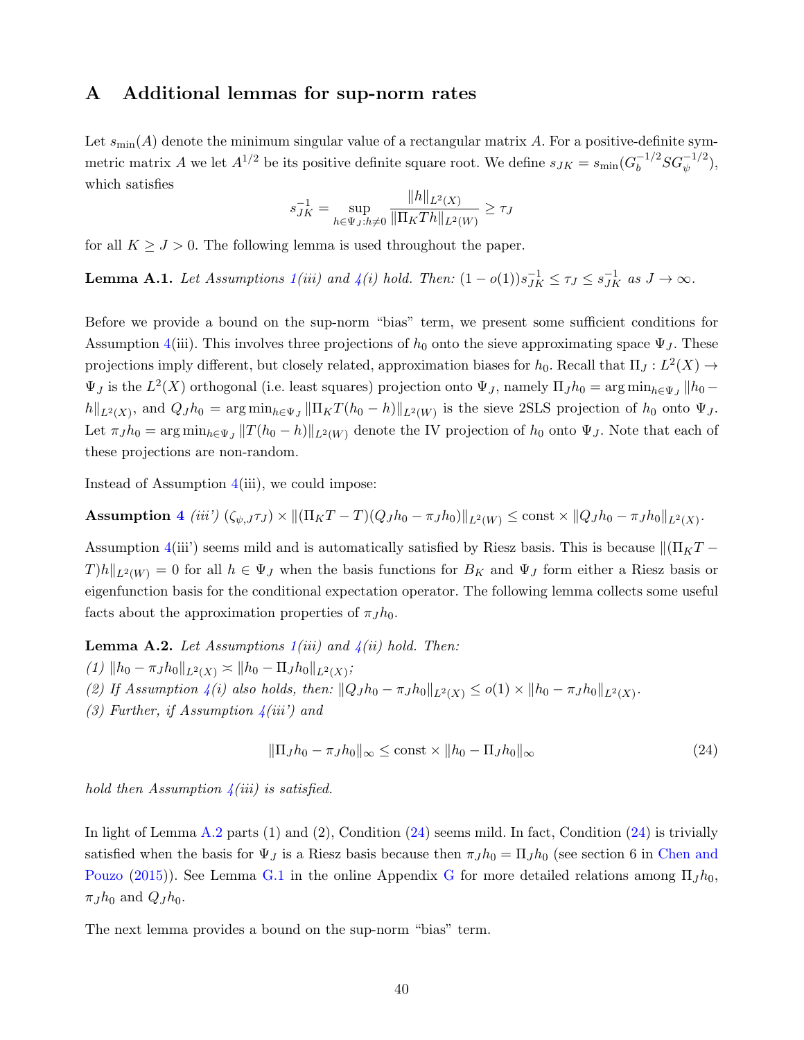# A Additional lemmas for sup-norm rates

Let $s_{\min}(A)$ denote the minimum singular value of a rectangular matrix $A$. For a positive-definite symmetric matrix $A$ we let $A^{1/2}$ be its positive definite square root. We define $s_{JK} = s_{\min}(G_b^{-1/2} S G_\psi^{-1/2})$, which satisfies

$$s_{JK}^{-1} = \sup_{h \in \Psi_J : h \neq 0} \frac{\|h\|_{L^2(X)}}{\|\Pi_K T h\|_{L^2(W)}} \geq \tau_J$$

for all $K \geq J > 0$. The following lemma is used throughout the paper.

**Lemma A.1.** *Let Assumptions 1(iii) and 4(i) hold. Then: $(1 - o(1)) s_{JK}^{-1} \leq \tau_J \leq s_{JK}^{-1}$ as $J \to \infty$.*

Before we provide a bound on the sup-norm "bias" term, we present some sufficient conditions for Assumption 4(iii). This involves three projections of $h_0$ onto the sieve approximating space $\Psi_J$. These projections imply different, but closely related, approximation biases for $h_0$. Recall that $\Pi_J : L^2(X) \to \Psi_J$ is the $L^2(X)$ orthogonal (i.e. least squares) projection onto $\Psi_J$, namely $\Pi_J h_0 = \arg\min_{h \in \Psi_J} \|h_0 - h\|_{L^2(X)}$, and $Q_J h_0 = \arg\min_{h \in \Psi_J} \|\Pi_K T(h_0 - h)\|_{L^2(W)}$ is the sieve 2SLS projection of $h_0$ onto $\Psi_J$. Let $\pi_J h_0 = \arg\min_{h \in \Psi_J} \|T(h_0 - h)\|_{L^2(W)}$ denote the IV projection of $h_0$ onto $\Psi_J$. Note that each of these projections are non-random.

Instead of Assumption 4(iii), we could impose:

**Assumption 4** *(iii')* $(\zeta_{\psi,J} \tau_J) \times \|(\Pi_K T - T)(Q_J h_0 - \pi_J h_0)\|_{L^2(W)} \leq \text{const} \times \|Q_J h_0 - \pi_J h_0\|_{L^2(X)}$.

Assumption 4(iii') seems mild and is automatically satisfied by Riesz basis. This is because $\|(\Pi_K T - T)h\|_{L^2(W)} = 0$ for all $h \in \Psi_J$ when the basis functions for $B_K$ and $\Psi_J$ form either a Riesz basis or eigenfunction basis for the conditional expectation operator. The following lemma collects some useful facts about the approximation properties of $\pi_J h_0$.

**Lemma A.2.** *Let Assumptions 1(iii) and 4(ii) hold. Then:*
*(1) $\|h_0 - \pi_J h_0\|_{L^2(X)} \asymp \|h_0 - \Pi_J h_0\|_{L^2(X)}$;*
*(2) If Assumption 4(i) also holds, then: $\|Q_J h_0 - \pi_J h_0\|_{L^2(X)} \leq o(1) \times \|h_0 - \pi_J h_0\|_{L^2(X)}$.*
*(3) Further, if Assumption 4(iii') and*

$$\|\Pi_J h_0 - \pi_J h_0\|_\infty \leq \text{const} \times \|h_0 - \Pi_J h_0\|_\infty \tag{24}$$

*hold then Assumption 4(iii) is satisfied.*

In light of Lemma A.2 parts (1) and (2), Condition (24) seems mild. In fact, Condition (24) is trivially satisfied when the basis for $\Psi_J$ is a Riesz basis because then $\pi_J h_0 = \Pi_J h_0$ (see section 6 in Chen and Pouzo (2015)). See Lemma G.1 in the online Appendix G for more detailed relations among $\Pi_J h_0$, $\pi_J h_0$ and $Q_J h_0$.

The next lemma provides a bound on the sup-norm "bias" term.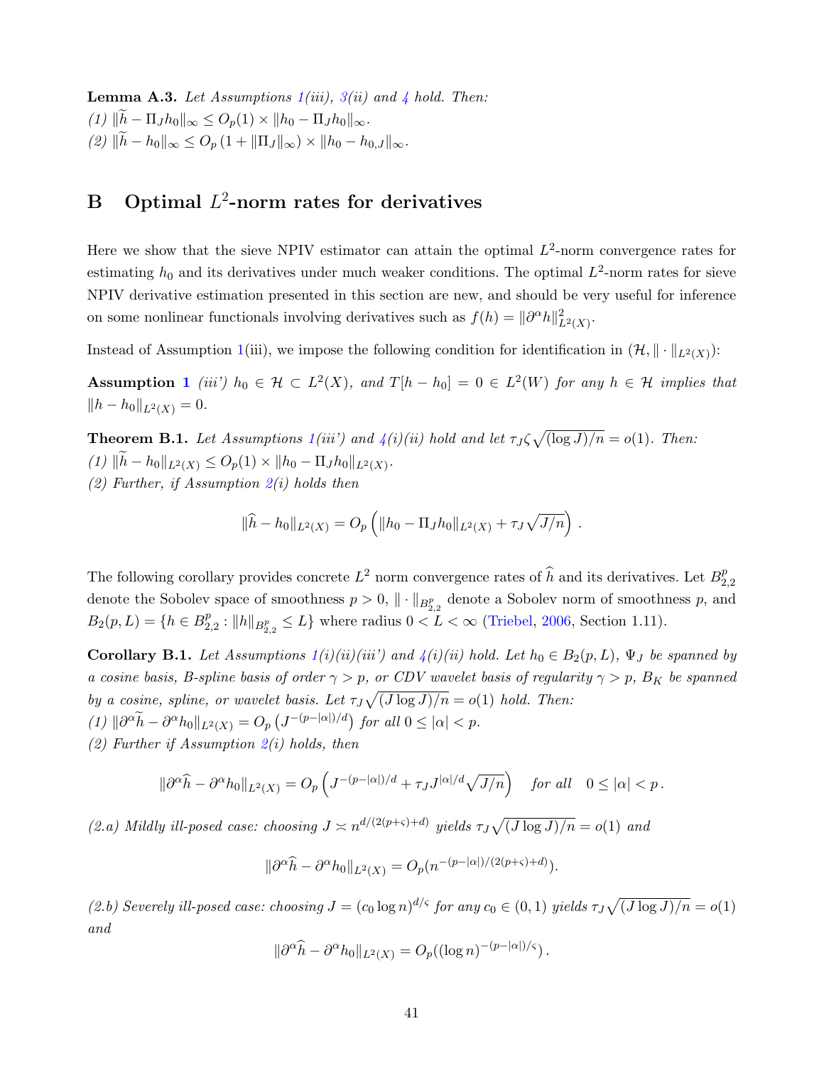**Lemma A.3.** *Let Assumptions 1(iii), 3(ii) and 4 hold. Then:*
*(1)* $\|\widetilde{h} - \Pi_J h_0\|_\infty \leq O_p(1) \times \|h_0 - \Pi_J h_0\|_\infty$.
*(2)* $\|\widetilde{h} - h_0\|_\infty \leq O_p\left(1 + \|\Pi_J\|_\infty\right) \times \|h_0 - h_{0,J}\|_\infty$.

# B Optimal $L^2$-norm rates for derivatives

Here we show that the sieve NPIV estimator can attain the optimal $L^2$-norm convergence rates for estimating $h_0$ and its derivatives under much weaker conditions. The optimal $L^2$-norm rates for sieve NPIV derivative estimation presented in this section are new, and should be very useful for inference on some nonlinear functionals involving derivatives such as $f(h) = \|\partial^\alpha h\|^2_{L^2(X)}$.

Instead of Assumption 1(iii), we impose the following condition for identification in $(\mathcal{H}, \|\cdot\|_{L^2(X)})$:

**Assumption 1** *(iii') $h_0 \in \mathcal{H} \subset L^2(X)$, and $T[h - h_0] = 0 \in L^2(W)$ for any $h \in \mathcal{H}$ implies that $\|h - h_0\|_{L^2(X)} = 0$.*

**Theorem B.1.** *Let Assumptions 1(iii') and 4(i)(ii) hold and let $\tau_J \zeta \sqrt{(\log J)/n} = o(1)$. Then:*
*(1)* $\|\widetilde{h} - h_0\|_{L^2(X)} \leq O_p(1) \times \|h_0 - \Pi_J h_0\|_{L^2(X)}$.
*(2) Further, if Assumption 2(i) holds then*

$$\|\widehat{h} - h_0\|_{L^2(X)} = O_p\left(\|h_0 - \Pi_J h_0\|_{L^2(X)} + \tau_J \sqrt{J/n}\right).$$

The following corollary provides concrete $L^2$ norm convergence rates of $\widehat{h}$ and its derivatives. Let $B^p_{2,2}$ denote the Sobolev space of smoothness $p > 0$, $\|\cdot\|_{B^p_{2,2}}$ denote a Sobolev norm of smoothness $p$, and $B_2(p, L) = \{h \in B^p_{2,2} : \|h\|_{B^p_{2,2}} \leq L\}$ where radius $0 < L < \infty$ (Triebel, 2006, Section 1.11).

**Corollary B.1.** *Let Assumptions 1(i)(ii)(iii') and 4(i)(ii) hold. Let $h_0 \in B_2(p, L)$, $\Psi_J$ be spanned by a cosine basis, B-spline basis of order $\gamma > p$, or CDV wavelet basis of regularity $\gamma > p$, $B_K$ be spanned by a cosine, spline, or wavelet basis. Let $\tau_J \sqrt{(J \log J)/n} = o(1)$ hold. Then:*
*(1)* $\|\partial^\alpha \widetilde{h} - \partial^\alpha h_0\|_{L^2(X)} = O_p\left(J^{-(p-|\alpha|)/d}\right)$ *for all* $0 \leq |\alpha| < p$.
*(2) Further if Assumption 2(i) holds, then*

$$\|\partial^\alpha \widehat{h} - \partial^\alpha h_0\|_{L^2(X)} = O_p\left(J^{-(p-|\alpha|)/d} + \tau_J J^{|\alpha|/d} \sqrt{J/n}\right) \quad \text{for all} \quad 0 \leq |\alpha| < p\,.$$

*(2.a) Mildly ill-posed case: choosing $J \asymp n^{d/(2(p+\varsigma)+d)}$ yields $\tau_J \sqrt{(J \log J)/n} = o(1)$ and*

$$\|\partial^\alpha \widehat{h} - \partial^\alpha h_0\|_{L^2(X)} = O_p(n^{-(p-|\alpha|)/(2(p+\varsigma)+d)}).$$

*(2.b) Severely ill-posed case: choosing $J = (c_0 \log n)^{d/\varsigma}$ for any $c_0 \in (0, 1)$ yields $\tau_J \sqrt{(J \log J)/n} = o(1)$ and*

$$\|\partial^\alpha \widehat{h} - \partial^\alpha h_0\|_{L^2(X)} = O_p((\log n)^{-(p-|\alpha|)/\varsigma}).$$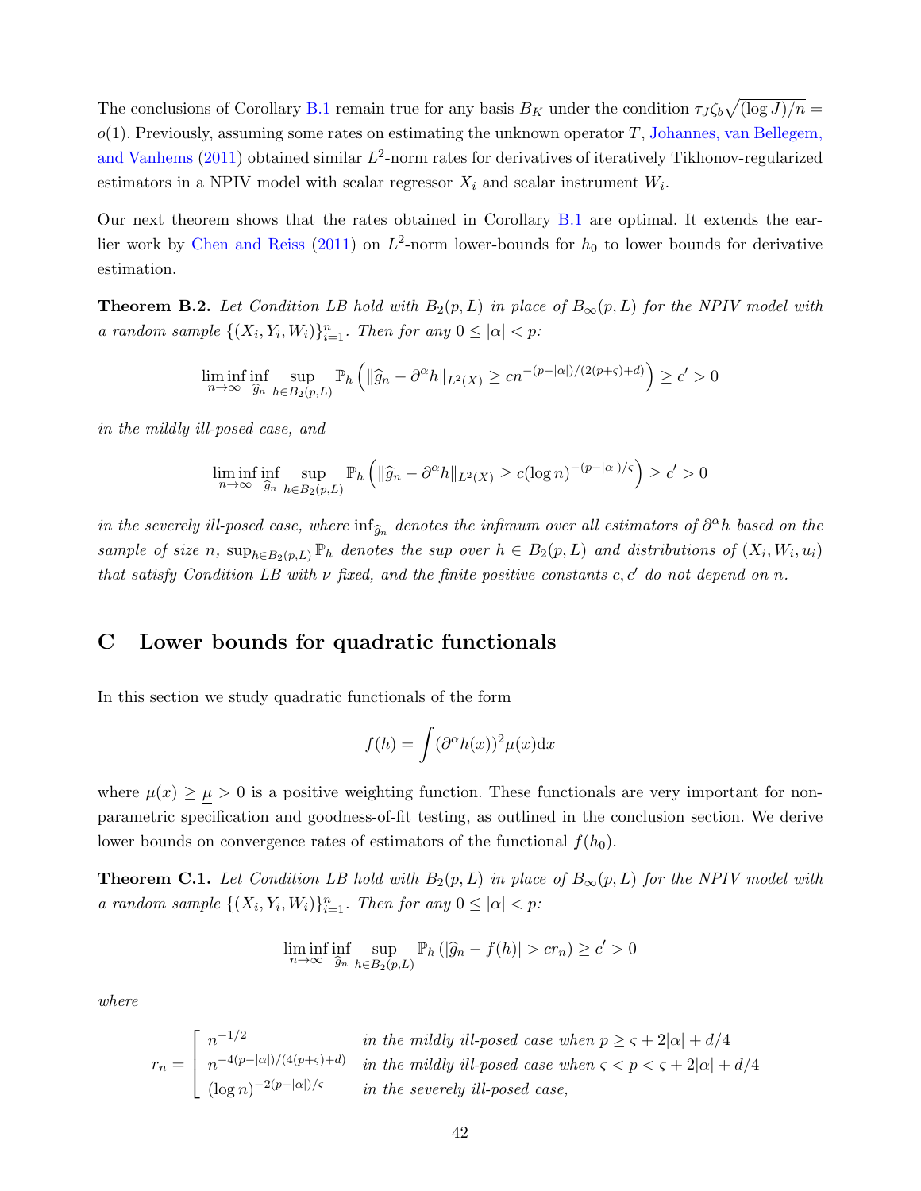The conclusions of Corollary B.1 remain true for any basis $B_K$ under the condition $\tau_J \zeta_b \sqrt{(\log J)/n} = o(1)$. Previously, assuming some rates on estimating the unknown operator $T$, Johannes, van Bellegem, and Vanhems (2011) obtained similar $L^2$-norm rates for derivatives of iteratively Tikhonov-regularized estimators in a NPIV model with scalar regressor $X_i$ and scalar instrument $W_i$.

Our next theorem shows that the rates obtained in Corollary B.1 are optimal. It extends the earlier work by Chen and Reiss (2011) on $L^2$-norm lower-bounds for $h_0$ to lower bounds for derivative estimation.

**Theorem B.2.** *Let Condition LB hold with $B_2(p, L)$ in place of $B_\infty(p, L)$ for the NPIV model with a random sample $\{(X_i, Y_i, W_i)\}_{i=1}^n$. Then for any $0 \le |\alpha| < p$:*

$$\liminf_{n\to\infty} \inf_{\widehat{g}_n} \sup_{h \in B_2(p,L)} \mathbb{P}_h \left( \|\widehat{g}_n - \partial^\alpha h\|_{L^2(X)} \ge c n^{-(p-|\alpha|)/(2(p+\varsigma)+d)} \right) \ge c' > 0$$

*in the mildly ill-posed case, and*

$$\liminf_{n\to\infty} \inf_{\widehat{g}_n} \sup_{h \in B_2(p,L)} \mathbb{P}_h \left( \|\widehat{g}_n - \partial^\alpha h\|_{L^2(X)} \ge c (\log n)^{-(p-|\alpha|)/\varsigma} \right) \ge c' > 0$$

*in the severely ill-posed case, where $\inf_{\widehat{g}_n}$ denotes the infimum over all estimators of $\partial^\alpha h$ based on the sample of size $n$, $\sup_{h\in B_2(p,L)} \mathbb{P}_h$ denotes the sup over $h \in B_2(p, L)$ and distributions of $(X_i, W_i, u_i)$ that satisfy Condition LB with $\nu$ fixed, and the finite positive constants $c, c'$ do not depend on $n$.*

## C Lower bounds for quadratic functionals

In this section we study quadratic functionals of the form

$$f(h) = \int (\partial^\alpha h(x))^2 \mu(x) \mathrm{d}x$$

where $\mu(x) \ge \underline{\mu} > 0$ is a positive weighting function. These functionals are very important for nonparametric specification and goodness-of-fit testing, as outlined in the conclusion section. We derive lower bounds on convergence rates of estimators of the functional $f(h_0)$.

**Theorem C.1.** *Let Condition LB hold with $B_2(p, L)$ in place of $B_\infty(p, L)$ for the NPIV model with a random sample $\{(X_i, Y_i, W_i)\}_{i=1}^n$. Then for any $0 \le |\alpha| < p$:*

$$\liminf_{n\to\infty} \inf_{\widehat{g}_n} \sup_{h \in B_2(p,L)} \mathbb{P}_h \left( |\widehat{g}_n - f(h)| > c r_n \right) \ge c' > 0$$

*where*

$$r_n = \begin{cases} n^{-1/2} & \text{in the mildly ill-posed case when } p \ge \varsigma + 2|\alpha| + d/4 \\ n^{-4(p-|\alpha|)/(4(p+\varsigma)+d)} & \text{in the mildly ill-posed case when } \varsigma < p < \varsigma + 2|\alpha| + d/4 \\ (\log n)^{-2(p-|\alpha|)/\varsigma} & \text{in the severely ill-posed case,} \end{cases}$$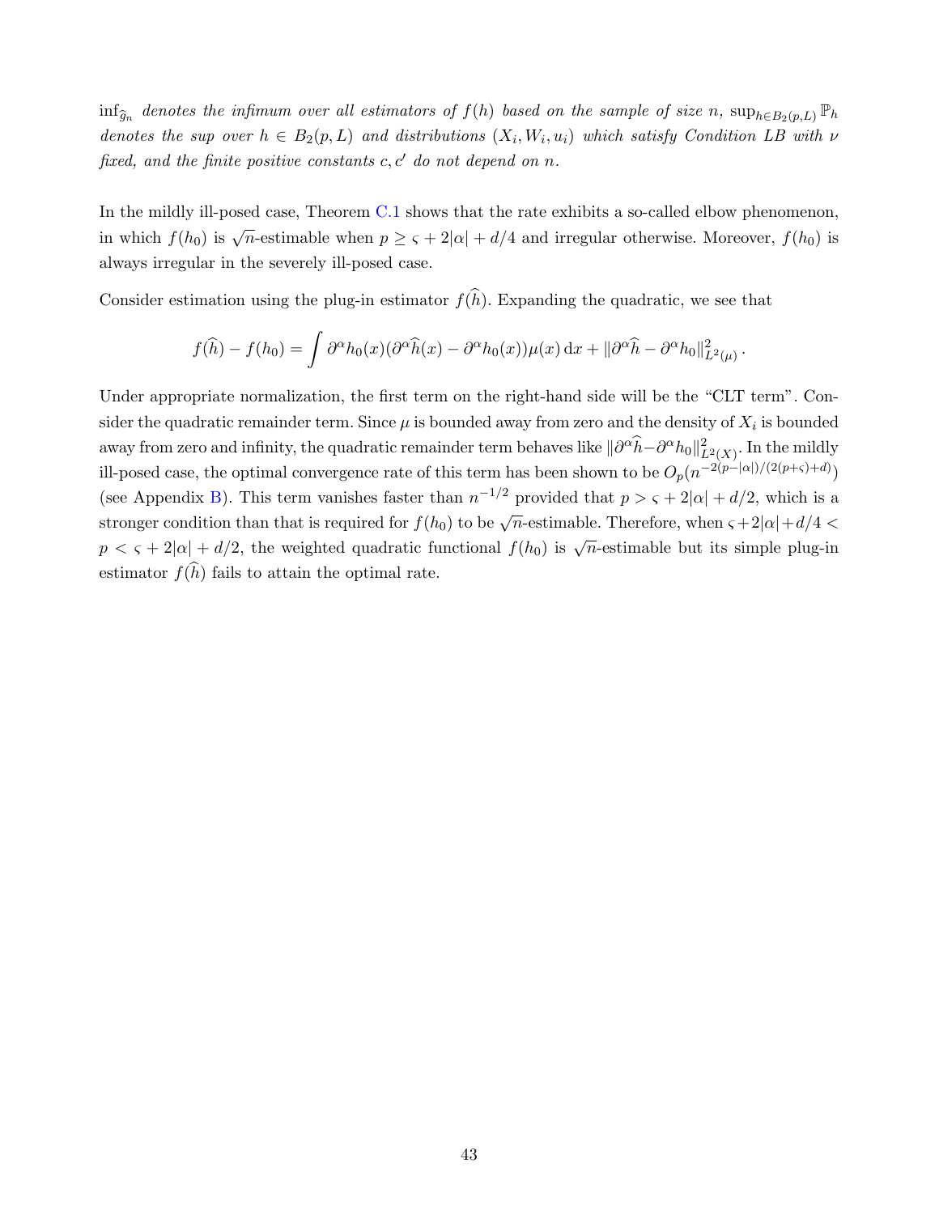*$\inf_{\widehat{g}_n}$ denotes the infimum over all estimators of $f(h)$ based on the sample of size $n$, $\sup_{h\in B_2(p,L)} \mathbb{P}_h$ denotes the sup over $h \in B_2(p, L)$ and distributions $(X_i, W_i, u_i)$ which satisfy Condition LB with $\nu$ fixed, and the finite positive constants $c, c'$ do not depend on $n$.*

In the mildly ill-posed case, Theorem C.1 shows that the rate exhibits a so-called elbow phenomenon, in which $f(h_0)$ is $\sqrt{n}$-estimable when $p \geq \varsigma + 2|\alpha| + d/4$ and irregular otherwise. Moreover, $f(h_0)$ is always irregular in the severely ill-posed case.

Consider estimation using the plug-in estimator $f(\widehat{h})$. Expanding the quadratic, we see that

$$f(\widehat{h}) - f(h_0) = \int \partial^\alpha h_0(x)(\partial^\alpha \widehat{h}(x) - \partial^\alpha h_0(x))\mu(x)\,\mathrm{d}x + \|\partial^\alpha \widehat{h} - \partial^\alpha h_0\|^2_{L^2(\mu)}\,.$$

Under appropriate normalization, the first term on the right-hand side will be the "CLT term". Consider the quadratic remainder term. Since $\mu$ is bounded away from zero and the density of $X_i$ is bounded away from zero and infinity, the quadratic remainder term behaves like $\|\partial^\alpha \widehat{h} - \partial^\alpha h_0\|^2_{L^2(X)}$. In the mildly ill-posed case, the optimal convergence rate of this term has been shown to be $O_p(n^{-2(p-|\alpha|)/(2(p+\varsigma)+d)})$ (see Appendix B). This term vanishes faster than $n^{-1/2}$ provided that $p > \varsigma + 2|\alpha| + d/2$, which is a stronger condition than that is required for $f(h_0)$ to be $\sqrt{n}$-estimable. Therefore, when $\varsigma + 2|\alpha| + d/4 < p < \varsigma + 2|\alpha| + d/2$, the weighted quadratic functional $f(h_0)$ is $\sqrt{n}$-estimable but its simple plug-in estimator $f(\widehat{h})$ fails to attain the optimal rate.